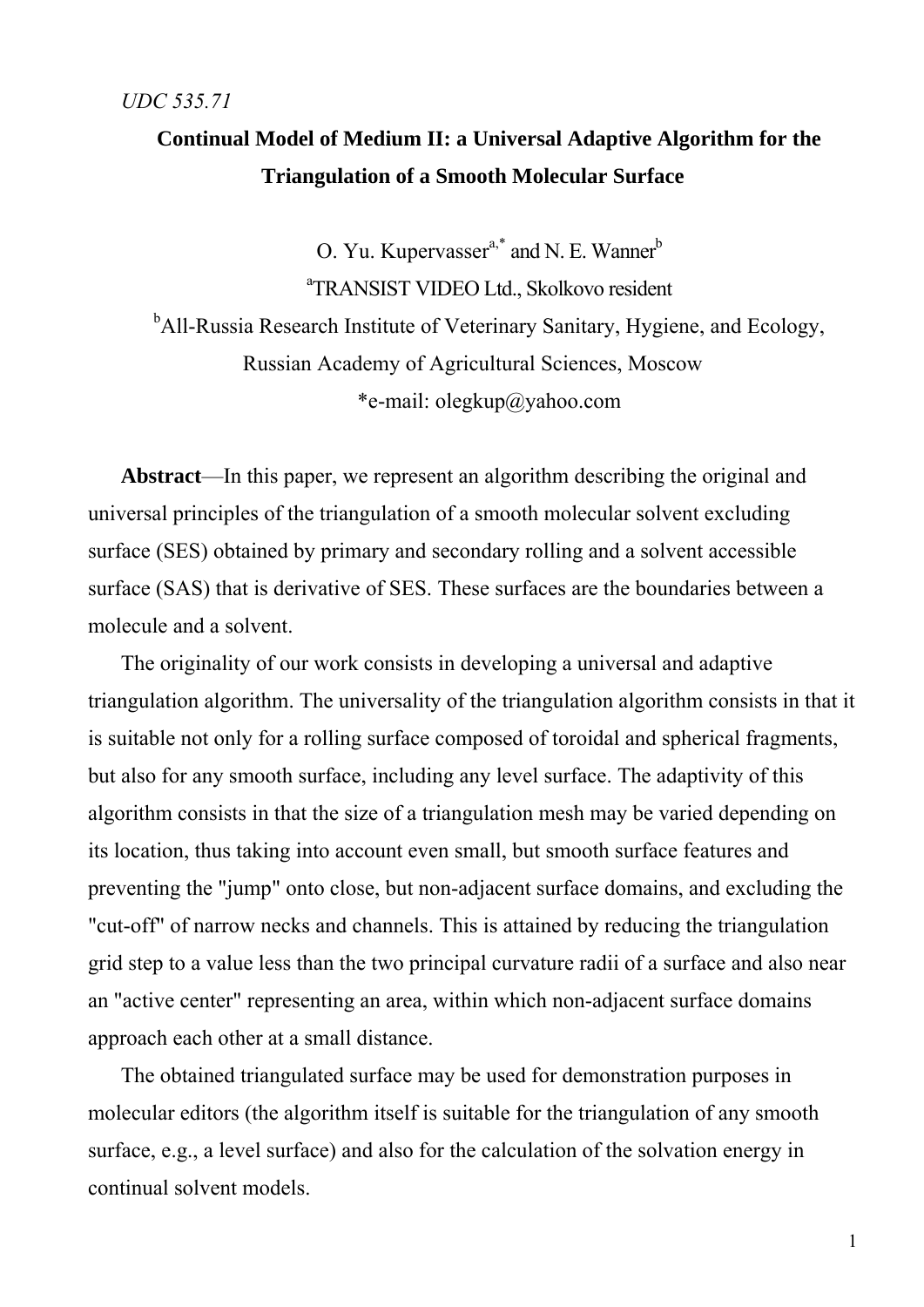*UDC 535.71*

# Continual Model of Medium II: a Universal Adaptive Algorithm for the Triangulation of a Smooth Molecular Surface

O. Yu. Kupervasser[a,*] and N. E. Wanner[b]

[a]TRANSIST VIDEO Ltd., Skolkovo resident

[b]All-Russia Research Institute of Veterinary Sanitary, Hygiene, and Ecology, Russian Academy of Agricultural Sciences, Moscow

*e-mail: olegkup@yahoo.com

**Abstract**—In this paper, we represent an algorithm describing the original and universal principles of the triangulation of a smooth molecular solvent excluding surface (SES) obtained by primary and secondary rolling and a solvent accessible surface (SAS) that is derivative of SES. These surfaces are the boundaries between a molecule and a solvent.

The originality of our work consists in developing a universal and adaptive triangulation algorithm. The universality of the triangulation algorithm consists in that it is suitable not only for a rolling surface composed of toroidal and spherical fragments, but also for any smooth surface, including any level surface. The adaptivity of this algorithm consists in that the size of a triangulation mesh may be varied depending on its location, thus taking into account even small, but smooth surface features and preventing the "jump" onto close, but non-adjacent surface domains, and excluding the "cut-off" of narrow necks and channels. This is attained by reducing the triangulation grid step to a value less than the two principal curvature radii of a surface and also near an "active center" representing an area, within which non-adjacent surface domains approach each other at a small distance.

The obtained triangulated surface may be used for demonstration purposes in molecular editors (the algorithm itself is suitable for the triangulation of any smooth surface, e.g., a level surface) and also for the calculation of the solvation energy in continual solvent models.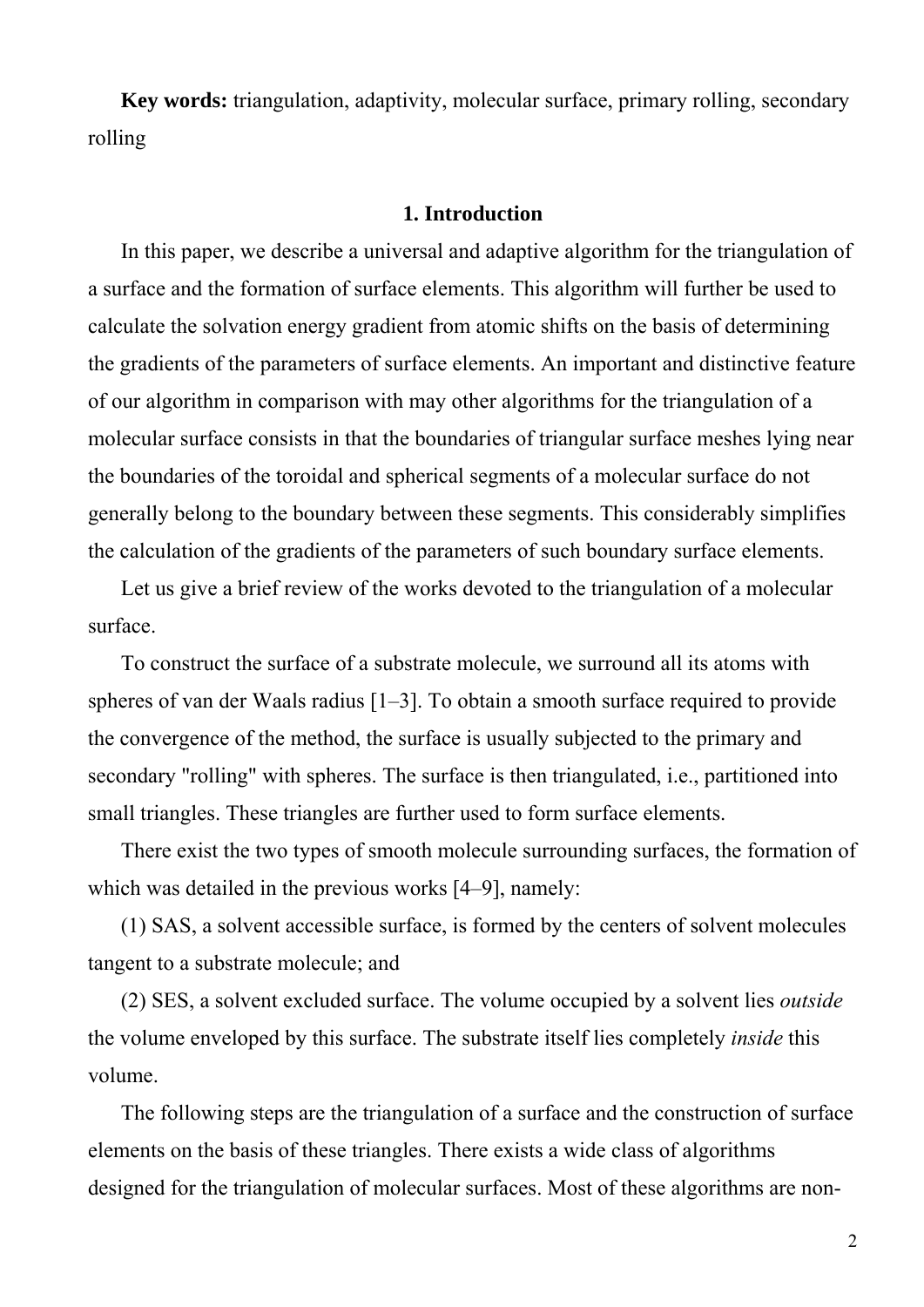**Key words:** triangulation, adaptivity, molecular surface, primary rolling, secondary rolling

## 1. Introduction

In this paper, we describe a universal and adaptive algorithm for the triangulation of a surface and the formation of surface elements. This algorithm will further be used to calculate the solvation energy gradient from atomic shifts on the basis of determining the gradients of the parameters of surface elements. An important and distinctive feature of our algorithm in comparison with may other algorithms for the triangulation of a molecular surface consists in that the boundaries of triangular surface meshes lying near the boundaries of the toroidal and spherical segments of a molecular surface do not generally belong to the boundary between these segments. This considerably simplifies the calculation of the gradients of the parameters of such boundary surface elements.

Let us give a brief review of the works devoted to the triangulation of a molecular surface.

To construct the surface of a substrate molecule, we surround all its atoms with spheres of van der Waals radius [1–3]. To obtain a smooth surface required to provide the convergence of the method, the surface is usually subjected to the primary and secondary "rolling" with spheres. The surface is then triangulated, i.e., partitioned into small triangles. These triangles are further used to form surface elements.

There exist the two types of smooth molecule surrounding surfaces, the formation of which was detailed in the previous works [4–9], namely:

(1) SAS, a solvent accessible surface, is formed by the centers of solvent molecules tangent to a substrate molecule; and

(2) SES, a solvent excluded surface. The volume occupied by a solvent lies *outside* the volume enveloped by this surface. The substrate itself lies completely *inside* this volume.

The following steps are the triangulation of a surface and the construction of surface elements on the basis of these triangles. There exists a wide class of algorithms designed for the triangulation of molecular surfaces. Most of these algorithms are non-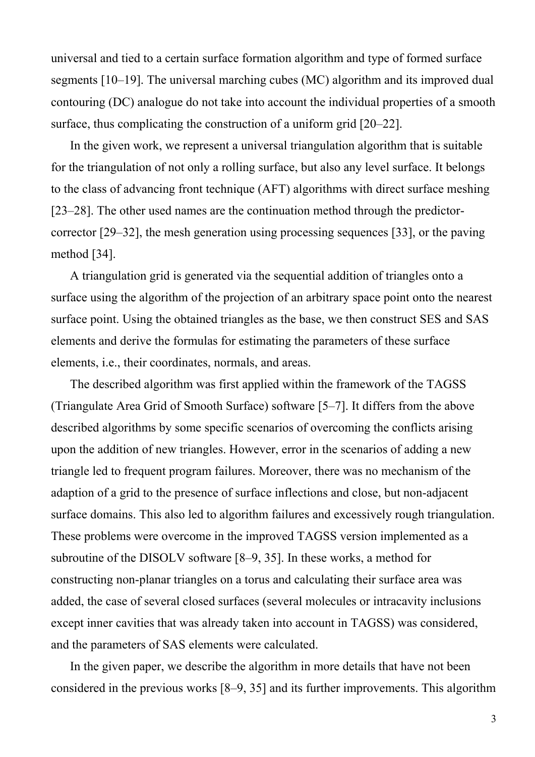universal and tied to a certain surface formation algorithm and type of formed surface segments [10–19]. The universal marching cubes (MC) algorithm and its improved dual contouring (DC) analogue do not take into account the individual properties of a smooth surface, thus complicating the construction of a uniform grid [20–22].

In the given work, we represent a universal triangulation algorithm that is suitable for the triangulation of not only a rolling surface, but also any level surface. It belongs to the class of advancing front technique (AFT) algorithms with direct surface meshing [23–28]. The other used names are the continuation method through the predictor-corrector [29–32], the mesh generation using processing sequences [33], or the paving method [34].

A triangulation grid is generated via the sequential addition of triangles onto a surface using the algorithm of the projection of an arbitrary space point onto the nearest surface point. Using the obtained triangles as the base, we then construct SES and SAS elements and derive the formulas for estimating the parameters of these surface elements, i.e., their coordinates, normals, and areas.

The described algorithm was first applied within the framework of the TAGSS (Triangulate Area Grid of Smooth Surface) software [5–7]. It differs from the above described algorithms by some specific scenarios of overcoming the conflicts arising upon the addition of new triangles. However, error in the scenarios of adding a new triangle led to frequent program failures. Moreover, there was no mechanism of the adaption of a grid to the presence of surface inflections and close, but non-adjacent surface domains. This also led to algorithm failures and excessively rough triangulation. These problems were overcome in the improved TAGSS version implemented as a subroutine of the DISOLV software [8–9, 35]. In these works, a method for constructing non-planar triangles on a torus and calculating their surface area was added, the case of several closed surfaces (several molecules or intracavity inclusions except inner cavities that was already taken into account in TAGSS) was considered, and the parameters of SAS elements were calculated.

In the given paper, we describe the algorithm in more details that have not been considered in the previous works [8–9, 35] and its further improvements. This algorithm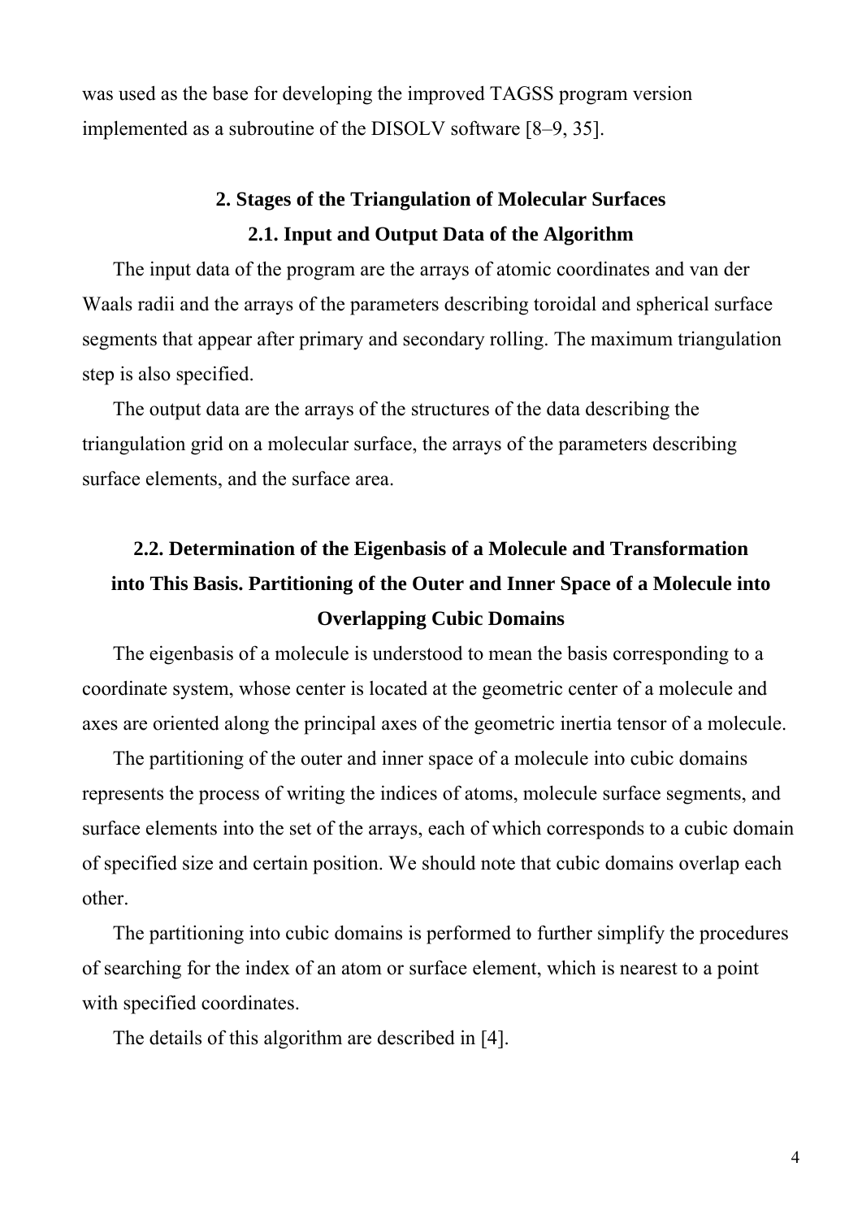was used as the base for developing the improved TAGSS program version implemented as a subroutine of the DISOLV software [8–9, 35].

## 2. Stages of the Triangulation of Molecular Surfaces

### 2.1. Input and Output Data of the Algorithm

The input data of the program are the arrays of atomic coordinates and van der Waals radii and the arrays of the parameters describing toroidal and spherical surface segments that appear after primary and secondary rolling. The maximum triangulation step is also specified.

The output data are the arrays of the structures of the data describing the triangulation grid on a molecular surface, the arrays of the parameters describing surface elements, and the surface area.

### 2.2. Determination of the Eigenbasis of a Molecule and Transformation into This Basis. Partitioning of the Outer and Inner Space of a Molecule into Overlapping Cubic Domains

The eigenbasis of a molecule is understood to mean the basis corresponding to a coordinate system, whose center is located at the geometric center of a molecule and axes are oriented along the principal axes of the geometric inertia tensor of a molecule.

The partitioning of the outer and inner space of a molecule into cubic domains represents the process of writing the indices of atoms, molecule surface segments, and surface elements into the set of the arrays, each of which corresponds to a cubic domain of specified size and certain position. We should note that cubic domains overlap each other.

The partitioning into cubic domains is performed to further simplify the procedures of searching for the index of an atom or surface element, which is nearest to a point with specified coordinates.

The details of this algorithm are described in [4].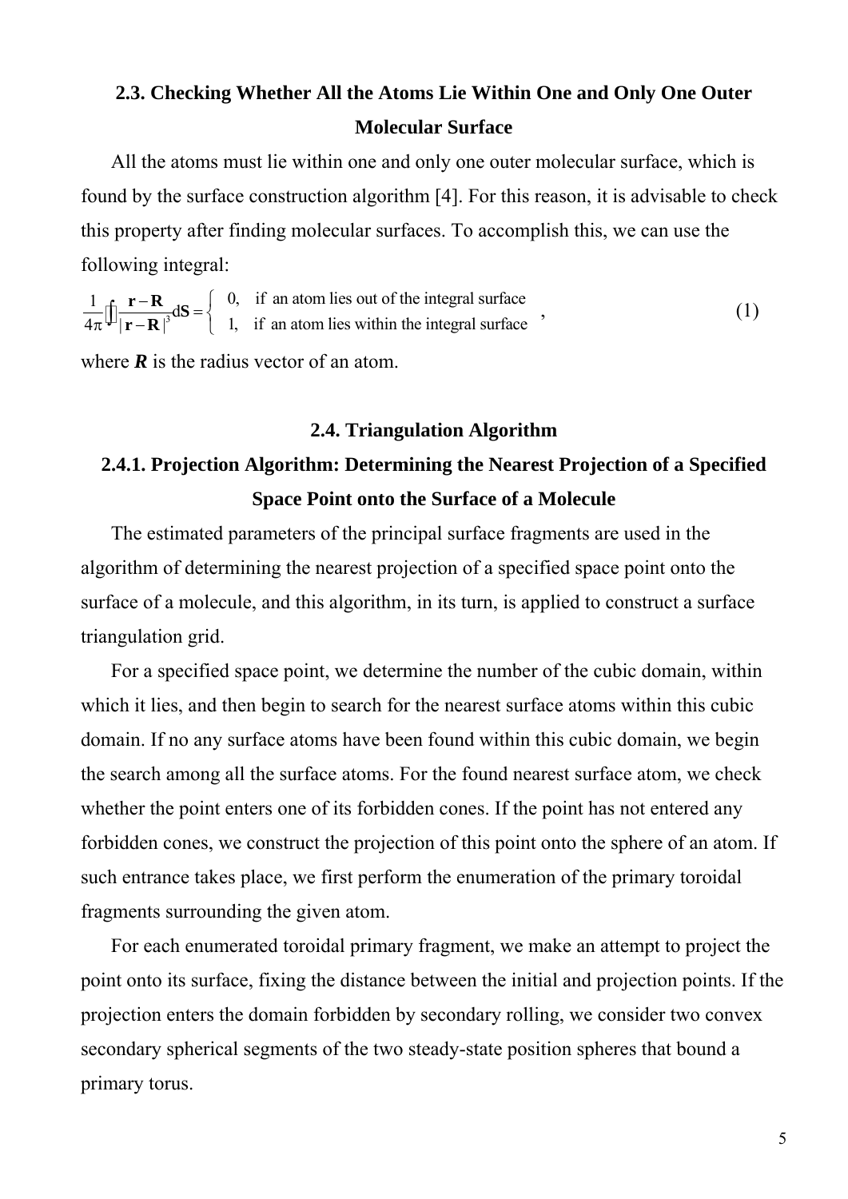## 2.3. Checking Whether All the Atoms Lie Within One and Only One Outer Molecular Surface

All the atoms must lie within one and only one outer molecular surface, which is found by the surface construction algorithm [4]. For this reason, it is advisable to check this property after finding molecular surfaces. To accomplish this, we can use the following integral:

$$\frac{1}{4\pi}\oint\!\!\!\oint \frac{\mathbf{r}-\mathbf{R}}{|\mathbf{r}-\mathbf{R}|^3}d\mathbf{S} = \begin{cases} 0, & \text{if an atom lies out of the integral surface} \\ 1, & \text{if an atom lies within the integral surface} \end{cases}, \tag{1}$$

where $\boldsymbol{R}$ is the radius vector of an atom.

## 2.4. Triangulation Algorithm

### 2.4.1. Projection Algorithm: Determining the Nearest Projection of a Specified Space Point onto the Surface of a Molecule

The estimated parameters of the principal surface fragments are used in the algorithm of determining the nearest projection of a specified space point onto the surface of a molecule, and this algorithm, in its turn, is applied to construct a surface triangulation grid.

For a specified space point, we determine the number of the cubic domain, within which it lies, and then begin to search for the nearest surface atoms within this cubic domain. If no any surface atoms have been found within this cubic domain, we begin the search among all the surface atoms. For the found nearest surface atom, we check whether the point enters one of its forbidden cones. If the point has not entered any forbidden cones, we construct the projection of this point onto the sphere of an atom. If such entrance takes place, we first perform the enumeration of the primary toroidal fragments surrounding the given atom.

For each enumerated toroidal primary fragment, we make an attempt to project the point onto its surface, fixing the distance between the initial and projection points. If the projection enters the domain forbidden by secondary rolling, we consider two convex secondary spherical segments of the two steady-state position spheres that bound a primary torus.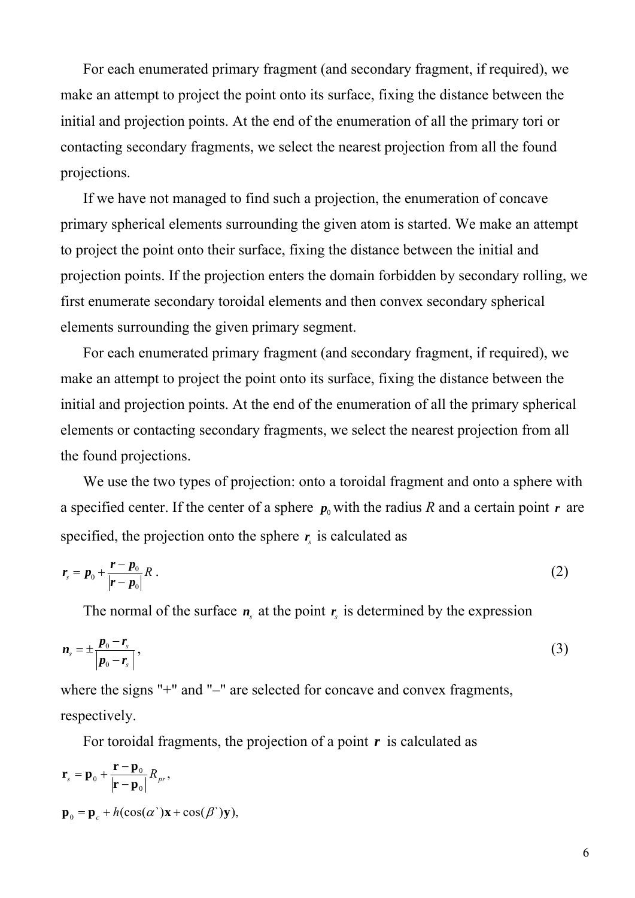For each enumerated primary fragment (and secondary fragment, if required), we make an attempt to project the point onto its surface, fixing the distance between the initial and projection points. At the end of the enumeration of all the primary tori or contacting secondary fragments, we select the nearest projection from all the found projections.

If we have not managed to find such a projection, the enumeration of concave primary spherical elements surrounding the given atom is started. We make an attempt to project the point onto their surface, fixing the distance between the initial and projection points. If the projection enters the domain forbidden by secondary rolling, we first enumerate secondary toroidal elements and then convex secondary spherical elements surrounding the given primary segment.

For each enumerated primary fragment (and secondary fragment, if required), we make an attempt to project the point onto its surface, fixing the distance between the initial and projection points. At the end of the enumeration of all the primary spherical elements or contacting secondary fragments, we select the nearest projection from all the found projections.

We use the two types of projection: onto a toroidal fragment and onto a sphere with a specified center. If the center of a sphere $\boldsymbol{p}_0$ with the radius $R$ and a certain point $\boldsymbol{r}$ are specified, the projection onto the sphere $\boldsymbol{r}_s$ is calculated as

$$\boldsymbol{r}_s = \boldsymbol{p}_0 + \frac{\boldsymbol{r} - \boldsymbol{p}_0}{|\boldsymbol{r} - \boldsymbol{p}_0|} R \,. \tag{2}$$

The normal of the surface $\boldsymbol{n}_s$ at the point $\boldsymbol{r}_s$ is determined by the expression

$$\boldsymbol{n}_s = \pm \frac{\boldsymbol{p}_0 - \boldsymbol{r}_s}{|\boldsymbol{p}_0 - \boldsymbol{r}_s|} \,, \tag{3}$$

where the signs "+" and "–" are selected for concave and convex fragments, respectively.

For toroidal fragments, the projection of a point $\boldsymbol{r}$ is calculated as

$$\mathbf{r}_s = \mathbf{p}_0 + \frac{\mathbf{r} - \mathbf{p}_0}{|\mathbf{r} - \mathbf{p}_0|} R_{pr} \,,$$

$$\mathbf{p}_0 = \mathbf{p}_c + h(\cos(\alpha`)\mathbf{x} + \cos(\beta`)\mathbf{y}),$$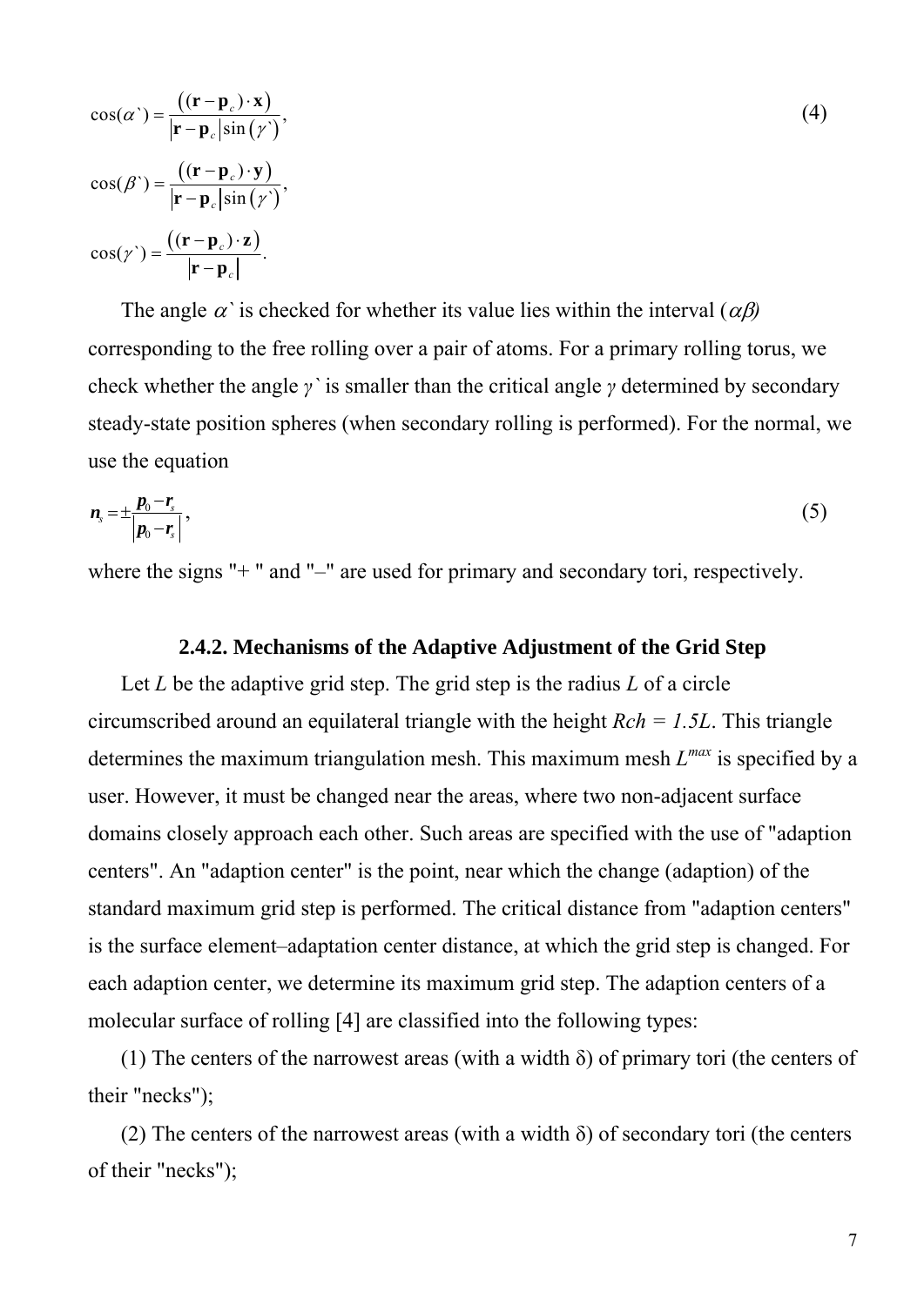$$\cos(\alpha`) = \frac{\left((\mathbf{r}-\mathbf{p}_c)\cdot\mathbf{x}\right)}{|\mathbf{r}-\mathbf{p}_c|\sin\left(\gamma`\right)},$$

$$\cos(\beta`) = \frac{\left((\mathbf{r}-\mathbf{p}_c)\cdot\mathbf{y}\right)}{|\mathbf{r}-\mathbf{p}_c|\sin\left(\gamma`\right)},$$

$$\cos(\gamma`) = \frac{\left((\mathbf{r}-\mathbf{p}_c)\cdot\mathbf{z}\right)}{|\mathbf{r}-\mathbf{p}_c|}. \tag{4}$$

The angle $\alpha`$ is checked for whether its value lies within the interval ($\alpha\beta$) corresponding to the free rolling over a pair of atoms. For a primary rolling torus, we check whether the angle $\gamma`$ is smaller than the critical angle $\gamma$ determined by secondary steady-state position spheres (when secondary rolling is performed). For the normal, we use the equation

$$\boldsymbol{n}_s = \pm\frac{\boldsymbol{p}_0-\boldsymbol{r}_s}{|\boldsymbol{p}_0-\boldsymbol{r}_s|}, \tag{5}$$

where the signs "+ " and "–" are used for primary and secondary tori, respectively.

### 2.4.2. Mechanisms of the Adaptive Adjustment of the Grid Step

Let $L$ be the adaptive grid step. The grid step is the radius $L$ of a circle circumscribed around an equilateral triangle with the height $Rch = 1.5L$. This triangle determines the maximum triangulation mesh. This maximum mesh $L^{max}$ is specified by a user. However, it must be changed near the areas, where two non-adjacent surface domains closely approach each other. Such areas are specified with the use of "adaption centers". An "adaption center" is the point, near which the change (adaption) of the standard maximum grid step is performed. The critical distance from "adaption centers" is the surface element–adaptation center distance, at which the grid step is changed. For each adaption center, we determine its maximum grid step. The adaption centers of a molecular surface of rolling [4] are classified into the following types:

(1) The centers of the narrowest areas (with a width δ) of primary tori (the centers of their "necks");

(2) The centers of the narrowest areas (with a width δ) of secondary tori (the centers of their "necks");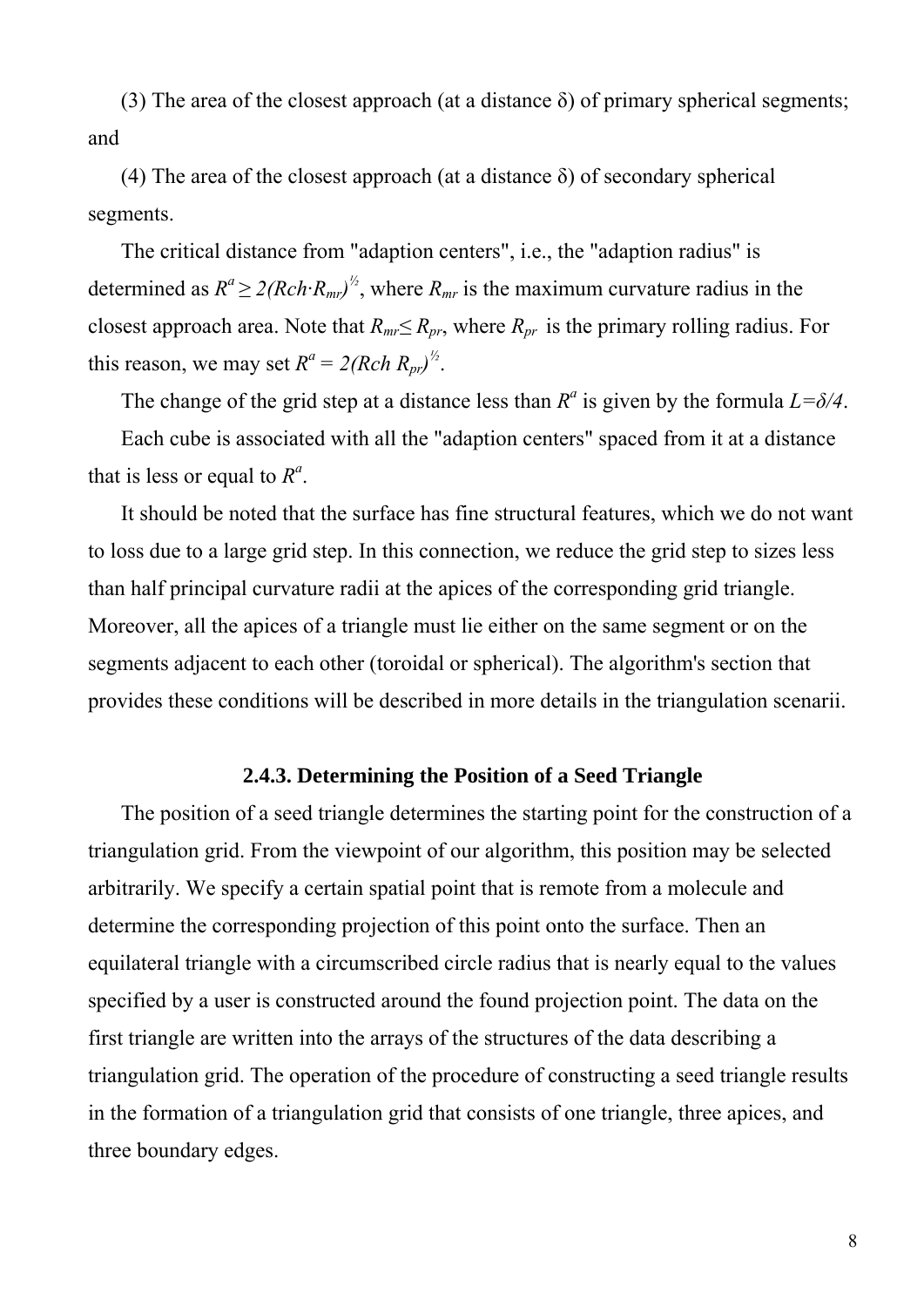(3) The area of the closest approach (at a distance δ) of primary spherical segments; and

(4) The area of the closest approach (at a distance δ) of secondary spherical segments.

The critical distance from "adaption centers", i.e., the "adaption radius" is determined as $R^a \geq 2(Rch \cdot R_{mr})^{1/2}$, where $R_{mr}$ is the maximum curvature radius in the closest approach area. Note that $R_{mr} \leq R_{pr}$, where $R_{pr}$ is the primary rolling radius. For this reason, we may set $R^a = 2(Rch\ R_{pr})^{1/2}$.

The change of the grid step at a distance less than $R^a$ is given by the formula $L=\delta/4$.

Each cube is associated with all the "adaption centers" spaced from it at a distance that is less or equal to $R^a$.

It should be noted that the surface has fine structural features, which we do not want to loss due to a large grid step. In this connection, we reduce the grid step to sizes less than half principal curvature radii at the apices of the corresponding grid triangle. Moreover, all the apices of a triangle must lie either on the same segment or on the segments adjacent to each other (toroidal or spherical). The algorithm's section that provides these conditions will be described in more details in the triangulation scenarii.

### 2.4.3. Determining the Position of a Seed Triangle

The position of a seed triangle determines the starting point for the construction of a triangulation grid. From the viewpoint of our algorithm, this position may be selected arbitrarily. We specify a certain spatial point that is remote from a molecule and determine the corresponding projection of this point onto the surface. Then an equilateral triangle with a circumscribed circle radius that is nearly equal to the values specified by a user is constructed around the found projection point. The data on the first triangle are written into the arrays of the structures of the data describing a triangulation grid. The operation of the procedure of constructing a seed triangle results in the formation of a triangulation grid that consists of one triangle, three apices, and three boundary edges.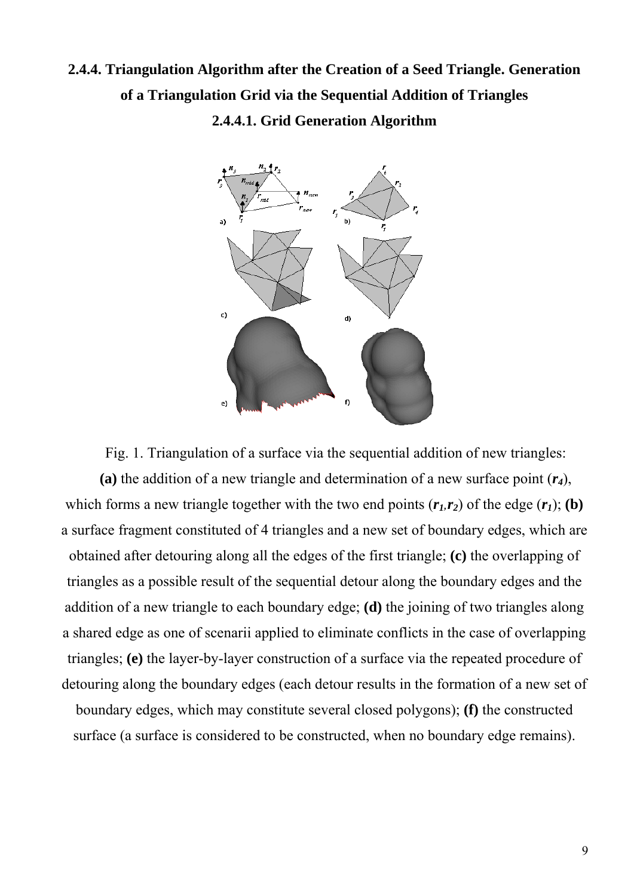## 2.4.4. Triangulation Algorithm after the Creation of a Seed Triangle. Generation of a Triangulation Grid via the Sequential Addition of Triangles

### 2.4.4.1. Grid Generation Algorithm

Fig. 1. Triangulation of a surface via the sequential addition of new triangles: **(a)** the addition of a new triangle and determination of a new surface point ($\boldsymbol{r_4}$), which forms a new triangle together with the two end points ($\boldsymbol{r_1}, \boldsymbol{r_2}$) of the edge ($\boldsymbol{r_1}$); **(b)** a surface fragment constituted of 4 triangles and a new set of boundary edges, which are obtained after detouring along all the edges of the first triangle; **(c)** the overlapping of triangles as a possible result of the sequential detour along the boundary edges and the addition of a new triangle to each boundary edge; **(d)** the joining of two triangles along a shared edge as one of scenarii applied to eliminate conflicts in the case of overlapping triangles; **(e)** the layer-by-layer construction of a surface via the repeated procedure of detouring along the boundary edges (each detour results in the formation of a new set of boundary edges, which may constitute several closed polygons); **(f)** the constructed surface (a surface is considered to be constructed, when no boundary edge remains).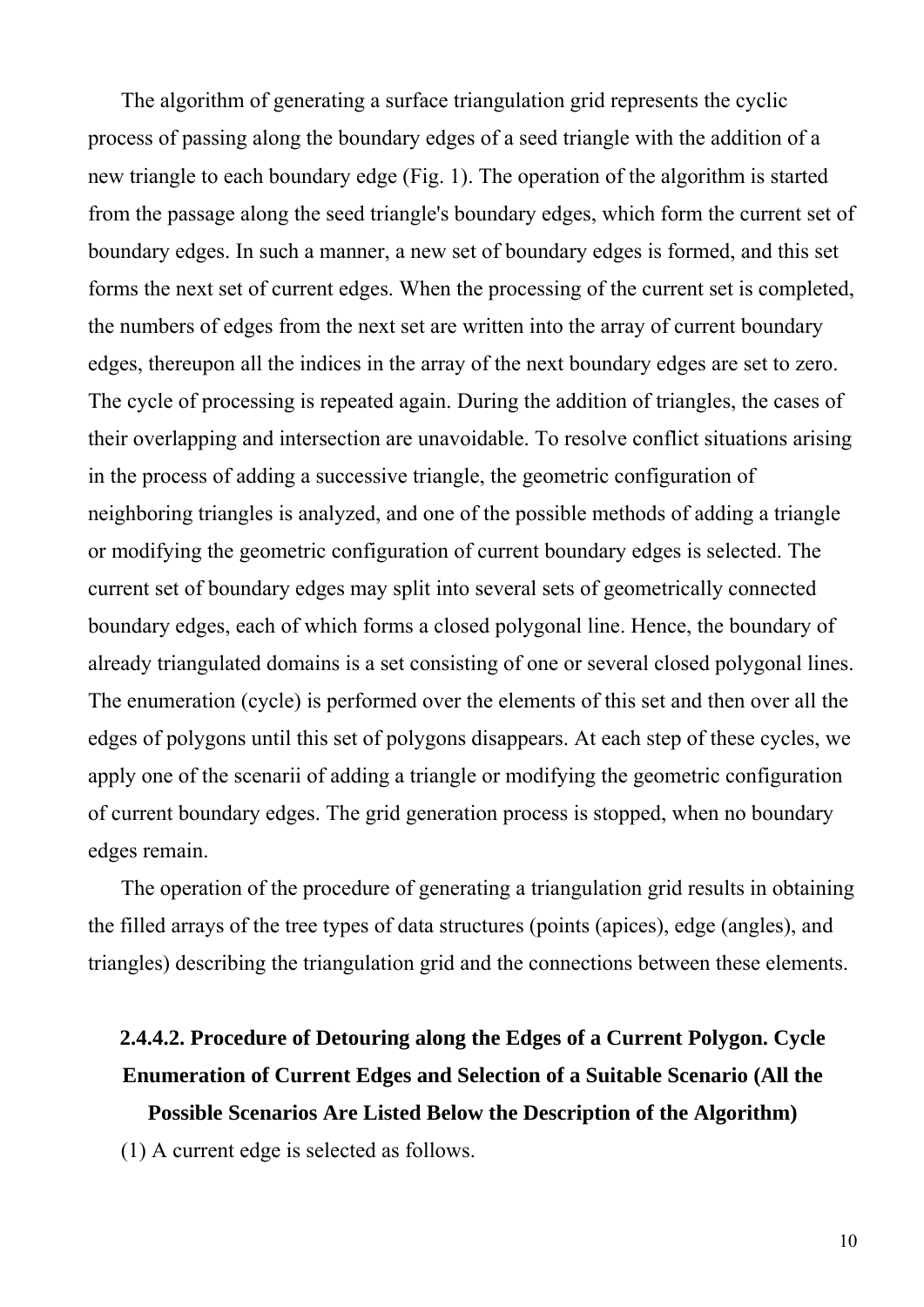The algorithm of generating a surface triangulation grid represents the cyclic process of passing along the boundary edges of a seed triangle with the addition of a new triangle to each boundary edge (Fig. 1). The operation of the algorithm is started from the passage along the seed triangle's boundary edges, which form the current set of boundary edges. In such a manner, a new set of boundary edges is formed, and this set forms the next set of current edges. When the processing of the current set is completed, the numbers of edges from the next set are written into the array of current boundary edges, thereupon all the indices in the array of the next boundary edges are set to zero. The cycle of processing is repeated again. During the addition of triangles, the cases of their overlapping and intersection are unavoidable. To resolve conflict situations arising in the process of adding a successive triangle, the geometric configuration of neighboring triangles is analyzed, and one of the possible methods of adding a triangle or modifying the geometric configuration of current boundary edges is selected. The current set of boundary edges may split into several sets of geometrically connected boundary edges, each of which forms a closed polygonal line. Hence, the boundary of already triangulated domains is a set consisting of one or several closed polygonal lines. The enumeration (cycle) is performed over the elements of this set and then over all the edges of polygons until this set of polygons disappears. At each step of these cycles, we apply one of the scenarii of adding a triangle or modifying the geometric configuration of current boundary edges. The grid generation process is stopped, when no boundary edges remain.

The operation of the procedure of generating a triangulation grid results in obtaining the filled arrays of the tree types of data structures (points (apices), edge (angles), and triangles) describing the triangulation grid and the connections between these elements.

#### 2.4.4.2. Procedure of Detouring along the Edges of a Current Polygon. Cycle Enumeration of Current Edges and Selection of a Suitable Scenario (All the Possible Scenarios Are Listed Below the Description of the Algorithm)

(1) A current edge is selected as follows.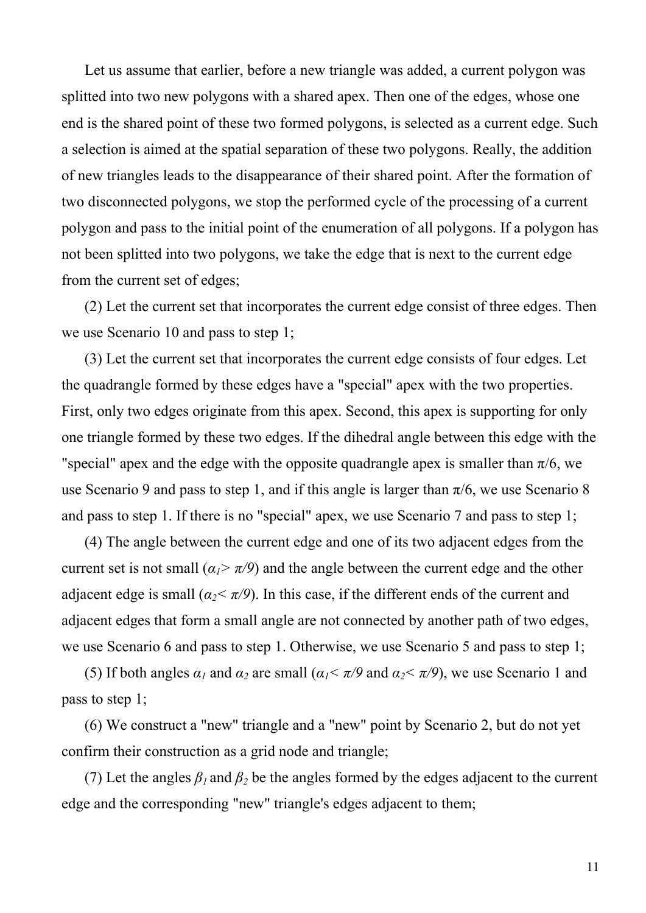Let us assume that earlier, before a new triangle was added, a current polygon was splitted into two new polygons with a shared apex. Then one of the edges, whose one end is the shared point of these two formed polygons, is selected as a current edge. Such a selection is aimed at the spatial separation of these two polygons. Really, the addition of new triangles leads to the disappearance of their shared point. After the formation of two disconnected polygons, we stop the performed cycle of the processing of a current polygon and pass to the initial point of the enumeration of all polygons. If a polygon has not been splitted into two polygons, we take the edge that is next to the current edge from the current set of edges;

(2) Let the current set that incorporates the current edge consist of three edges. Then we use Scenario 10 and pass to step 1;

(3) Let the current set that incorporates the current edge consists of four edges. Let the quadrangle formed by these edges have a "special" apex with the two properties. First, only two edges originate from this apex. Second, this apex is supporting for only one triangle formed by these two edges. If the dihedral angle between this edge with the "special" apex and the edge with the opposite quadrangle apex is smaller than $\pi/6$, we use Scenario 9 and pass to step 1, and if this angle is larger than $\pi/6$, we use Scenario 8 and pass to step 1. If there is no "special" apex, we use Scenario 7 and pass to step 1;

(4) The angle between the current edge and one of its two adjacent edges from the current set is not small ($\alpha_1 > \pi/9$) and the angle between the current edge and the other adjacent edge is small ($\alpha_2 < \pi/9$). In this case, if the different ends of the current and adjacent edges that form a small angle are not connected by another path of two edges, we use Scenario 6 and pass to step 1. Otherwise, we use Scenario 5 and pass to step 1;

(5) If both angles $\alpha_1$ and $\alpha_2$ are small ($\alpha_1 < \pi/9$ and $\alpha_2 < \pi/9$), we use Scenario 1 and pass to step 1;

(6) We construct a "new" triangle and a "new" point by Scenario 2, but do not yet confirm their construction as a grid node and triangle;

(7) Let the angles $\beta_1$ and $\beta_2$ be the angles formed by the edges adjacent to the current edge and the corresponding "new" triangle's edges adjacent to them;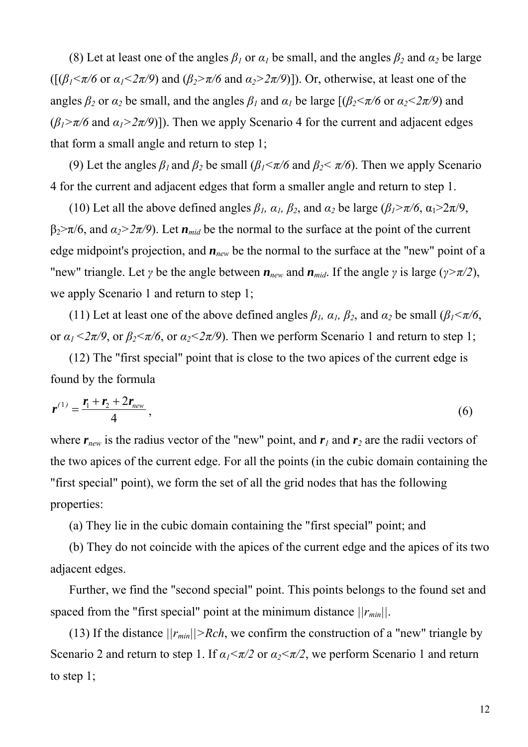(8) Let at least one of the angles $\beta_1$ or $\alpha_1$ be small, and the angles $\beta_2$ and $\alpha_2$ be large ([($\beta_1<\pi/6$ or $\alpha_1<2\pi/9$) and ($\beta_2>\pi/6$ and $\alpha_2>2\pi/9$)]). Or, otherwise, at least one of the angles $\beta_2$ or $\alpha_2$ be small, and the angles $\beta_1$ and $\alpha_1$ be large [($\beta_2<\pi/6$ or $\alpha_2<2\pi/9$) and ($\beta_1>\pi/6$ and $\alpha_1>2\pi/9$)]). Then we apply Scenario 4 for the current and adjacent edges that form a small angle and return to step 1;

(9) Let the angles $\beta_1$ and $\beta_2$ be small ($\beta_1<\pi/6$ and $\beta_2< \pi/6$). Then we apply Scenario 4 for the current and adjacent edges that form a smaller angle and return to step 1.

(10) Let all the above defined angles $\beta_1$, $\alpha_1$, $\beta_2$, and $\alpha_2$ be large ($\beta_1>\pi/6$, $\alpha_1>2\pi/9$, $\beta_2>\pi/6$, and $\alpha_2>2\pi/9$). Let $\boldsymbol{n}_{mid}$ be the normal to the surface at the point of the current edge midpoint's projection, and $\boldsymbol{n}_{new}$ be the normal to the surface at the "new" point of a "new" triangle. Let $\gamma$ be the angle between $\boldsymbol{n}_{new}$ and $\boldsymbol{n}_{mid}$. If the angle $\gamma$ is large ($\gamma>\pi/2$), we apply Scenario 1 and return to step 1;

(11) Let at least one of the above defined angles $\beta_1$, $\alpha_1$, $\beta_2$, and $\alpha_2$ be small ($\beta_1<\pi/6$, or $\alpha_1 <2\pi/9$, or $\beta_2<\pi/6$, or $\alpha_2<2\pi/9$). Then we perform Scenario 1 and return to step 1;

(12) The "first special" point that is close to the two apices of the current edge is found by the formula

$$\boldsymbol{r}^{(1)} = \frac{\boldsymbol{r}_1 + \boldsymbol{r}_2 + 2\boldsymbol{r}_{new}}{4}, \tag{6}$$

where $\boldsymbol{r}_{new}$ is the radius vector of the "new" point, and $\boldsymbol{r}_1$ and $\boldsymbol{r}_2$ are the radii vectors of the two apices of the current edge. For all the points (in the cubic domain containing the "first special" point), we form the set of all the grid nodes that has the following properties:

(a) They lie in the cubic domain containing the "first special" point; and

(b) They do not coincide with the apices of the current edge and the apices of its two adjacent edges.

Further, we find the "second special" point. This points belongs to the found set and spaced from the "first special" point at the minimum distance $||r_{min}||$.

(13) If the distance $||r_{min}||>Rch$, we confirm the construction of a "new" triangle by Scenario 2 and return to step 1. If $\alpha_1<\pi/2$ or $\alpha_2<\pi/2$, we perform Scenario 1 and return to step 1;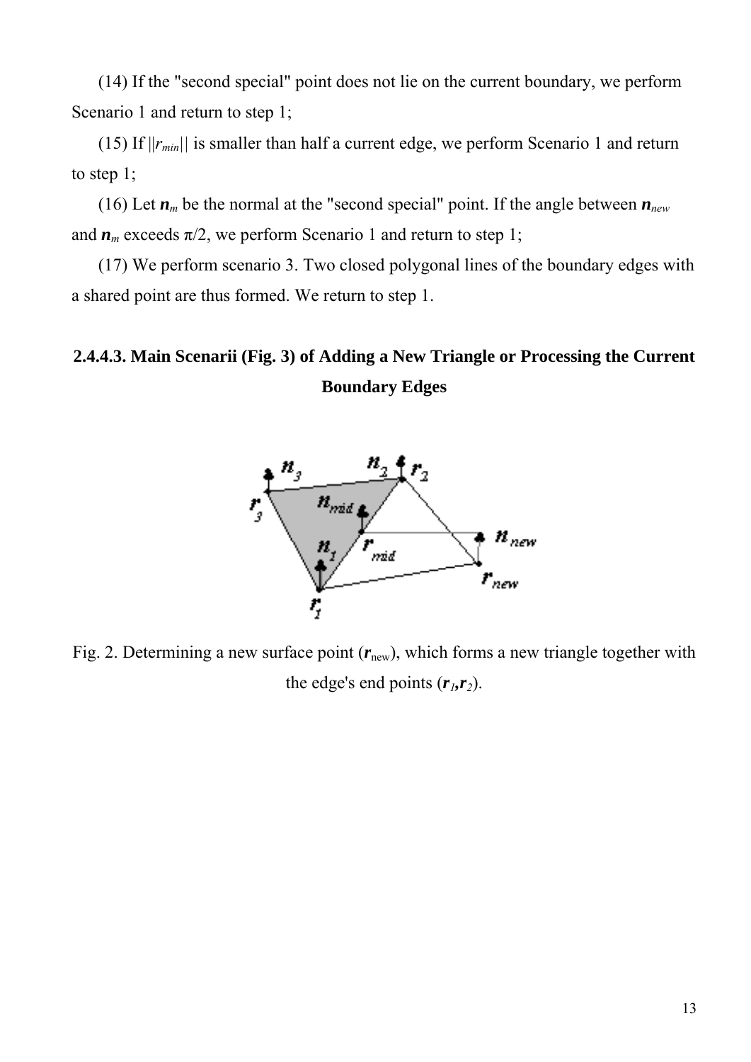(14) If the "second special" point does not lie on the current boundary, we perform Scenario 1 and return to step 1;

(15) If $||r_{min}||$ is smaller than half a current edge, we perform Scenario 1 and return to step 1;

(16) Let $\boldsymbol{n}_m$ be the normal at the "second special" point. If the angle between $\boldsymbol{n}_{new}$ and $\boldsymbol{n}_m$ exceeds π/2, we perform Scenario 1 and return to step 1;

(17) We perform scenario 3. Two closed polygonal lines of the boundary edges with a shared point are thus formed. We return to step 1.

### 2.4.4.3. Main Scenarii (Fig. 3) of Adding a New Triangle or Processing the Current Boundary Edges

Fig. 2. Determining a new surface point ($\boldsymbol{r}_{new}$), which forms a new triangle together with the edge's end points ($\boldsymbol{r}_1$,$\boldsymbol{r}_2$).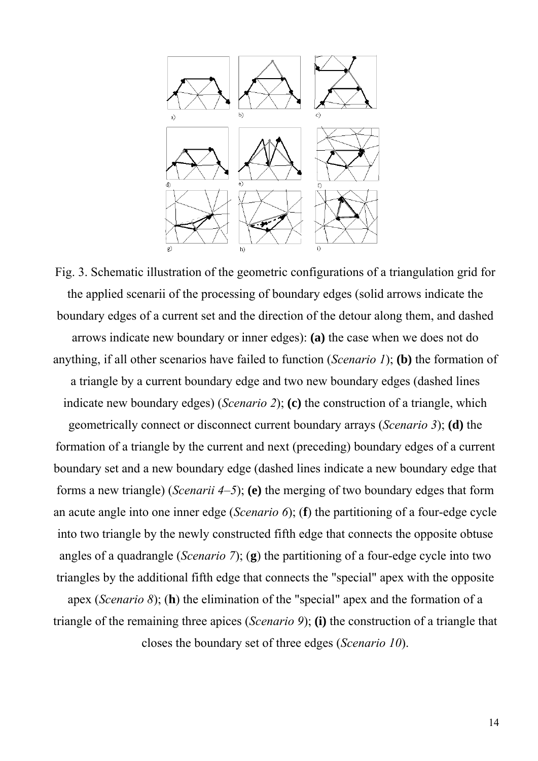Fig. 3. Schematic illustration of the geometric configurations of a triangulation grid for the applied scenarii of the processing of boundary edges (solid arrows indicate the boundary edges of a current set and the direction of the detour along them, and dashed arrows indicate new boundary or inner edges): **(a)** the case when we does not do anything, if all other scenarios have failed to function (*Scenario 1*); **(b)** the formation of a triangle by a current boundary edge and two new boundary edges (dashed lines indicate new boundary edges) (*Scenario 2*); **(c)** the construction of a triangle, which geometrically connect or disconnect current boundary arrays (*Scenario 3*); **(d)** the formation of a triangle by the current and next (preceding) boundary edges of a current boundary set and a new boundary edge (dashed lines indicate a new boundary edge that forms a new triangle) (*Scenarii 4–5*); **(e)** the merging of two boundary edges that form an acute angle into one inner edge (*Scenario 6*); (**f**) the partitioning of a four-edge cycle into two triangle by the newly constructed fifth edge that connects the opposite obtuse angles of a quadrangle (*Scenario 7*); (**g**) the partitioning of a four-edge cycle into two triangles by the additional fifth edge that connects the "special" apex with the opposite apex (*Scenario 8*); (**h**) the elimination of the "special" apex and the formation of a triangle of the remaining three apices (*Scenario 9*); **(i)** the construction of a triangle that closes the boundary set of three edges (*Scenario 10*).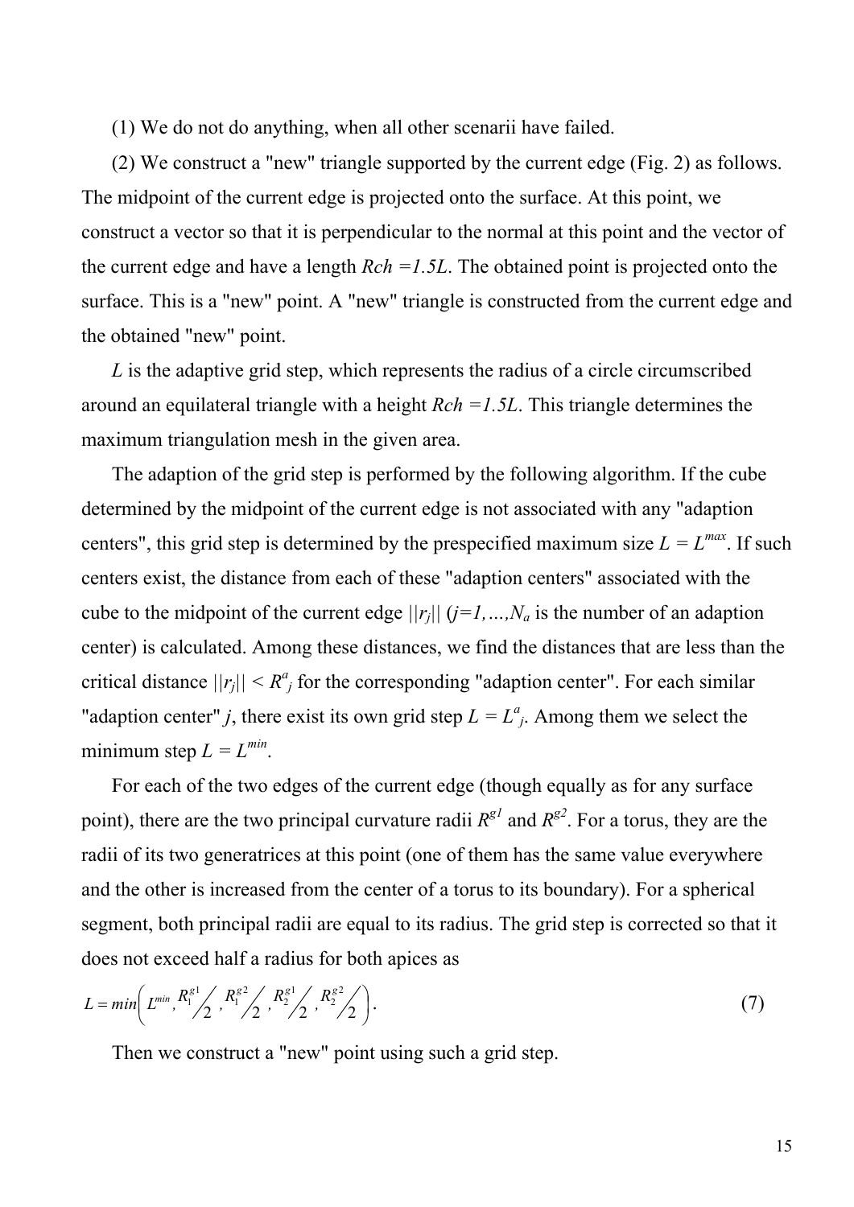(1) We do not do anything, when all other scenarii have failed.

(2) We construct a "new" triangle supported by the current edge (Fig. 2) as follows. The midpoint of the current edge is projected onto the surface. At this point, we construct a vector so that it is perpendicular to the normal at this point and the vector of the current edge and have a length $Rch = 1.5L$. The obtained point is projected onto the surface. This is a "new" point. A "new" triangle is constructed from the current edge and the obtained "new" point.

$L$ is the adaptive grid step, which represents the radius of a circle circumscribed around an equilateral triangle with a height $Rch = 1.5L$. This triangle determines the maximum triangulation mesh in the given area.

The adaption of the grid step is performed by the following algorithm. If the cube determined by the midpoint of the current edge is not associated with any "adaption centers", this grid step is determined by the prespecified maximum size $L = L^{max}$. If such centers exist, the distance from each of these "adaption centers" associated with the cube to the midpoint of the current edge $||r_j||$ ($j=1,\ldots,N_a$ is the number of an adaption center) is calculated. Among these distances, we find the distances that are less than the critical distance $||r_j|| < R^a_j$ for the corresponding "adaption center". For each similar "adaption center" $j$, there exist its own grid step $L = L^a_j$. Among them we select the minimum step $L = L^{min}$.

For each of the two edges of the current edge (though equally as for any surface point), there are the two principal curvature radii $R^{g1}$ and $R^{g2}$. For a torus, they are the radii of its two generatrices at this point (one of them has the same value everywhere and the other is increased from the center of a torus to its boundary). For a spherical segment, both principal radii are equal to its radius. The grid step is corrected so that it does not exceed half a radius for both apices as

$$L = min\left( L^{min}, R_1^{g1}/2, R_1^{g2}/2, R_2^{g1}/2, R_2^{g2}/2 \right). \tag{7}$$

Then we construct a "new" point using such a grid step.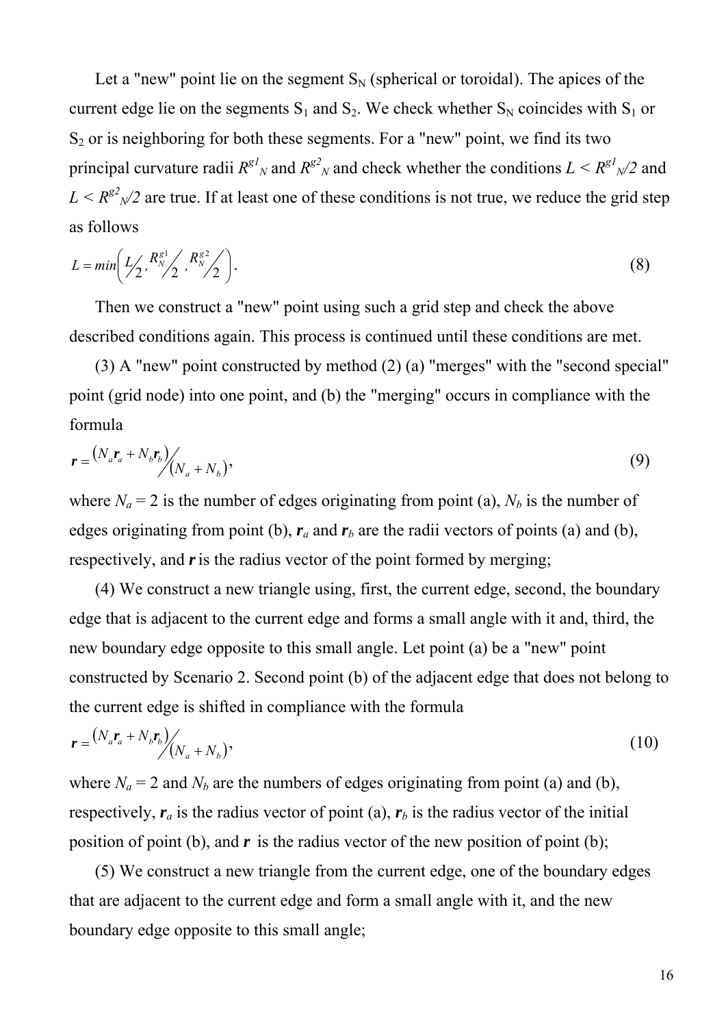Let a "new" point lie on the segment $S_N$ (spherical or toroidal). The apices of the current edge lie on the segments $S_1$ and $S_2$. We check whether $S_N$ coincides with $S_1$ or $S_2$ or is neighboring for both these segments. For a "new" point, we find its two principal curvature radii $R^{g1}_N$ and $R^{g2}_N$ and check whether the conditions $L < R^{g1}_N/2$ and $L < R^{g2}_N/2$ are true. If at least one of these conditions is not true, we reduce the grid step as follows

$$L = min\left( L/2, R_N^{g1}/2, R_N^{g2}/2 \right). \tag{8}$$

Then we construct a "new" point using such a grid step and check the above described conditions again. This process is continued until these conditions are met.

(3) A "new" point constructed by method (2) (a) "merges" with the "second special" point (grid node) into one point, and (b) the "merging" occurs in compliance with the formula

$$\boldsymbol{r} = \left(N_a \boldsymbol{r}_a + N_b \boldsymbol{r}_b\right) / \left(N_a + N_b\right), \tag{9}$$

where $N_a = 2$ is the number of edges originating from point (a), $N_b$ is the number of edges originating from point (b), $\boldsymbol{r}_a$ and $\boldsymbol{r}_b$ are the radii vectors of points (a) and (b), respectively, and $\boldsymbol{r}$ is the radius vector of the point formed by merging;

(4) We construct a new triangle using, first, the current edge, second, the boundary edge that is adjacent to the current edge and forms a small angle with it and, third, the new boundary edge opposite to this small angle. Let point (a) be a "new" point constructed by Scenario 2. Second point (b) of the adjacent edge that does not belong to the current edge is shifted in compliance with the formula

$$\boldsymbol{r} = \left(N_a \boldsymbol{r}_a + N_b \boldsymbol{r}_b\right) / \left(N_a + N_b\right), \tag{10}$$

where $N_a = 2$ and $N_b$ are the numbers of edges originating from point (a) and (b), respectively, $\boldsymbol{r}_a$ is the radius vector of point (a), $\boldsymbol{r}_b$ is the radius vector of the initial position of point (b), and $\boldsymbol{r}$ is the radius vector of the new position of point (b);

(5) We construct a new triangle from the current edge, one of the boundary edges that are adjacent to the current edge and form a small angle with it, and the new boundary edge opposite to this small angle;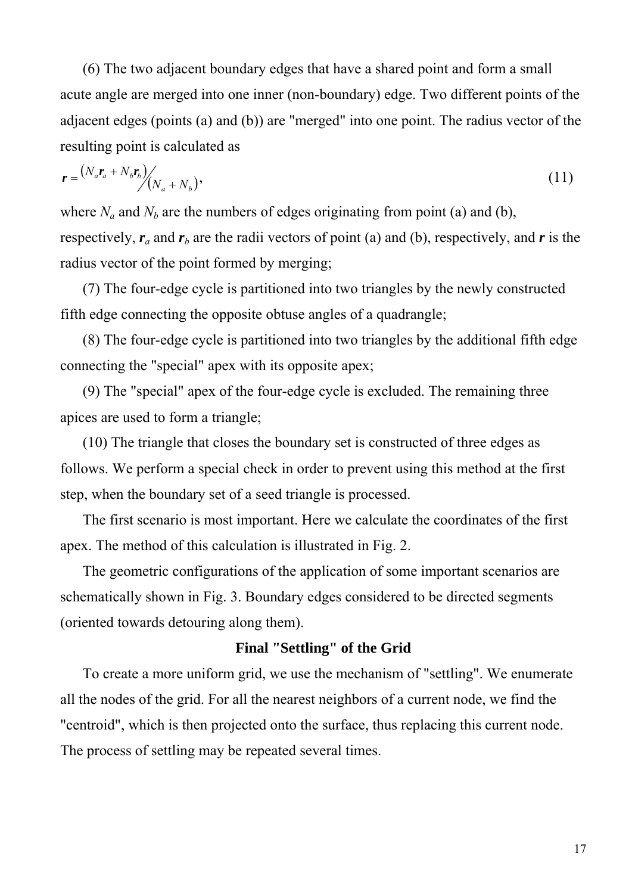(6) The two adjacent boundary edges that have a shared point and form a small acute angle are merged into one inner (non-boundary) edge. Two different points of the adjacent edges (points (a) and (b)) are "merged" into one point. The radius vector of the resulting point is calculated as

$$\boldsymbol{r} = {\left(N_a \boldsymbol{r}_a + N_b \boldsymbol{r}_b\right)} \Big/ {\left(N_a + N_b\right)}, \tag{11}$$

where $N_a$ and $N_b$ are the numbers of edges originating from point (a) and (b), respectively, $\boldsymbol{r}_a$ and $\boldsymbol{r}_b$ are the radii vectors of point (a) and (b), respectively, and $\boldsymbol{r}$ is the radius vector of the point formed by merging;

(7) The four-edge cycle is partitioned into two triangles by the newly constructed fifth edge connecting the opposite obtuse angles of a quadrangle;

(8) The four-edge cycle is partitioned into two triangles by the additional fifth edge connecting the "special" apex with its opposite apex;

(9) The "special" apex of the four-edge cycle is excluded. The remaining three apices are used to form a triangle;

(10) The triangle that closes the boundary set is constructed of three edges as follows. We perform a special check in order to prevent using this method at the first step, when the boundary set of a seed triangle is processed.

The first scenario is most important. Here we calculate the coordinates of the first apex. The method of this calculation is illustrated in Fig. 2.

The geometric configurations of the application of some important scenarios are schematically shown in Fig. 3. Boundary edges considered to be directed segments (oriented towards detouring along them).

## Final "Settling" of the Grid

To create a more uniform grid, we use the mechanism of "settling". We enumerate all the nodes of the grid. For all the nearest neighbors of a current node, we find the "centroid", which is then projected onto the surface, thus replacing this current node. The process of settling may be repeated several times.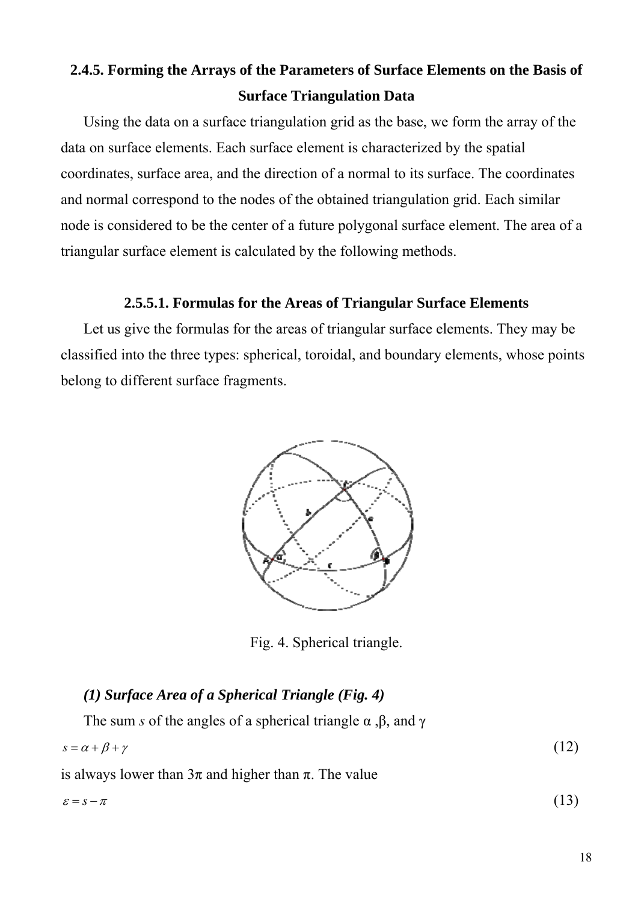## 2.4.5. Forming the Arrays of the Parameters of Surface Elements on the Basis of Surface Triangulation Data

Using the data on a surface triangulation grid as the base, we form the array of the data on surface elements. Each surface element is characterized by the spatial coordinates, surface area, and the direction of a normal to its surface. The coordinates and normal correspond to the nodes of the obtained triangulation grid. Each similar node is considered to be the center of a future polygonal surface element. The area of a triangular surface element is calculated by the following methods.

### 2.5.5.1. Formulas for the Areas of Triangular Surface Elements

Let us give the formulas for the areas of triangular surface elements. They may be classified into the three types: spherical, toroidal, and boundary elements, whose points belong to different surface fragments.

Fig. 4. Spherical triangle.

***(1) Surface Area of a Spherical Triangle (Fig. 4)***

The sum $s$ of the angles of a spherical triangle α ,β, and γ

$$s = \alpha + \beta + \gamma \tag{12}$$

is always lower than 3π and higher than π. The value

$$\varepsilon = s - \pi \tag{13}$$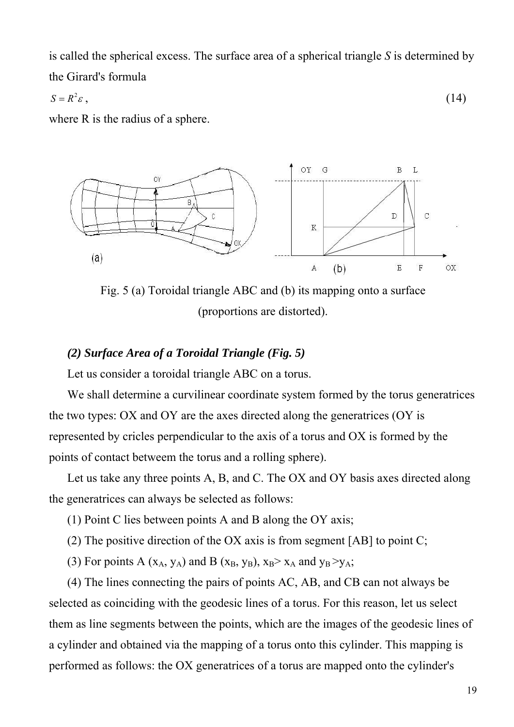is called the spherical excess. The surface area of a spherical triangle *S* is determined by the Girard's formula

$$S = R^2\varepsilon\,, \tag{14}$$

where R is the radius of a sphere.

Fig. 5 (a) Toroidal triangle ABC and (b) its mapping onto a surface (proportions are distorted).

### *(2) Surface Area of a Toroidal Triangle (Fig. 5)*

Let us consider a toroidal triangle ABC on a torus.

We shall determine a curvilinear coordinate system formed by the torus generatrices the two types: OX and OY are the axes directed along the generatrices (OY is represented by cricles perpendicular to the axis of a torus and OX is formed by the points of contact betweem the torus and a rolling sphere).

Let us take any three points A, B, and C. The OX and OY basis axes directed along the generatrices can always be selected as follows:

(1) Point C lies between points A and B along the OY axis;

(2) The positive direction of the OX axis is from segment [AB] to point C;

(3) For points A ($x_A$, $y_A$) and B ($x_B$, $y_B$), $x_B > x_A$ and $y_B > y_A$;

(4) The lines connecting the pairs of points AC, AB, and CB can not always be selected as coinciding with the geodesic lines of a torus. For this reason, let us select them as line segments between the points, which are the images of the geodesic lines of a cylinder and obtained via the mapping of a torus onto this cylinder. This mapping is performed as follows: the OX generatrices of a torus are mapped onto the cylinder's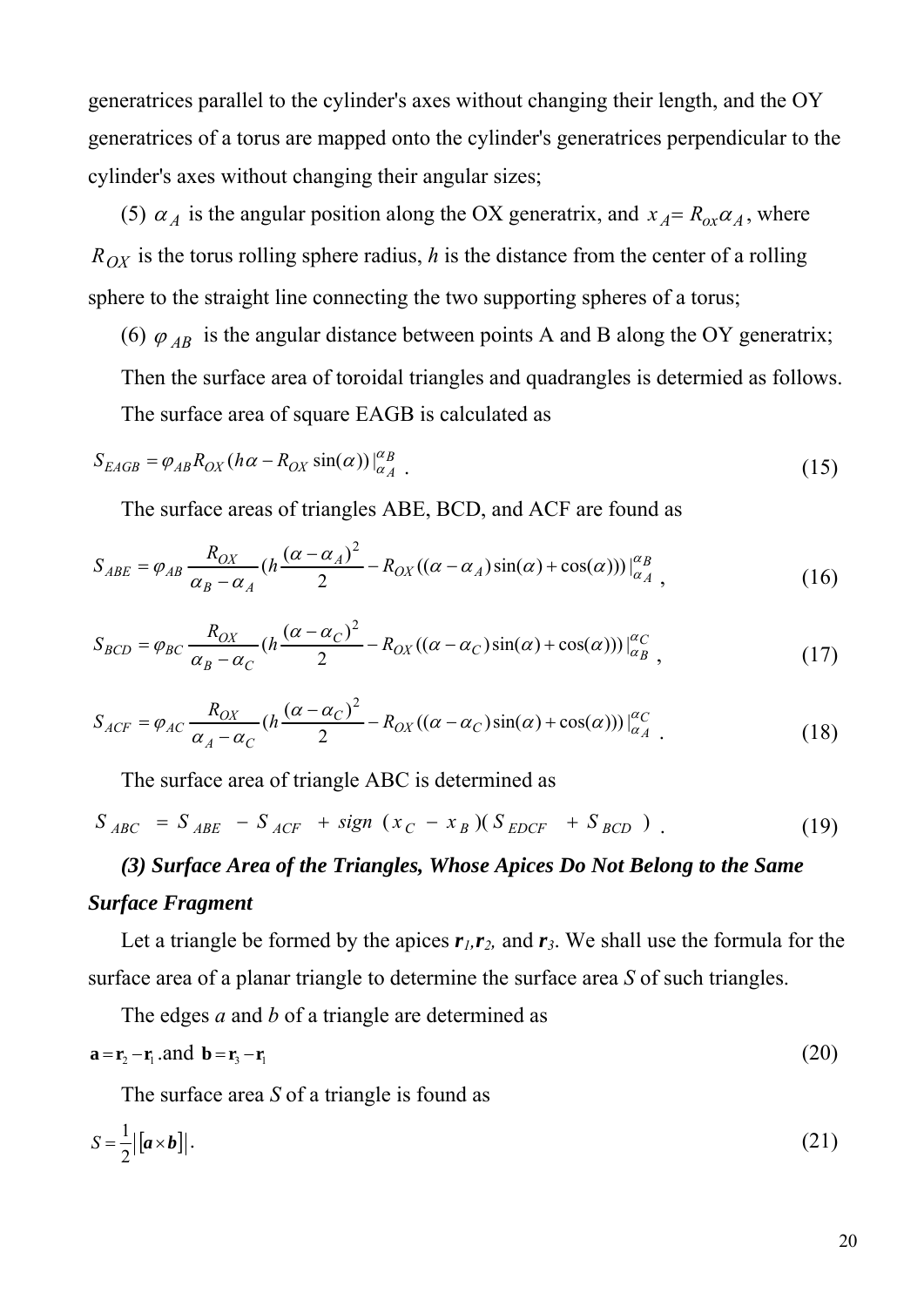generatrices parallel to the cylinder's axes without changing their length, and the OY generatrices of a torus are mapped onto the cylinder's generatrices perpendicular to the cylinder's axes without changing their angular sizes;

(5) $\alpha_A$ is the angular position along the OX generatrix, and $x_A = R_{ox}\alpha_A$, where $R_{OX}$ is the torus rolling sphere radius, *h* is the distance from the center of a rolling sphere to the straight line connecting the two supporting spheres of a torus;

(6) $\varphi_{AB}$ is the angular distance between points A and B along the OY generatrix;

Then the surface area of toroidal triangles and quadrangles is determied as follows.

The surface area of square EAGB is calculated as

$$S_{EAGB} = \varphi_{AB} R_{OX}(h\alpha - R_{OX}\sin(\alpha))\Big|_{\alpha_A}^{\alpha_B} . \tag{15}$$

The surface areas of triangles ABE, BCD, and ACF are found as

$$S_{ABE} = \varphi_{AB}\frac{R_{OX}}{\alpha_B - \alpha_A}\left(h\frac{(\alpha - \alpha_A)^2}{2} - R_{OX}((\alpha - \alpha_A)\sin(\alpha) + \cos(\alpha))\right)\Big|_{\alpha_A}^{\alpha_B} , \tag{16}$$

$$S_{BCD} = \varphi_{BC}\frac{R_{OX}}{\alpha_B - \alpha_C}\left(h\frac{(\alpha - \alpha_C)^2}{2} - R_{OX}((\alpha - \alpha_C)\sin(\alpha) + \cos(\alpha))\right)\Big|_{\alpha_B}^{\alpha_C} , \tag{17}$$

$$S_{ACF} = \varphi_{AC}\frac{R_{OX}}{\alpha_A - \alpha_C}\left(h\frac{(\alpha - \alpha_C)^2}{2} - R_{OX}((\alpha - \alpha_C)\sin(\alpha) + \cos(\alpha))\right)\Big|_{\alpha_A}^{\alpha_C} . \tag{18}$$

The surface area of triangle ABC is determined as

$$S_{ABC} = S_{ABE} - S_{ACF} + sign(x_C - x_B)(S_{EDCF} + S_{BCD}) . \tag{19}$$

***(3) Surface Area of the Triangles, Whose Apices Do Not Belong to the Same Surface Fragment***

Let a triangle be formed by the apices $\boldsymbol{r}_1, \boldsymbol{r}_2,$ and $\boldsymbol{r}_3$. We shall use the formula for the surface area of a planar triangle to determine the surface area *S* of such triangles.

The edges *a* and *b* of a triangle are determined as

$$\mathbf{a} = \mathbf{r}_2 - \mathbf{r}_1 \text{ .and } \mathbf{b} = \mathbf{r}_3 - \mathbf{r}_1 \tag{20}$$

The surface area *S* of a triangle is found as

$$S = \frac{1}{2}\left|[\boldsymbol{a} \times \boldsymbol{b}]\right| . \tag{21}$$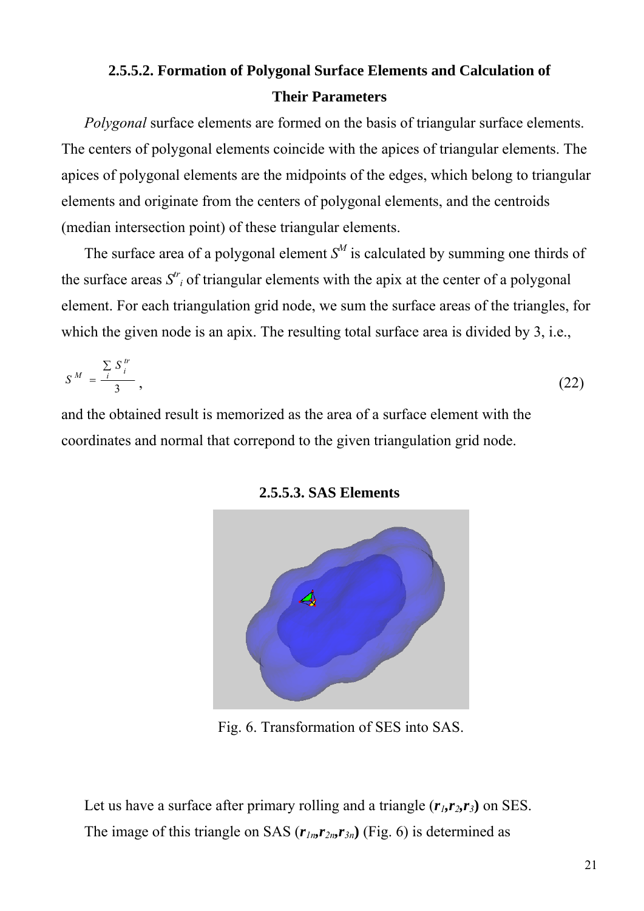### 2.5.5.2. Formation of Polygonal Surface Elements and Calculation of Their Parameters

*Polygonal* surface elements are formed on the basis of triangular surface elements. The centers of polygonal elements coincide with the apices of triangular elements. The apices of polygonal elements are the midpoints of the edges, which belong to triangular elements and originate from the centers of polygonal elements, and the centroids (median intersection point) of these triangular elements.

The surface area of a polygonal element $S^M$ is calculated by summing one thirds of the surface areas $S^{tr}_i$ of triangular elements with the apix at the center of a polygonal element. For each triangulation grid node, we sum the surface areas of the triangles, for which the given node is an apix. The resulting total surface area is divided by 3, i.e.,

$$S^M = \frac{\sum_i S_i^{tr}}{3}, \tag{22}$$

and the obtained result is memorized as the area of a surface element with the coordinates and normal that correpond to the given triangulation grid node.

### 2.5.5.3. SAS Elements

Fig. 6. Transformation of SES into SAS.

Let us have a surface after primary rolling and a triangle $(\boldsymbol{r}_1, \boldsymbol{r}_2, \boldsymbol{r}_3)$ on SES. The image of this triangle on SAS $(\boldsymbol{r}_{1n}, \boldsymbol{r}_{2n}, \boldsymbol{r}_{3n})$ (Fig. 6) is determined as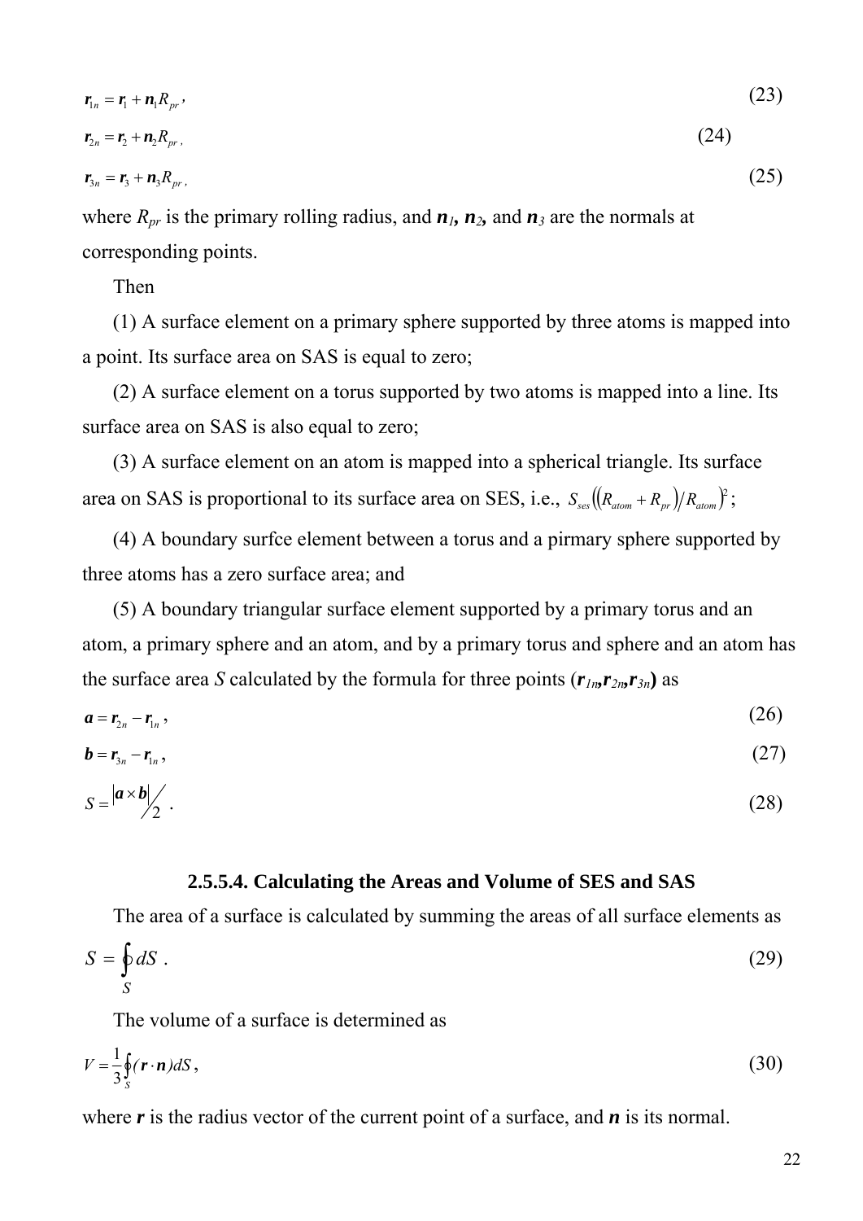$$\boldsymbol{r}_{1n} = \boldsymbol{r}_1 + \boldsymbol{n}_1 R_{pr}, \tag{23}$$

$$\boldsymbol{r}_{2n} = \boldsymbol{r}_2 + \boldsymbol{n}_2 R_{pr}, \tag{24}$$

$$\boldsymbol{r}_{3n} = \boldsymbol{r}_3 + \boldsymbol{n}_3 R_{pr}, \tag{25}$$

where $R_{pr}$ is the primary rolling radius, and $\boldsymbol{n}_1$, $\boldsymbol{n}_2$, and $\boldsymbol{n}_3$ are the normals at corresponding points.

Then

(1) A surface element on a primary sphere supported by three atoms is mapped into a point. Its surface area on SAS is equal to zero;

(2) A surface element on a torus supported by two atoms is mapped into a line. Its surface area on SAS is also equal to zero;

(3) A surface element on an atom is mapped into a spherical triangle. Its surface area on SAS is proportional to its surface area on SES, i.e., $S_{ses}\left(\left(R_{atom} + R_{pr}\right)/R_{atom}\right)^2$;

(4) A boundary surfce element between a torus and a pirmary sphere supported by three atoms has a zero surface area; and

(5) A boundary triangular surface element supported by a primary torus and an atom, a primary sphere and an atom, and by a primary torus and sphere and an atom has the surface area $S$ calculated by the formula for three points ($\boldsymbol{r}_{1n}$,$\boldsymbol{r}_{2n}$,$\boldsymbol{r}_{3n}$) as

$$\boldsymbol{a} = \boldsymbol{r}_{2n} - \boldsymbol{r}_{1n}, \tag{26}$$

$$\boldsymbol{b} = \boldsymbol{r}_{3n} - \boldsymbol{r}_{1n}, \tag{27}$$

$$S = \left|\boldsymbol{a} \times \boldsymbol{b}\right| / 2 . \tag{28}$$

### 2.5.5.4. Calculating the Areas and Volume of SES and SAS

The area of a surface is calculated by summing the areas of all surface elements as

$$S = \oint_S dS . \tag{29}$$

The volume of a surface is determined as

$$V = \frac{1}{3}\oint_S (\boldsymbol{r} \cdot \boldsymbol{n}) dS, \tag{30}$$

where $\boldsymbol{r}$ is the radius vector of the current point of a surface, and $\boldsymbol{n}$ is its normal.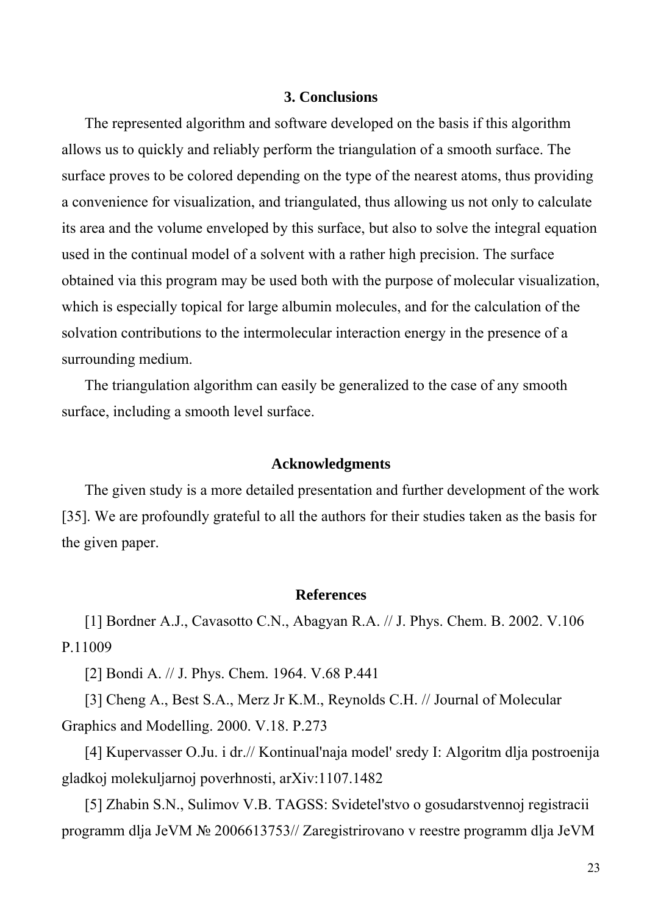## 3. Conclusions

The represented algorithm and software developed on the basis if this algorithm allows us to quickly and reliably perform the triangulation of a smooth surface. The surface proves to be colored depending on the type of the nearest atoms, thus providing a convenience for visualization, and triangulated, thus allowing us not only to calculate its area and the volume enveloped by this surface, but also to solve the integral equation used in the continual model of a solvent with a rather high precision. The surface obtained via this program may be used both with the purpose of molecular visualization, which is especially topical for large albumin molecules, and for the calculation of the solvation contributions to the intermolecular interaction energy in the presence of a surrounding medium.

The triangulation algorithm can easily be generalized to the case of any smooth surface, including a smooth level surface.

## Acknowledgments

The given study is a more detailed presentation and further development of the work [35]. We are profoundly grateful to all the authors for their studies taken as the basis for the given paper.

## References

[1] Bordner A.J., Cavasotto C.N., Abagyan R.A. // J. Phys. Chem. B. 2002. V.106 P.11009

[2] Bondi A. // J. Phys. Chem. 1964. V.68 P.441

[3] Cheng A., Best S.A., Merz Jr K.M., Reynolds C.H. // Journal of Molecular Graphics and Modelling. 2000. V.18. P.273

[4] Kupervasser O.Ju. i dr.// Kontinual'naja model' sredy I: Algoritm dlja postroenija gladkoj molekuljarnoj poverhnosti, arXiv:1107.1482

[5] Zhabin S.N., Sulimov V.B. TAGSS: Svidetel'stvo o gosudarstvennoj registracii programm dlja JeVM № 2006613753// Zaregistrirovano v reestre programm dlja JeVM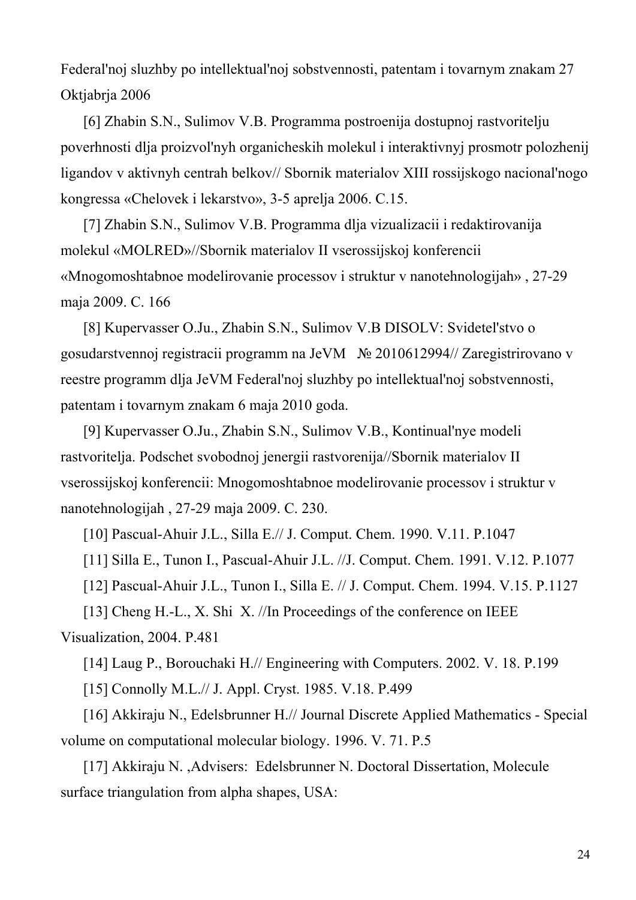Federal'noj sluzhby po intellektual'noj sobstvennosti, patentam i tovarnym znakam 27 Oktjabrja 2006

[6] Zhabin S.N., Sulimov V.B. Programma postroenija dostupnoj rastvoritelju poverhnosti dlja proizvol'nyh organicheskih molekul i interaktivnyj prosmotr polozhenij ligandov v aktivnyh centrah belkov// Sbornik materialov XIII rossijskogo nacional'nogo kongressa «Chelovek i lekarstvo», 3-5 aprelja 2006. C.15.

[7] Zhabin S.N., Sulimov V.B. Programma dlja vizualizacii i redaktirovanija molekul «MOLRED»//Sbornik materialov II vserossijskoj konferencii «Mnogomoshtabnoe modelirovanie processov i struktur v nanotehnologijah» , 27-29 maja 2009. C. 166

[8] Kupervasser O.Ju., Zhabin S.N., Sulimov V.B DISOLV: Svidetel'stvo o gosudarstvennoj registracii programm na JeVM № 2010612994// Zaregistrirovano v reestre programm dlja JeVM Federal'noj sluzhby po intellektual'noj sobstvennosti, patentam i tovarnym znakam 6 maja 2010 goda.

[9] Kupervasser O.Ju., Zhabin S.N., Sulimov V.B., Kontinual'nye modeli rastvoritelja. Podschet svobodnoj jenergii rastvorenija//Sbornik materialov II vserossijskoj konferencii: Mnogomoshtabnoe modelirovanie processov i struktur v nanotehnologijah , 27-29 maja 2009. C. 230.

[10] Pascual-Ahuir J.L., Silla E.// J. Comput. Chem. 1990. V.11. P.1047

[11] Silla E., Tunon I., Pascual-Ahuir J.L. //J. Comput. Chem. 1991. V.12. P.1077

[12] Pascual-Ahuir J.L., Tunon I., Silla E. // J. Comput. Chem. 1994. V.15. P.1127

[13] Cheng H.-L., X. Shi X. //In Proceedings of the conference on IEEE Visualization, 2004. P.481

[14] Laug P., Borouchaki H.// Engineering with Computers. 2002. V. 18. P.199

[15] Connolly M.L.// J. Appl. Cryst. 1985. V.18. P.499

[16] Akkiraju N., Edelsbrunner H.// Journal Discrete Applied Mathematics - Special volume on computational molecular biology. 1996. V. 71. P.5

[17] Akkiraju N. ,Advisers: Edelsbrunner N. Doctoral Dissertation, Molecule surface triangulation from alpha shapes, USA: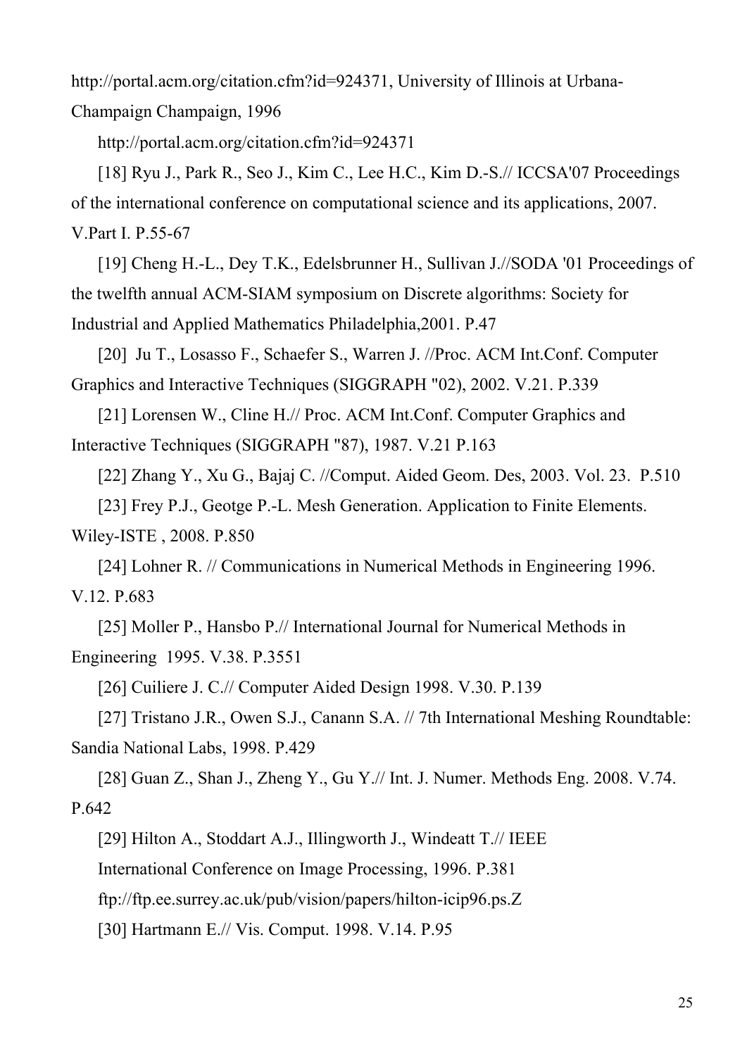http://portal.acm.org/citation.cfm?id=924371, University of Illinois at Urbana-Champaign Champaign, 1996

http://portal.acm.org/citation.cfm?id=924371

[18] Ryu J., Park R., Seo J., Kim C., Lee H.C., Kim D.-S.// ICCSA'07 Proceedings of the international conference on computational science and its applications, 2007. V.Part I. P.55-67

[19] Cheng H.-L., Dey T.K., Edelsbrunner H., Sullivan J.//SODA '01 Proceedings of the twelfth annual ACM-SIAM symposium on Discrete algorithms: Society for Industrial and Applied Mathematics Philadelphia,2001. P.47

[20] Ju T., Losasso F., Schaefer S., Warren J. //Proc. ACM Int.Conf. Computer Graphics and Interactive Techniques (SIGGRAPH "02), 2002. V.21. P.339

[21] Lorensen W., Cline H.// Proc. ACM Int.Conf. Computer Graphics and Interactive Techniques (SIGGRAPH "87), 1987. V.21 P.163

[22] Zhang Y., Xu G., Bajaj C. //Comput. Aided Geom. Des, 2003. Vol. 23. P.510

[23] Frey P.J., Geotge P.-L. Mesh Generation. Application to Finite Elements. Wiley-ISTE , 2008. P.850

[24] Lohner R. // Communications in Numerical Methods in Engineering 1996. V.12. P.683

[25] Moller P., Hansbo P.// International Journal for Numerical Methods in Engineering 1995. V.38. P.3551

[26] Cuiliere J. C.// Computer Aided Design 1998. V.30. P.139

[27] Tristano J.R., Owen S.J., Canann S.A. // 7th International Meshing Roundtable: Sandia National Labs, 1998. P.429

[28] Guan Z., Shan J., Zheng Y., Gu Y.// Int. J. Numer. Methods Eng. 2008. V.74. P.642

[29] Hilton A., Stoddart A.J., Illingworth J., Windeatt T.// IEEE International Conference on Image Processing, 1996. P.381 ftp://ftp.ee.surrey.ac.uk/pub/vision/papers/hilton-icip96.ps.Z

[30] Hartmann E.// Vis. Comput. 1998. V.14. P.95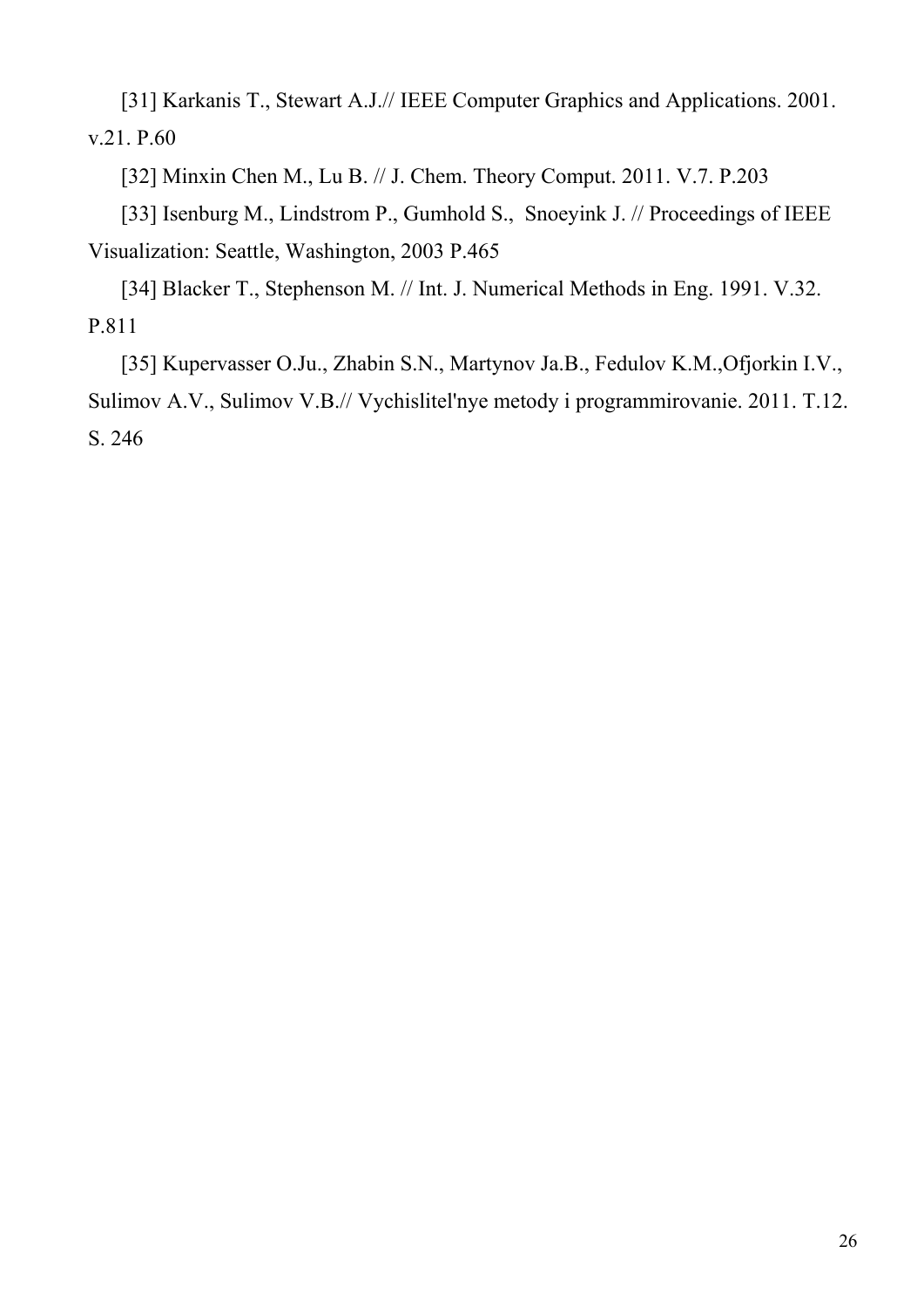[31] Karkanis T., Stewart A.J.// IEEE Computer Graphics and Applications. 2001. v.21. P.60

[32] Minxin Chen M., Lu B. // J. Chem. Theory Comput. 2011. V.7. P.203

[33] Isenburg M., Lindstrom P., Gumhold S., Snoeyink J. // Proceedings of IEEE Visualization: Seattle, Washington, 2003 P.465

[34] Blacker T., Stephenson M. // Int. J. Numerical Methods in Eng. 1991. V.32. P.811

[35] Kupervasser O.Ju., Zhabin S.N., Martynov Ja.B., Fedulov K.M.,Ofjorkin I.V., Sulimov A.V., Sulimov V.B.// Vychislitel'nye metody i programmirovanie. 2011. T.12. S. 246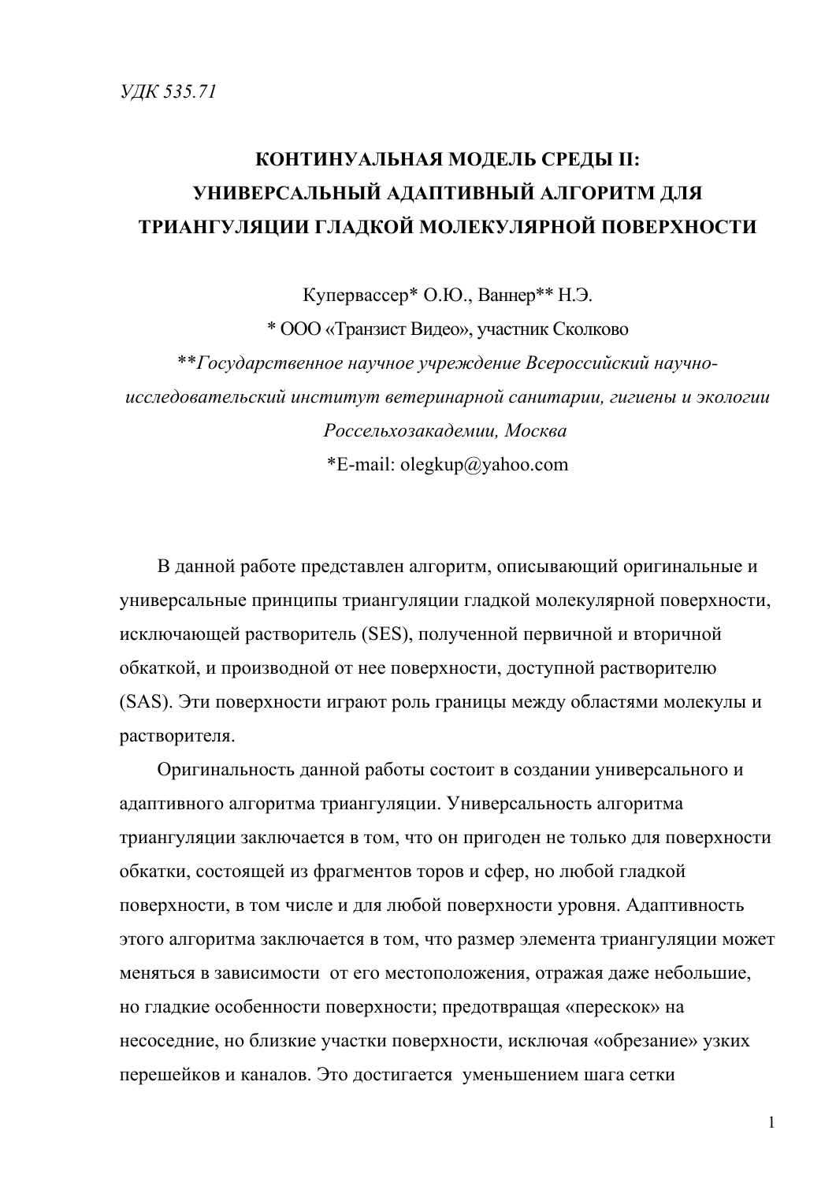*УДК 535.71*

# КОНТИНУАЛЬНАЯ МОДЕЛЬ СРЕДЫ II: УНИВЕРСАЛЬНЫЙ АДАПТИВНЫЙ АЛГОРИТМ ДЛЯ ТРИАНГУЛЯЦИИ ГЛАДКОЙ МОЛЕКУЛЯРНОЙ ПОВЕРХНОСТИ

Купервассер* О.Ю., Ваннер** Н.Э.

\* ООО «Транзист Видео», участник Сколково

*\*\*Государственное научное учреждение Всероссийский научно-исследовательский институт ветеринарной санитарии, гигиены и экологии Россельхозакадемии, Москва*

\*E-mail: olegkup@yahoo.com

В данной работе представлен алгоритм, описывающий оригинальные и универсальные принципы триангуляции гладкой молекулярной поверхности, исключающей растворитель (SES), полученной первичной и вторичной обкаткой, и производной от нее поверхности, доступной растворителю (SAS). Эти поверхности играют роль границы между областями молекулы и растворителя.

Оригинальность данной работы состоит в создании универсального и адаптивного алгоритма триангуляции. Универсальность алгоритма триангуляции заключается в том, что он пригоден не только для поверхности обкатки, состоящей из фрагментов торов и сфер, но любой гладкой поверхности, в том числе и для любой поверхности уровня. Адаптивность этого алгоритма заключается в том, что размер элемента триангуляции может меняться в зависимости от его местоположения, отражая даже небольшие, но гладкие особенности поверхности; предотвращая «перескок» на несоседние, но близкие участки поверхности, исключая «обрезание» узких перешейков и каналов. Это достигается уменьшением шага сетки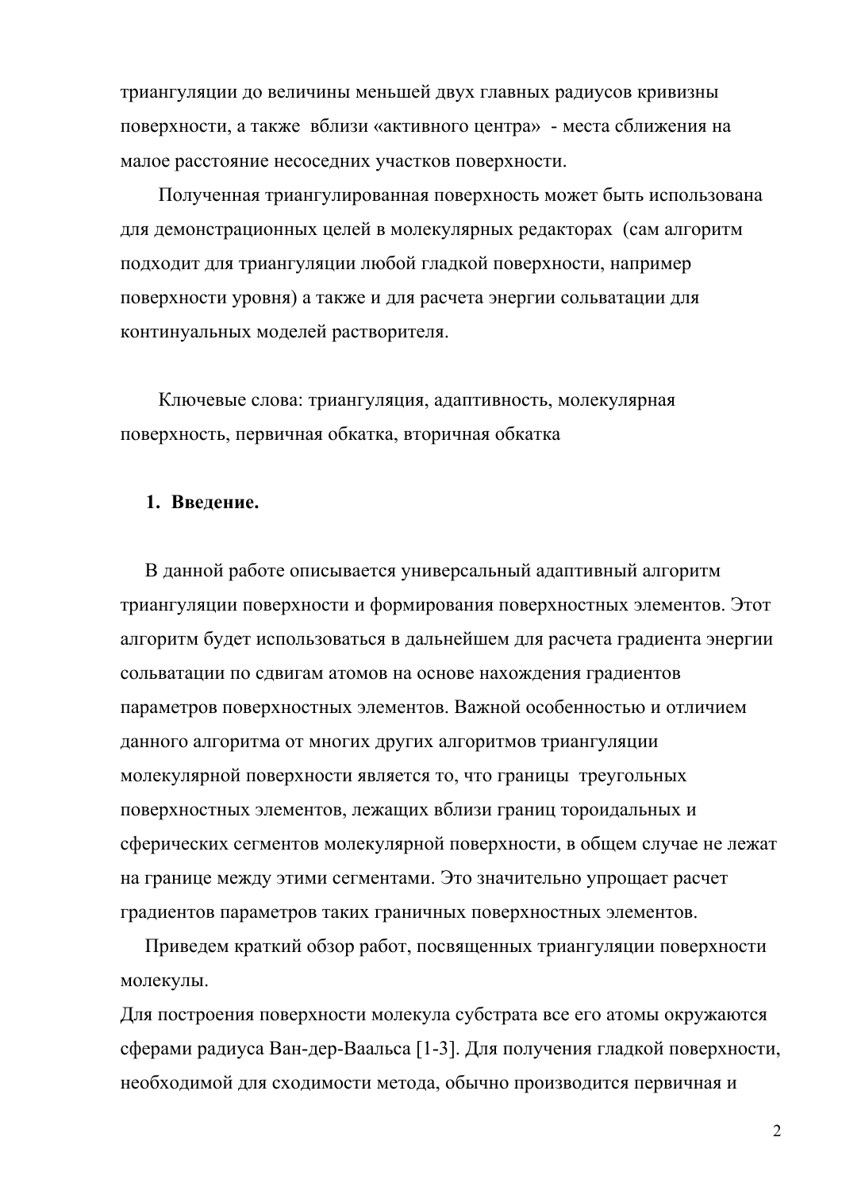триангуляции до величины меньшей двух главных радиусов кривизны поверхности, а также вблизи «активного центра» - места сближения на малое расстояние несоседних участков поверхности.

Полученная триангулированная поверхность может быть использована для демонстрационных целей в молекулярных редакторах (сам алгоритм подходит для триангуляции любой гладкой поверхности, например поверхности уровня) а также и для расчета энергии сольватации для континуальных моделей растворителя.

Ключевые слова: триангуляция, адаптивность, молекулярная поверхность, первичная обкатка, вторичная обкатка

## 1. Введение.

В данной работе описывается универсальный адаптивный алгоритм триангуляции поверхности и формирования поверхностных элементов. Этот алгоритм будет использоваться в дальнейшем для расчета градиента энергии сольватации по сдвигам атомов на основе нахождения градиентов параметров поверхностных элементов. Важной особенностью и отличием данного алгоритма от многих других алгоритмов триангуляции молекулярной поверхности является то, что границы треугольных поверхностных элементов, лежащих вблизи границ тороидальных и сферических сегментов молекулярной поверхности, в общем случае не лежат на границе между этими сегментами. Это значительно упрощает расчет градиентов параметров таких граничных поверхностных элементов.

Приведем краткий обзор работ, посвященных триангуляции поверхности молекулы.

Для построения поверхности молекула субстрата все его атомы окружаются сферами радиуса Ван-дер-Ваальса [1-3]. Для получения гладкой поверхности, необходимой для сходимости метода, обычно производится первичная и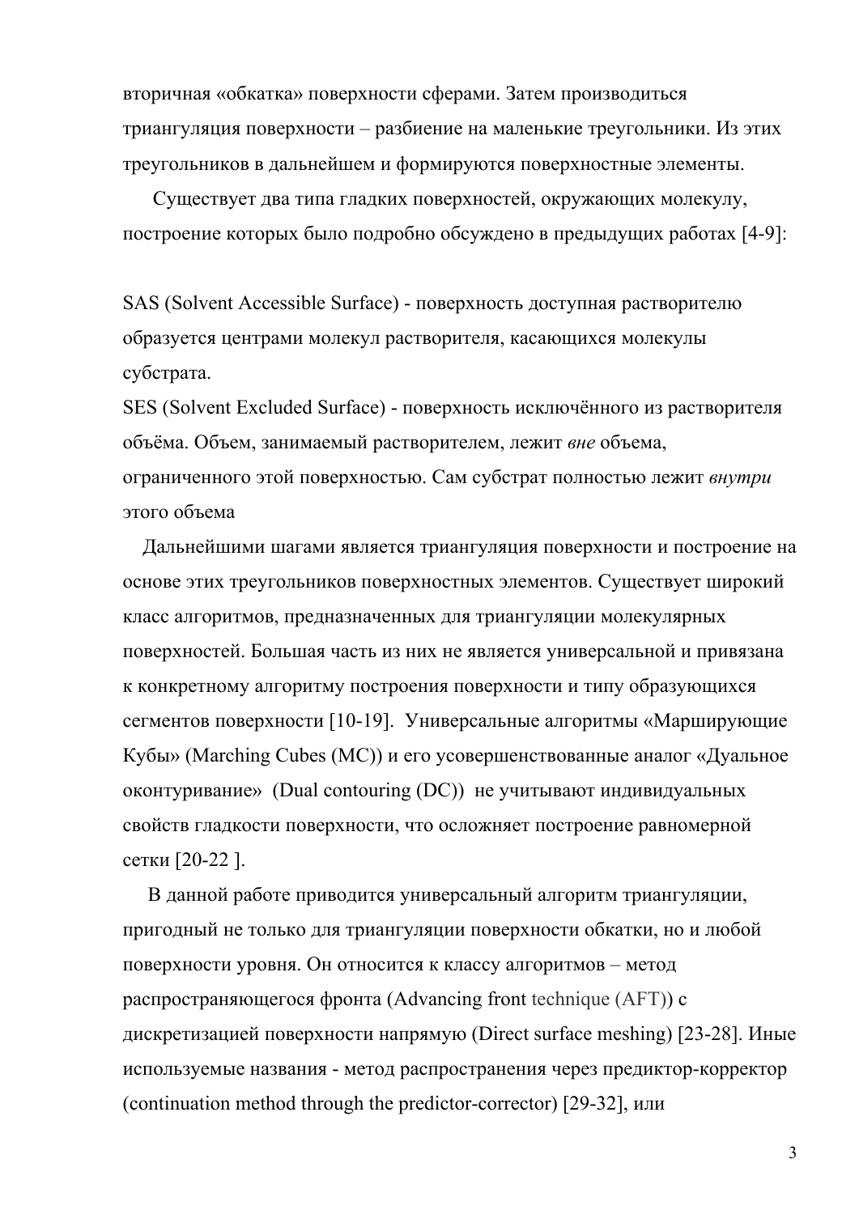вторичная «обкатка» поверхности сферами. Затем производиться триангуляция поверхности – разбиение на маленькие треугольники. Из этих треугольников в дальнейшем и формируются поверхностные элементы.

Существует два типа гладких поверхностей, окружающих молекулу, построение которых было подробно обсуждено в предыдущих работах [4-9]:

SAS (Solvent Accessible Surface) - поверхность доступная растворителю образуется центрами молекул растворителя, касающихся молекулы субстрата.
SES (Solvent Excluded Surface) - поверхность исключённого из растворителя объёма. Объем, занимаемый растворителем, лежит *вне* объема, ограниченного этой поверхностью. Сам субстрат полностью лежит *внутри* этого объема

Дальнейшими шагами является триангуляция поверхности и построение на основе этих треугольников поверхностных элементов. Существует широкий класс алгоритмов, предназначенных для триангуляции молекулярных поверхностей. Большая часть из них не является универсальной и привязана к конкретному алгоритму построения поверхности и типу образующихся сегментов поверхности [10-19]. Универсальные алгоритмы «Марширующие Кубы» (Marching Cubes (MC)) и его усовершенствованные аналог «Дуальное оконтуривание» (Dual contouring (DC)) не учитывают индивидуальных свойств гладкости поверхности, что осложняет построение равномерной сетки [20-22 ].

В данной работе приводится универсальный алгоритм триангуляции, пригодный не только для триангуляции поверхности обкатки, но и любой поверхности уровня. Он относится к классу алгоритмов – метод распространяющегося фронта (Advancing front technique (AFT)) с дискретизацией поверхности напрямую (Direct surface meshing) [23-28]. Иные используемые названия - метод распространения через предиктор-корректор (continuation method through the predictor-corrector) [29-32], или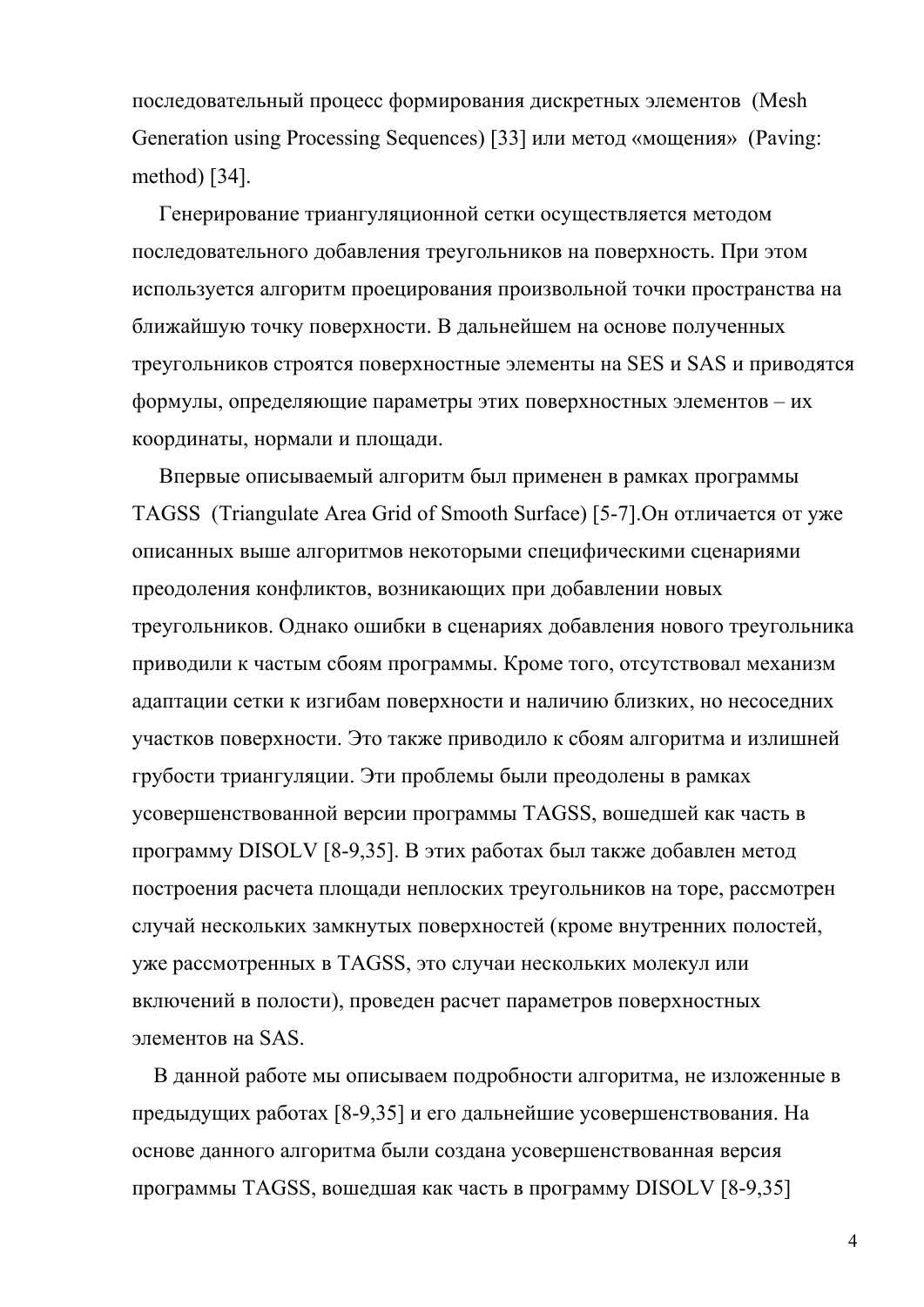последовательный процесс формирования дискретных элементов (Mesh Generation using Processing Sequences) [33] или метод «мощения» (Paving: method) [34].

Генерирование триангуляционной сетки осуществляется методом последовательного добавления треугольников на поверхность. При этом используется алгоритм проецирования произвольной точки пространства на ближайшую точку поверхности. В дальнейшем на основе полученных треугольников строятся поверхностные элементы на SES и SAS и приводятся формулы, определяющие параметры этих поверхностных элементов – их координаты, нормали и площади.

Впервые описываемый алгоритм был применен в рамках программы TAGSS (Triangulate Area Grid of Smooth Surface) [5-7].Он отличается от уже описанных выше алгоритмов некоторыми специфическими сценариями преодоления конфликтов, возникающих при добавлении новых треугольников. Однако ошибки в сценариях добавления нового треугольника приводили к частым сбоям программы. Кроме того, отсутствовал механизм адаптации сетки к изгибам поверхности и наличию близких, но несоседних участков поверхности. Это также приводило к сбоям алгоритма и излишней грубости триангуляции. Эти проблемы были преодолены в рамках усовершенствованной версии программы TAGSS, вошедшей как часть в программу DISOLV [8-9,35]. В этих работах был также добавлен метод построения расчета площади неплоских треугольников на торе, рассмотрен случай нескольких замкнутых поверхностей (кроме внутренних полостей, уже рассмотренных в TAGSS, это случаи нескольких молекул или включений в полости), проведен расчет параметров поверхностных элементов на SAS.

В данной работе мы описываем подробности алгоритма, не изложенные в предыдущих работах [8-9,35] и его дальнейшие усовершенствования. На основе данного алгоритма были создана усовершенствованная версия программы TAGSS, вошедшая как часть в программу DISOLV [8-9,35]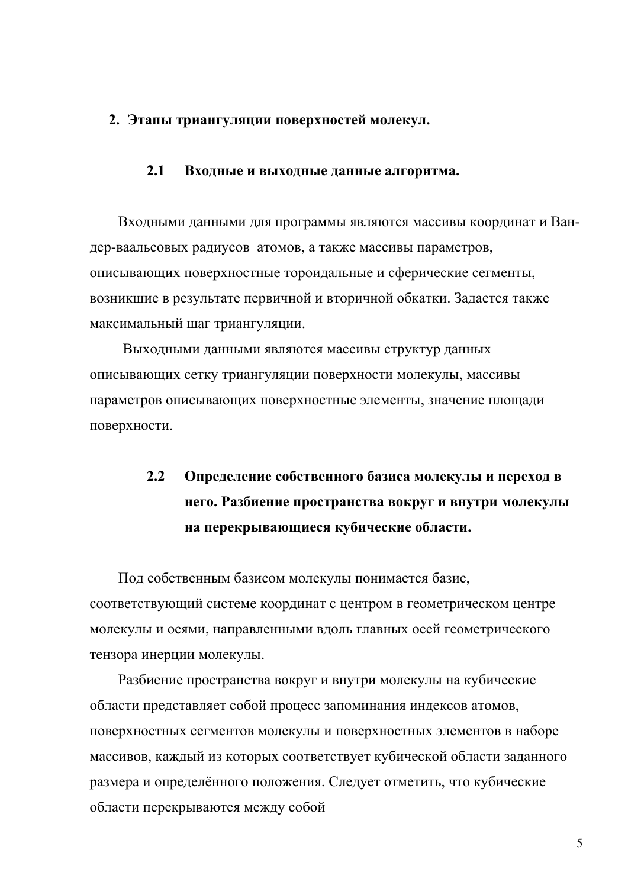## 2. Этапы триангуляции поверхностей молекул.

### 2.1 Входные и выходные данные алгоритма.

Входными данными для программы являются массивы координат и Ван-дер-ваальсовых радиусов атомов, а также массивы параметров, описывающих поверхностные тороидальные и сферические сегменты, возникшие в результате первичной и вторичной обкатки. Задается также максимальный шаг триангуляции.

Выходными данными являются массивы структур данных описывающих сетку триангуляции поверхности молекулы, массивы параметров описывающих поверхностные элементы, значение площади поверхности.

### 2.2 Определение собственного базиса молекулы и переход в него. Разбиение пространства вокруг и внутри молекулы на перекрывающиеся кубические области.

Под собственным базисом молекулы понимается базис, соответствующий системе координат с центром в геометрическом центре молекулы и осями, направленными вдоль главных осей геометрического тензора инерции молекулы.

Разбиение пространства вокруг и внутри молекулы на кубические области представляет собой процесс запоминания индексов атомов, поверхностных сегментов молекулы и поверхностных элементов в наборе массивов, каждый из которых соответствует кубической области заданного размера и определённого положения. Следует отметить, что кубические области перекрываются между собой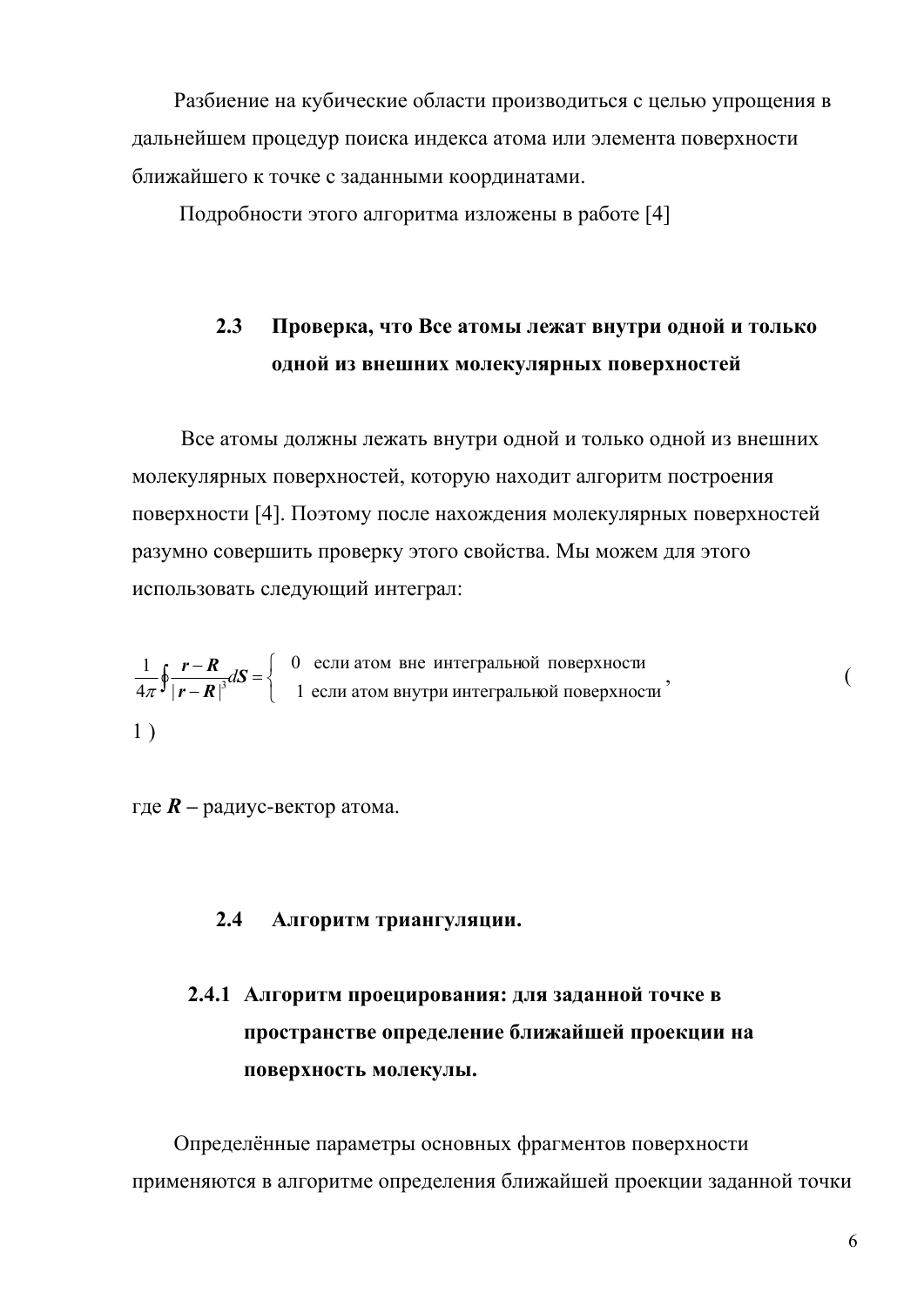Разбиение на кубические области производиться с целью упрощения в дальнейшем процедур поиска индекса атома или элемента поверхности ближайшего к точке с заданными координатами.

Подробности этого алгоритма изложены в работе [4]

### 2.3 Проверка, что Все атомы лежат внутри одной и только одной из внешних молекулярных поверхностей

Все атомы должны лежать внутри одной и только одной из внешних молекулярных поверхностей, которую находит алгоритм построения поверхности [4]. Поэтому после нахождения молекулярных поверхностей разумно совершить проверку этого свойства. Мы можем для этого использовать следующий интеграл:

$$\frac{1}{4\pi}\oint \frac{\boldsymbol{r}-\boldsymbol{R}}{|\boldsymbol{r}-\boldsymbol{R}|^3} d\boldsymbol{S} = \begin{cases} 0 & \text{если атом вне интегральной поверхности} \\ 1 & \text{если атом внутри интегральной поверхности} \end{cases}, \qquad (1)$$

где $\boldsymbol{R}$ – радиус-вектор атома.

### 2.4 Алгоритм триангуляции.

#### 2.4.1 Алгоритм проецирования: для заданной точке в пространстве определение ближайшей проекции на поверхность молекулы.

Определённые параметры основных фрагментов поверхности применяются в алгоритме определения ближайшей проекции заданной точки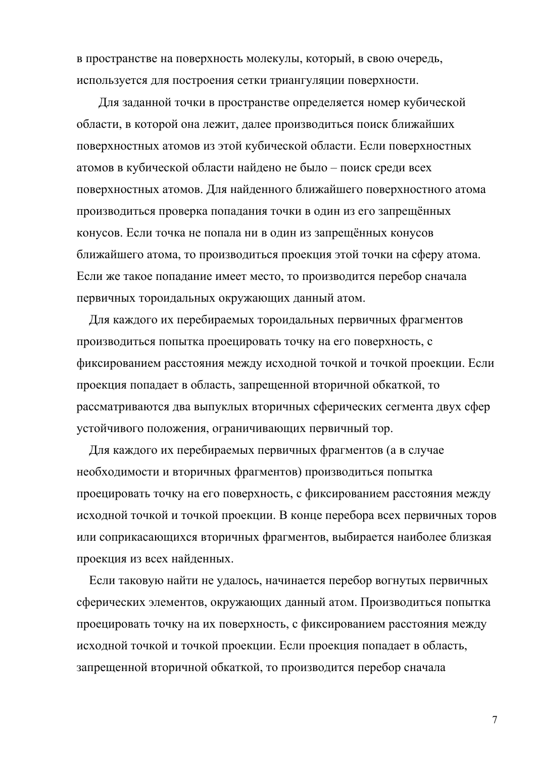в пространстве на поверхность молекулы, который, в свою очередь, используется для построения сетки триангуляции поверхности.

Для заданной точки в пространстве определяется номер кубической области, в которой она лежит, далее производиться поиск ближайших поверхностных атомов из этой кубической области. Если поверхностных атомов в кубической области найдено не было – поиск среди всех поверхностных атомов. Для найденного ближайшего поверхностного атома производиться проверка попадания точки в один из его запрещённых конусов. Если точка не попала ни в один из запрещённых конусов ближайшего атома, то производиться проекция этой точки на сферу атома. Если же такое попадание имеет место, то производится перебор сначала первичных тороидальных окружающих данный атом.

Для каждого их перебираемых тороидальных первичных фрагментов производиться попытка проецировать точку на его поверхность, с фиксированием расстояния между исходной точкой и точкой проекции. Если проекция попадает в область, запрещенной вторичной обкаткой, то рассматриваются два выпуклых вторичных сферических сегмента двух сфер устойчивого положения, ограничивающих первичный тор.

Для каждого их перебираемых первичных фрагментов (а в случае необходимости и вторичных фрагментов) производиться попытка проецировать точку на его поверхность, с фиксированием расстояния между исходной точкой и точкой проекции. В конце перебора всех первичных торов или соприкасающихся вторичных фрагментов, выбирается наиболее близкая проекция из всех найденных.

Если таковую найти не удалось, начинается перебор вогнутых первичных сферических элементов, окружающих данный атом. Производиться попытка проецировать точку на их поверхность, с фиксированием расстояния между исходной точкой и точкой проекции. Если проекция попадает в область, запрещенной вторичной обкаткой, то производится перебор сначала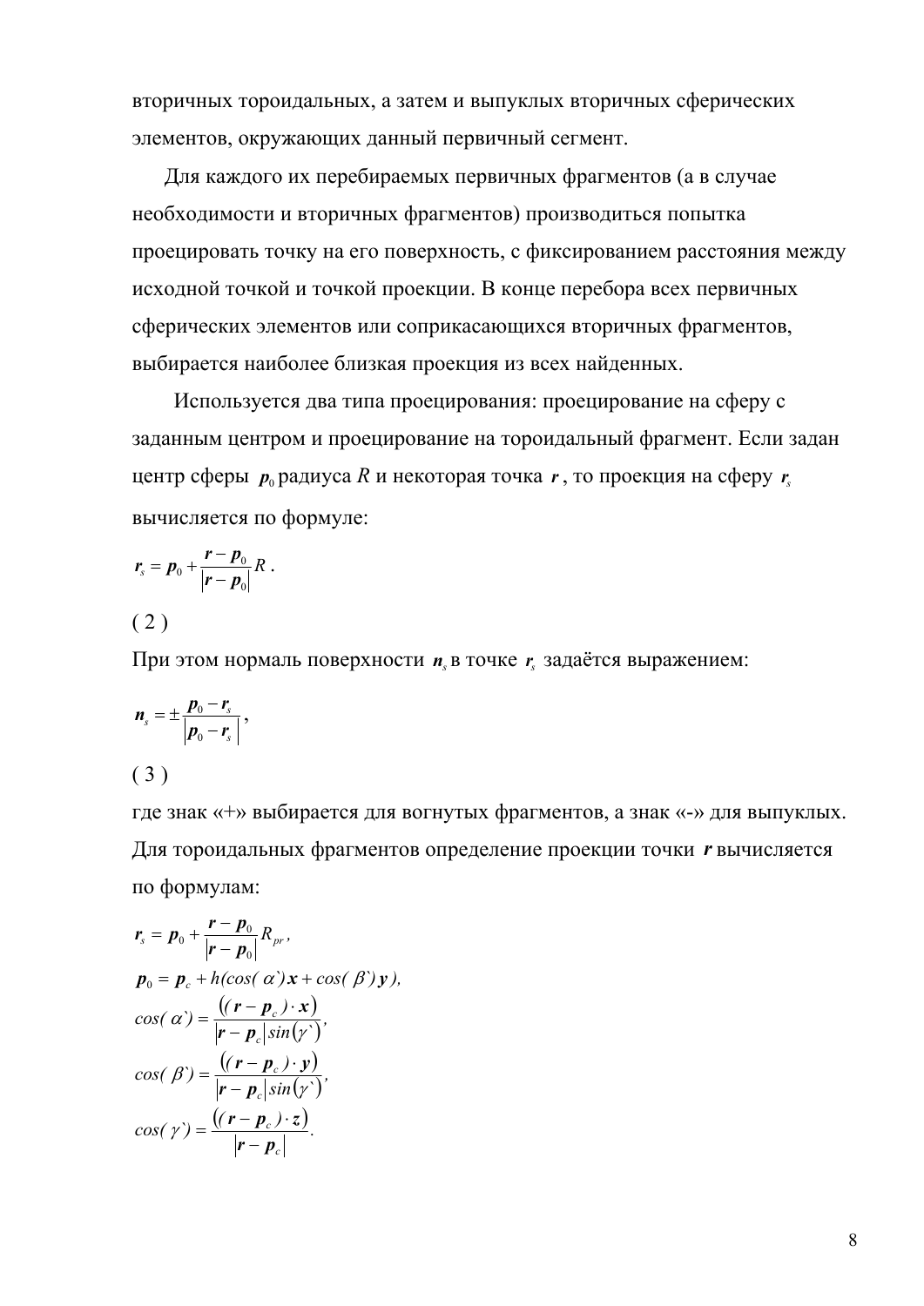вторичных тороидальных, а затем и выпуклых вторичных сферических элементов, окружающих данный первичный сегмент.

Для каждого их перебираемых первичных фрагментов (а в случае необходимости и вторичных фрагментов) производиться попытка проецировать точку на его поверхность, с фиксированием расстояния между исходной точкой и точкой проекции. В конце перебора всех первичных сферических элементов или соприкасающихся вторичных фрагментов, выбирается наиболее близкая проекция из всех найденных.

Используется два типа проецирования: проецирование на сферу с заданным центром и проецирование на тороидальный фрагмент. Если задан центр сферы $\boldsymbol{p}_0$ радиуса $R$ и некоторая точка $\boldsymbol{r}$, то проекция на сферу $\boldsymbol{r}_s$ вычисляется по формуле:

$$\boldsymbol{r}_s = \boldsymbol{p}_0 + \frac{\boldsymbol{r} - \boldsymbol{p}_0}{|\boldsymbol{r} - \boldsymbol{p}_0|} R \,. \tag{2}$$

При этом нормаль поверхности $\boldsymbol{n}_s$ в точке $\boldsymbol{r}_s$ задаётся выражением:

$$\boldsymbol{n}_s = \pm \frac{\boldsymbol{p}_0 - \boldsymbol{r}_s}{|\boldsymbol{p}_0 - \boldsymbol{r}_s|} \,, \tag{3}$$

где знак «+» выбирается для вогнутых фрагментов, а знак «-» для выпуклых. Для тороидальных фрагментов определение проекции точки $\boldsymbol{r}$ вычисляется по формулам:

$$\boldsymbol{r}_s = \boldsymbol{p}_0 + \frac{\boldsymbol{r} - \boldsymbol{p}_0}{|\boldsymbol{r} - \boldsymbol{p}_0|} R_{pr} \,,$$

$$\boldsymbol{p}_0 = \boldsymbol{p}_c + h(\cos(\alpha`)\boldsymbol{x} + \cos(\beta`)\boldsymbol{y}),$$

$$\cos(\alpha`) = \frac{((\boldsymbol{r} - \boldsymbol{p}_c) \cdot \boldsymbol{x})}{|\boldsymbol{r} - \boldsymbol{p}_c| \sin(\gamma`)},$$

$$\cos(\beta`) = \frac{((\boldsymbol{r} - \boldsymbol{p}_c) \cdot \boldsymbol{y})}{|\boldsymbol{r} - \boldsymbol{p}_c| \sin(\gamma`)},$$

$$\cos(\gamma`) = \frac{((\boldsymbol{r} - \boldsymbol{p}_c) \cdot \boldsymbol{z})}{|\boldsymbol{r} - \boldsymbol{p}_c|}.$$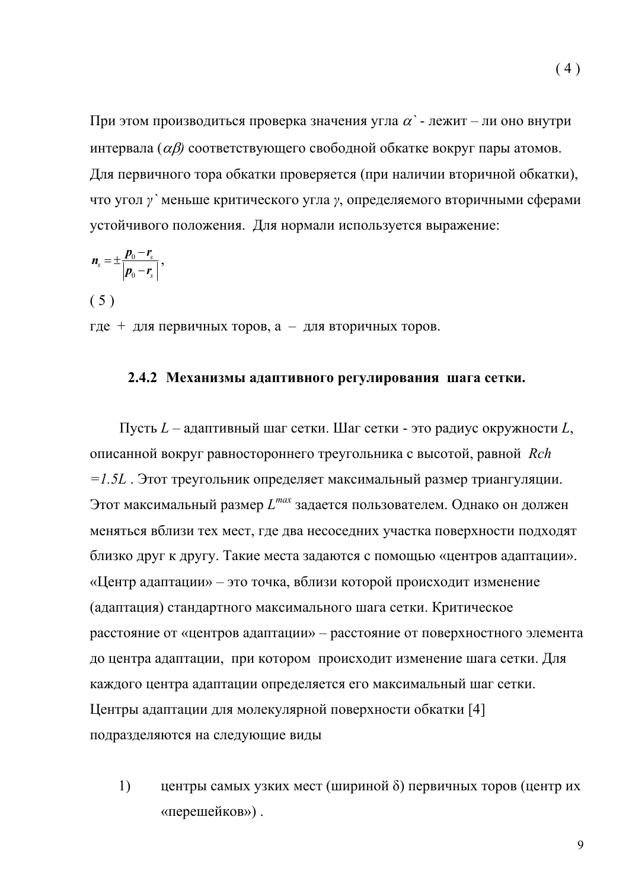( 4 )

При этом производиться проверка значения угла $\alpha`$ - лежит – ли оно внутри интервала ($\alpha\beta$) соответствующего свободной обкатке вокруг пары атомов. Для первичного тора обкатки проверяется (при наличии вторичной обкатки), что угол $\gamma`$ меньше критического угла $\gamma$, определяемого вторичными сферами устойчивого положения. Для нормали используется выражение:

$$\boldsymbol{n}_s = \pm \frac{\boldsymbol{p}_0 - \boldsymbol{r}_s}{\left|\boldsymbol{p}_0 - \boldsymbol{r}_s\right|},$$

( 5 )

где + для первичных торов, а – для вторичных торов.

### 2.4.2 Механизмы адаптивного регулирования шага сетки.

Пусть $L$ – адаптивный шаг сетки. Шаг сетки - это радиус окружности $L$, описанной вокруг равностороннего треугольника с высотой, равной $Rch = 1.5L$. Этот треугольник определяет максимальный размер триангуляции. Этот максимальный размер $L^{max}$ задается пользователем. Однако он должен меняться вблизи тех мест, где два несоседних участка поверхности подходят близко друг к другу. Такие места задаются с помощью «центров адаптации». «Центр адаптации» – это точка, вблизи которой происходит изменение (адаптация) стандартного максимального шага сетки. Критическое расстояние от «центров адаптации» – расстояние от поверхностного элемента до центра адаптации, при котором происходит изменение шага сетки. Для каждого центра адаптации определяется его максимальный шаг сетки. Центры адаптации для молекулярной поверхности обкатки [4] подразделяются на следующие виды

1) центры самых узких мест (шириной $\delta$) первичных торов (центр их «перешейков») .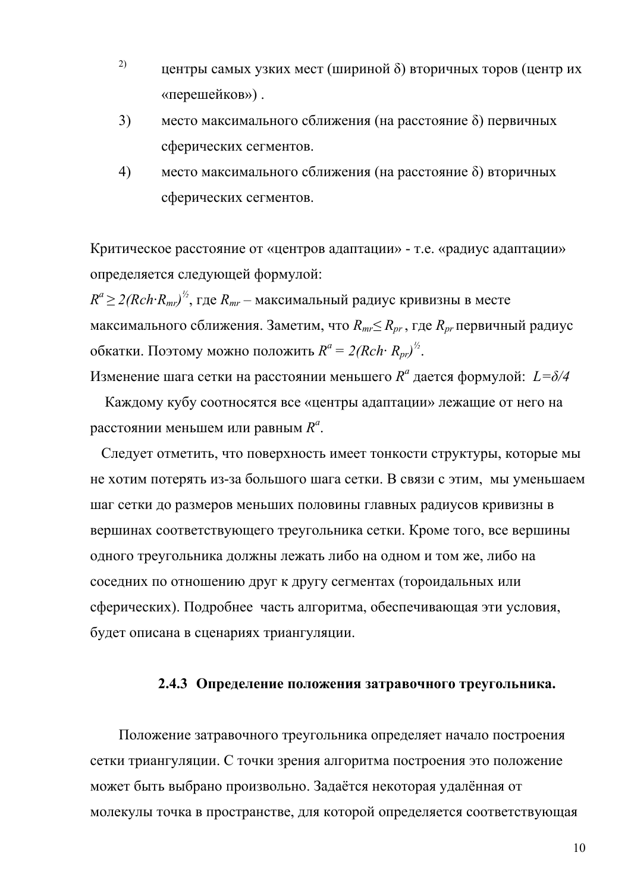2) центры самых узких мест (шириной δ) вторичных торов (центр их «перешейков») .

3) место максимального сближения (на расстояние δ) первичных сферических сегментов.

4) место максимального сближения (на расстояние δ) вторичных сферических сегментов.

Критическое расстояние от «центров адаптации» - т.е. «радиус адаптации» определяется следующей формулой:

$R^a \geq 2(Rch \cdot R_{mr})^{½}$, где $R_{mr}$ – максимальный радиус кривизны в месте максимального сближения. Заметим, что $R_{mr} \leq R_{pr}$ , где $R_{pr}$ первичный радиус обкатки. Поэтому можно положить $R^a = 2(Rch \cdot R_{pr})^{½}$.

Изменение шага сетки на расстоянии меньшего $R^a$ дается формулой: $L=\delta/4$

Каждому кубу соотносятся все «центры адаптации» лежащие от него на расстоянии меньшем или равным $R^a$.

Следует отметить, что поверхность имеет тонкости структуры, которые мы не хотим потерять из-за большого шага сетки. В связи с этим, мы уменьшаем шаг сетки до размеров меньших половины главных радиусов кривизны в вершинах соответствующего треугольника сетки. Кроме того, все вершины одного треугольника должны лежать либо на одном и том же, либо на соседних по отношению друг к другу сегментах (тороидальных или сферических). Подробнее часть алгоритма, обеспечивающая эти условия, будет описана в сценариях триангуляции.

### 2.4.3 Определение положения затравочного треугольника.

Положение затравочного треугольника определяет начало построения сетки триангуляции. С точки зрения алгоритма построения это положение может быть выбрано произвольно. Задаётся некоторая удалённая от молекулы точка в пространстве, для которой определяется соответствующая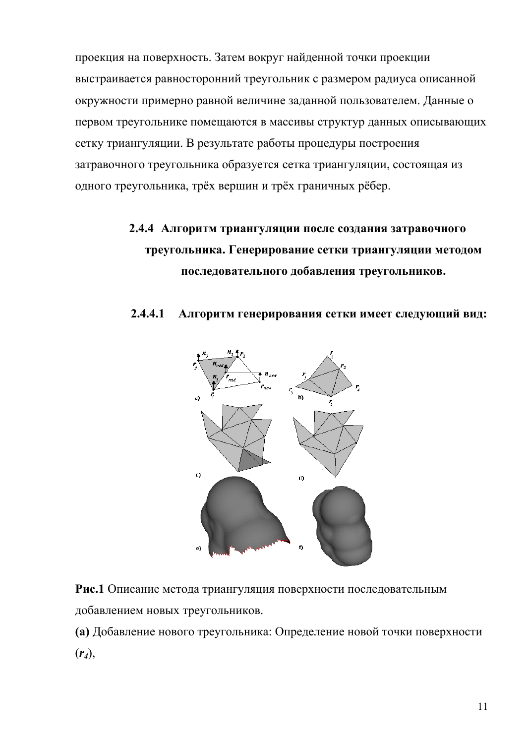проекция на поверхность. Затем вокруг найденной точки проекции выстраивается равносторонний треугольник с размером радиуса описанной окружности примерно равной величине заданной пользователем. Данные о первом треугольнике помещаются в массивы структур данных описывающих сетку триангуляции. В результате работы процедуры построения затравочного треугольника образуется сетка триангуляции, состоящая из одного треугольника, трёх вершин и трёх граничных рёбер.

### 2.4.4 Алгоритм триангуляции после создания затравочного треугольника. Генерирование сетки триангуляции методом последовательного добавления треугольников.

#### 2.4.4.1 Алгоритм генерирования сетки имеет следующий вид:

**Рис.1** Описание метода триангуляция поверхности последовательным добавлением новых треугольников.

**(a)** Добавление нового треугольника: Определение новой точки поверхности ($\boldsymbol{r_4}$),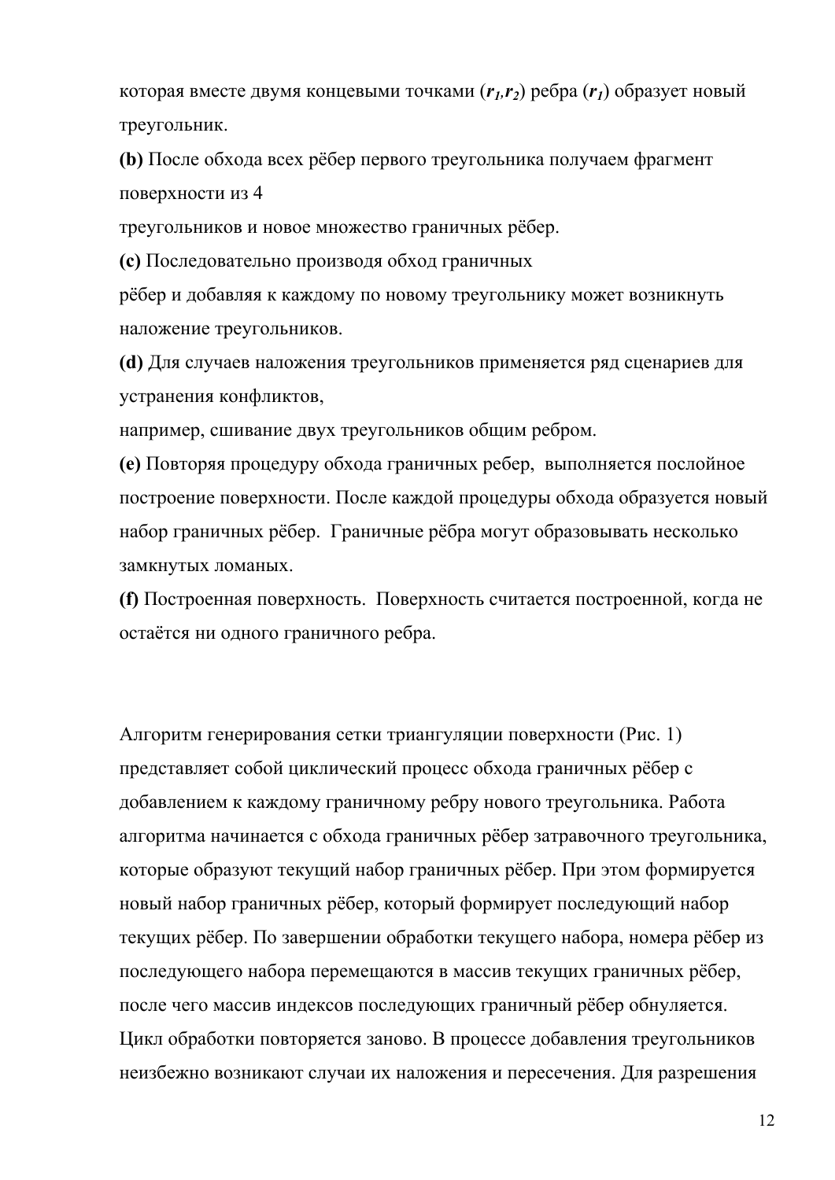которая вместе двумя концевыми точками ($\boldsymbol{r_1}$,$\boldsymbol{r_2}$) ребра ($\boldsymbol{r_1}$) образует новый треугольник.

**(b)** После обхода всех рёбер первого треугольника получаем фрагмент поверхности из 4 треугольников и новое множество граничных рёбер.

**(c)** Последовательно производя обход граничных рёбер и добавляя к каждому по новому треугольнику может возникнуть наложение треугольников.

**(d)** Для случаев наложения треугольников применяется ряд сценариев для устранения конфликтов, например, сшивание двух треугольников общим ребром.

**(e)** Повторяя процедуру обхода граничных ребер, выполняется послойное построение поверхности. После каждой процедуры обхода образуется новый набор граничных рёбер. Граничные рёбра могут образовывать несколько замкнутых ломаных.

**(f)** Построенная поверхность. Поверхность считается построенной, когда не остаётся ни одного граничного ребра.

Алгоритм генерирования сетки триангуляции поверхности (Рис. 1) представляет собой циклический процесс обхода граничных рёбер с добавлением к каждому граничному ребру нового треугольника. Работа алгоритма начинается с обхода граничных рёбер затравочного треугольника, которые образуют текущий набор граничных рёбер. При этом формируется новый набор граничных рёбер, который формирует последующий набор текущих рёбер. По завершении обработки текущего набора, номера рёбер из последующего набора перемещаются в массив текущих граничных рёбер, после чего массив индексов последующих граничный рёбер обнуляется. Цикл обработки повторяется заново. В процессе добавления треугольников неизбежно возникают случаи их наложения и пересечения. Для разрешения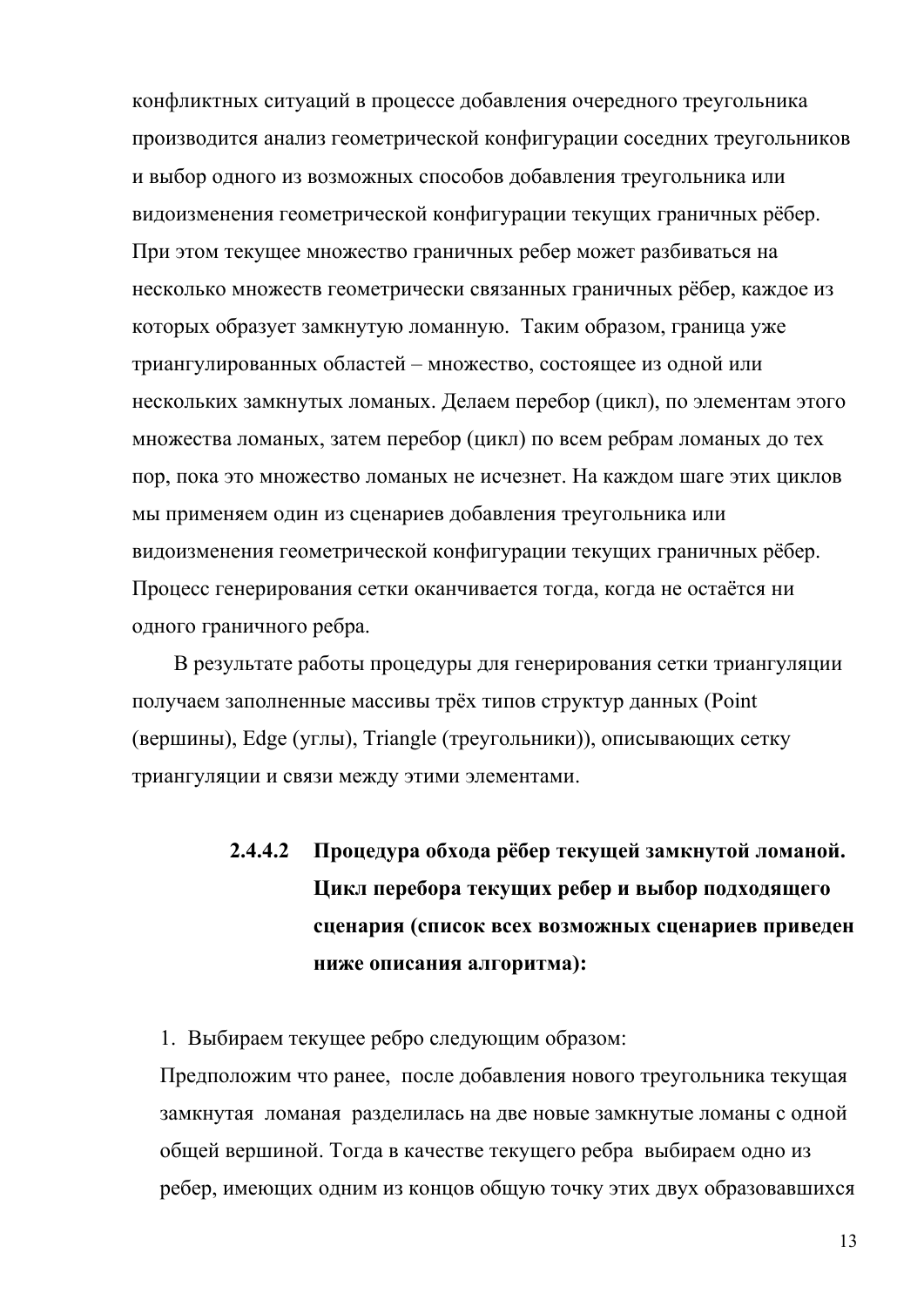конфликтных ситуаций в процессе добавления очередного треугольника производится анализ геометрической конфигурации соседних треугольников и выбор одного из возможных способов добавления треугольника или видоизменения геометрической конфигурации текущих граничных рёбер. При этом текущее множество граничных ребер может разбиваться на несколько множеств геометрически связанных граничных рёбер, каждое из которых образует замкнутую ломанную. Таким образом, граница уже триангулированных областей – множество, состоящее из одной или нескольких замкнутых ломаных. Делаем перебор (цикл), по элементам этого множества ломаных, затем перебор (цикл) по всем ребрам ломаных до тех пор, пока это множество ломаных не исчезнет. На каждом шаге этих циклов мы применяем один из сценариев добавления треугольника или видоизменения геометрической конфигурации текущих граничных рёбер. Процесс генерирования сетки оканчивается тогда, когда не остаётся ни одного граничного ребра.

В результате работы процедуры для генерирования сетки триангуляции получаем заполненные массивы трёх типов структур данных (Point (вершины), Edge (углы), Triangle (треугольники)), описывающих сетку триангуляции и связи между этими элементами.

#### 2.4.4.2 Процедура обхода рёбер текущей замкнутой ломаной. Цикл перебора текущих ребер и выбор подходящего сценария (список всех возможных сценариев приведен ниже описания алгоритма):

1. Выбираем текущее ребро следующим образом:

Предположим что ранее, после добавления нового треугольника текущая замкнутая ломаная разделилась на две новые замкнутые ломаны с одной общей вершиной. Тогда в качестве текущего ребра выбираем одно из ребер, имеющих одним из концов общую точку этих двух образовавшихся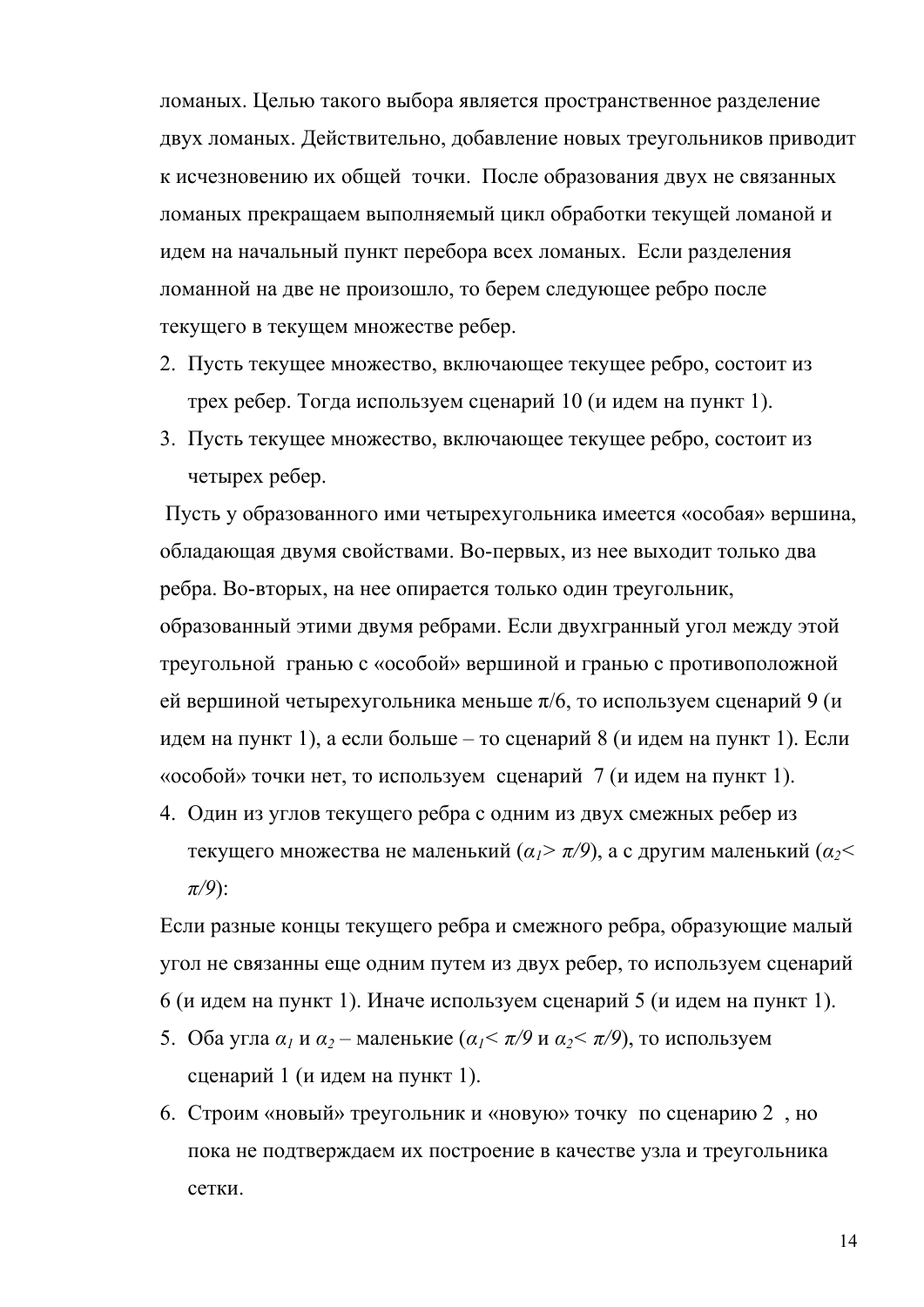ломаных. Целью такого выбора является пространственное разделение двух ломаных. Действительно, добавление новых треугольников приводит к исчезновению их общей точки. После образования двух не связанных ломаных прекращаем выполняемый цикл обработки текущей ломаной и идем на начальный пункт перебора всех ломаных. Если разделения ломанной на две не произошло, то берем следующее ребро после текущего в текущем множестве ребер.

2. Пусть текущее множество, включающее текущее ребро, состоит из трех ребер. Тогда используем сценарий 10 (и идем на пункт 1).
3. Пусть текущее множество, включающее текущее ребро, состоит из четырех ребер.

Пусть у образованного ими четырехугольника имеется «особая» вершина, обладающая двумя свойствами. Во-первых, из нее выходит только два ребра. Во-вторых, на нее опирается только один треугольник, образованный этими двумя ребрами. Если двухгранный угол между этой треугольной гранью с «особой» вершиной и гранью с противоположной ей вершиной четырехугольника меньше $\pi/6$, то используем сценарий 9 (и идем на пункт 1), а если больше – то сценарий 8 (и идем на пункт 1). Если «особой» точки нет, то используем сценарий 7 (и идем на пункт 1).

4. Один из углов текущего ребра с одним из двух смежных ребер из текущего множества не маленький ($\alpha_1 > \pi/9$), а с другим маленький ($\alpha_2 < \pi/9$):

Если разные концы текущего ребра и смежного ребра, образующие малый угол не связанны еще одним путем из двух ребер, то используем сценарий 6 (и идем на пункт 1). Иначе используем сценарий 5 (и идем на пункт 1).

5. Оба угла $\alpha_1$ и $\alpha_2$ – маленькие ($\alpha_1 < \pi/9$ и $\alpha_2 < \pi/9$), то используем сценарий 1 (и идем на пункт 1).
6. Строим «новый» треугольник и «новую» точку по сценарию 2 , но пока не подтверждаем их построение в качестве узла и треугольника сетки.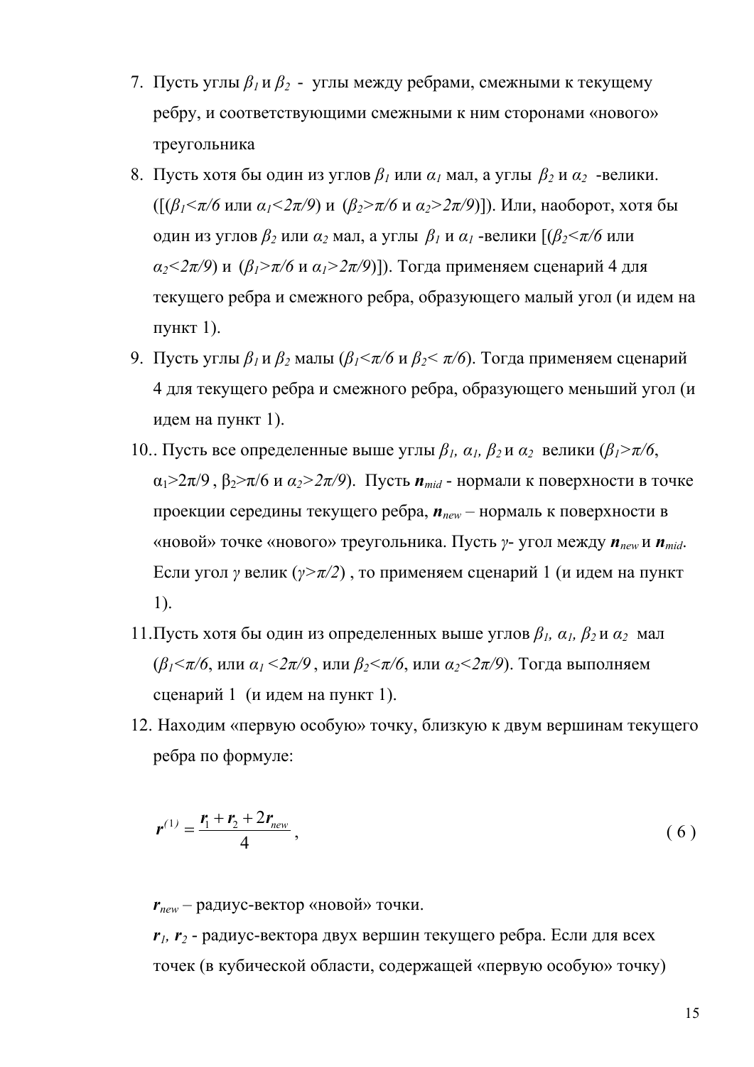7. Пусть углы $\beta_1$ и $\beta_2$ - углы между ребрами, смежными к текущему ребру, и соответствующими смежными к ним сторонами «нового» треугольника
8. Пусть хотя бы один из углов $\beta_1$ или $\alpha_1$ мал, а углы $\beta_2$ и $\alpha_2$ -велики. ([($\beta_1<\pi/6$ или $\alpha_1<2\pi/9$) и ($\beta_2>\pi/6$ и $\alpha_2>2\pi/9$)]). Или, наоборот, хотя бы один из углов $\beta_2$ или $\alpha_2$ мал, а углы $\beta_1$ и $\alpha_1$ -велики [($\beta_2<\pi/6$ или $\alpha_2<2\pi/9$) и ($\beta_1>\pi/6$ и $\alpha_1>2\pi/9$)]). Тогда применяем сценарий 4 для текущего ребра и смежного ребра, образующего малый угол (и идем на пункт 1).
9. Пусть углы $\beta_1$ и $\beta_2$ малы ($\beta_1<\pi/6$ и $\beta_2<\pi/6$). Тогда применяем сценарий 4 для текущего ребра и смежного ребра, образующего меньший угол (и идем на пункт 1).
10. . Пусть все определенные выше углы $\beta_1$, $\alpha_1$, $\beta_2$ и $\alpha_2$ велики ($\beta_1>\pi/6$, $\alpha_1>2\pi/9$, $\beta_2>\pi/6$ и $\alpha_2>2\pi/9$). Пусть $\boldsymbol{n}_{mid}$ - нормали к поверхности в точке проекции середины текущего ребра, $\boldsymbol{n}_{new}$ – нормаль к поверхности в «новой» точке «нового» треугольника. Пусть $\gamma$- угол между $\boldsymbol{n}_{new}$ и $\boldsymbol{n}_{mid}$. Если угол $\gamma$ велик ($\gamma>\pi/2$) , то применяем сценарий 1 (и идем на пункт 1).
11. Пусть хотя бы один из определенных выше углов $\beta_1$, $\alpha_1$, $\beta_2$ и $\alpha_2$ мал ($\beta_1<\pi/6$, или $\alpha_1<2\pi/9$ , или $\beta_2<\pi/6$, или $\alpha_2<2\pi/9$). Тогда выполняем сценарий 1 (и идем на пункт 1).
12. Находим «первую особую» точку, близкую к двум вершинам текущего ребра по формуле:

$$\boldsymbol{r}^{(1)} = \frac{\boldsymbol{r}_1 + \boldsymbol{r}_2 + 2\boldsymbol{r}_{new}}{4}, \tag{6}$$

$\boldsymbol{r}_{new}$ – радиус-вектор «новой» точки.

$\boldsymbol{r}_1$, $\boldsymbol{r}_2$ - радиус-вектора двух вершин текущего ребра. Если для всех точек (в кубической области, содержащей «первую особую» точку)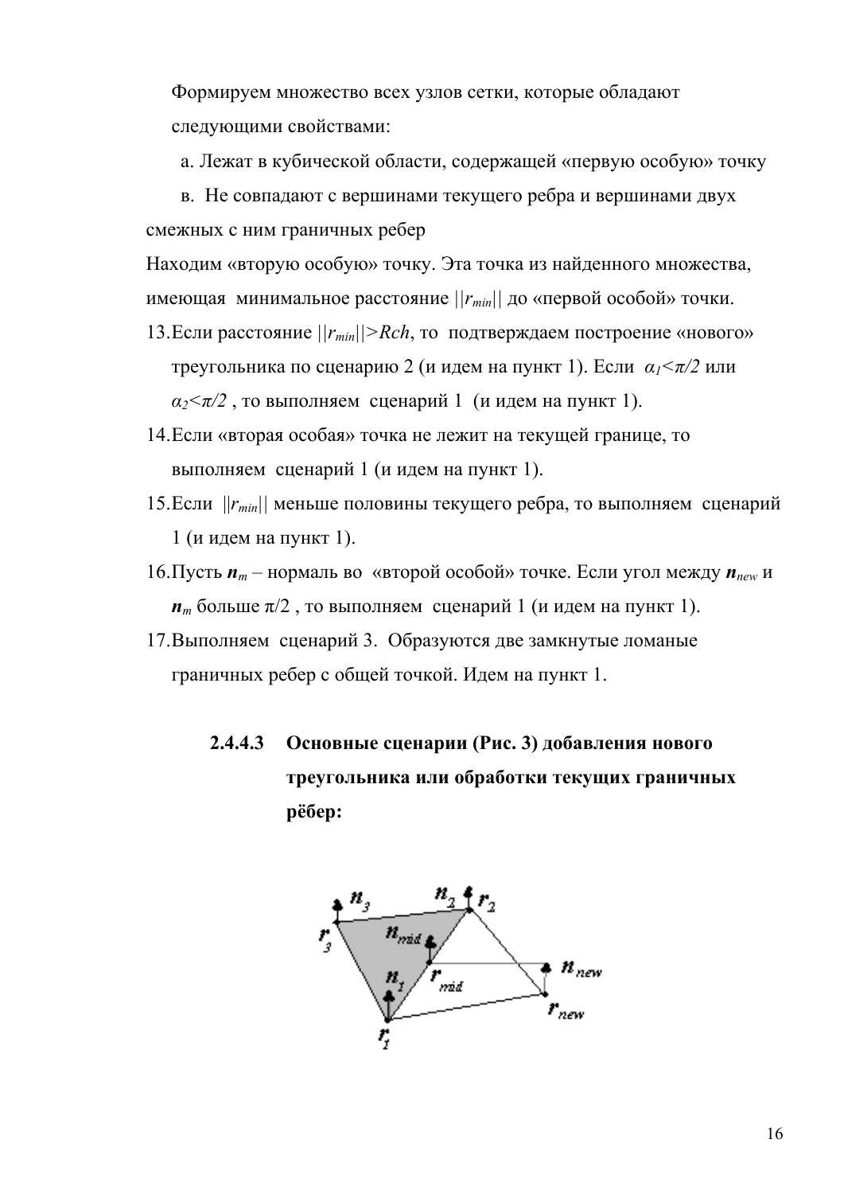Формируем множество всех узлов сетки, которые обладают следующими свойствами:

а. Лежат в кубической области, содержащей «первую особую» точку

в. Не совпадают с вершинами текущего ребра и вершинами двух смежных с ним граничных ребер

Находим «вторую особую» точку. Эта точка из найденного множества, имеющая минимальное расстояние $||r_{min}||$ до «первой особой» точки.

13. Если расстояние $||r_{min}||>Rch$, то подтверждаем построение «нового» треугольника по сценарию 2 (и идем на пункт 1). Если $\alpha_1<\pi/2$ или $\alpha_2<\pi/2$ , то выполняем сценарий 1 (и идем на пункт 1).
14. Если «вторая особая» точка не лежит на текущей границе, то выполняем сценарий 1 (и идем на пункт 1).
15. Если $||r_{min}||$ меньше половины текущего ребра, то выполняем сценарий 1 (и идем на пункт 1).
16. Пусть $\boldsymbol{n}_m$ – нормаль во «второй особой» точке. Если угол между $\boldsymbol{n}_{new}$ и $\boldsymbol{n}_m$ больше $\pi/2$ , то выполняем сценарий 1 (и идем на пункт 1).
17. Выполняем сценарий 3. Образуются две замкнутые ломаные граничных ребер с общей точкой. Идем на пункт 1.

#### 2.4.4.3 Основные сценарии (Рис. 3) добавления нового треугольника или обработки текущих граничных рёбер: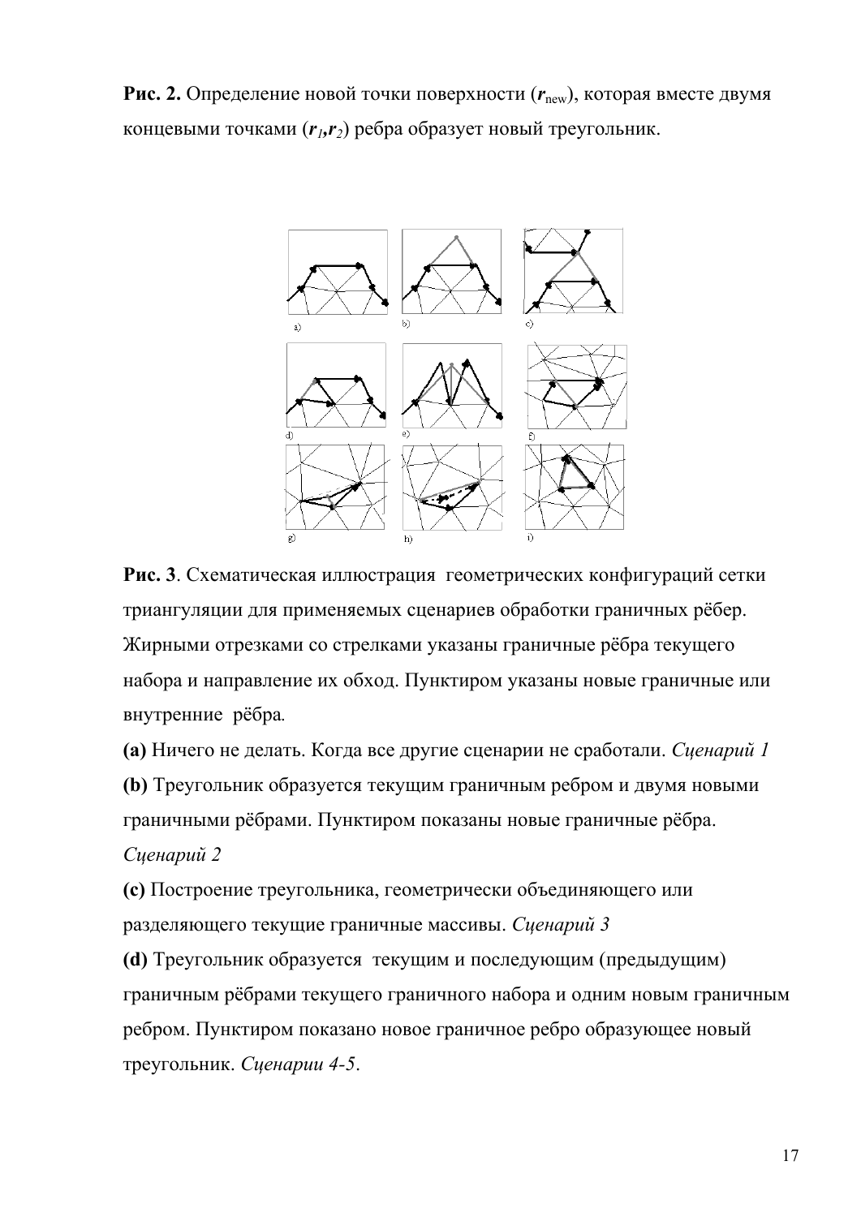**Рис. 2.** Определение новой точки поверхности ($\boldsymbol{r}_{\text{new}}$), которая вместе двумя концевыми точками ($\boldsymbol{r}_1,\boldsymbol{r}_2$) ребра образует новый треугольник.

**Рис. 3**. Схематическая иллюстрация геометрических конфигураций сетки триангуляции для применяемых сценариев обработки граничных рёбер. Жирными отрезками со стрелками указаны граничные рёбра текущего набора и направление их обход. Пунктиром указаны новые граничные или внутренние рёбра.

**(a)** Ничего не делать. Когда все другие сценарии не сработали. *Сценарий 1*

**(b)** Треугольник образуется текущим граничным ребром и двумя новыми граничными рёбрами. Пунктиром показаны новые граничные рёбра. *Сценарий 2*

**(c)** Построение треугольника, геометрически объединяющего или разделяющего текущие граничные массивы. *Сценарий 3*

**(d)** Треугольник образуется текущим и последующим (предыдущим) граничным рёбрами текущего граничного набора и одним новым граничным ребром. Пунктиром показано новое граничное ребро образующее новый треугольник. *Сценарии 4-5*.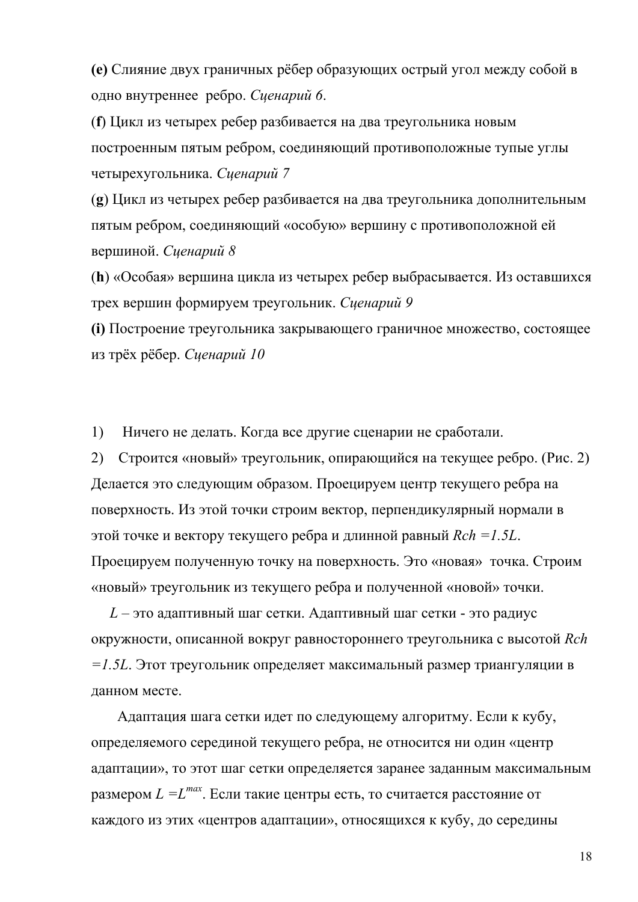**(e)** Слияние двух граничных рёбер образующих острый угол между собой в одно внутреннее ребро. *Сценарий 6*.

(**f**) Цикл из четырех ребер разбивается на два треугольника новым построенным пятым ребром, соединяющий противоположные тупые углы четырехугольника. *Сценарий 7*

(**g**) Цикл из четырех ребер разбивается на два треугольника дополнительным пятым ребром, соединяющий «особую» вершину с противоположной ей вершиной. *Сценарий 8*

(**h**) «Особая» вершина цикла из четырех ребер выбрасывается. Из оставшихся трех вершин формируем треугольник. *Сценарий 9*

**(i)** Построение треугольника закрывающего граничное множество, состоящее из трёх рёбер. *Сценарий 10*

1) Ничего не делать. Когда все другие сценарии не сработали.

2) Строится «новый» треугольник, опирающийся на текущее ребро. (Рис. 2) Делается это следующим образом. Проецируем центр текущего ребра на поверхность. Из этой точки строим вектор, перпендикулярный нормали в этой точке и вектору текущего ребра и длинной равный $Rch = 1.5L$. Проецируем полученную точку на поверхность. Это «новая» точка. Строим «новый» треугольник из текущего ребра и полученной «новой» точки.

$L$ – это адаптивный шаг сетки. Адаптивный шаг сетки - это радиус окружности, описанной вокруг равностороннего треугольника с высотой $Rch = 1.5L$. Этот треугольник определяет максимальный размер триангуляции в данном месте.

Адаптация шага сетки идет по следующему алгоритму. Если к кубу, определяемого серединой текущего ребра, не относится ни один «центр адаптации», то этот шаг сетки определяется заранее заданным максимальным размером $L = L^{max}$. Если такие центры есть, то считается расстояние от каждого из этих «центров адаптации», относящихся к кубу, до середины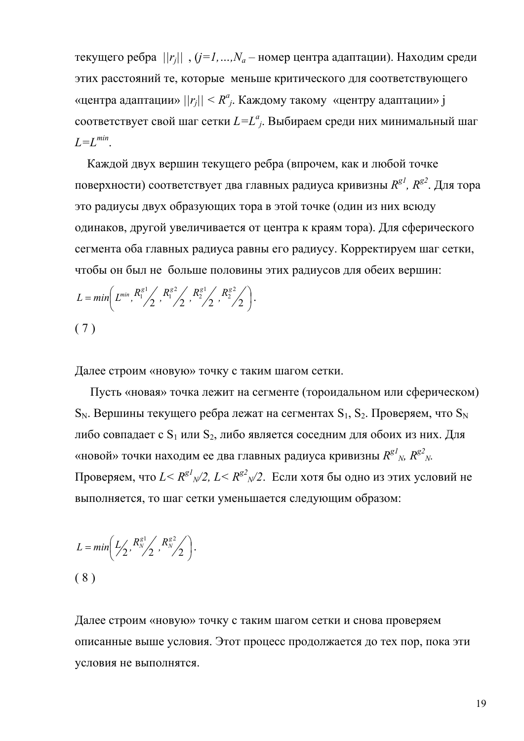текущего ребра $||r_j||$ , ($j=1,...,N_a$ – номер центра адаптации). Находим среди этих расстояний те, которые меньше критического для соответствующего «центра адаптации» $||r_j|| < R^a_j$. Каждому такому «центру адаптации» j соответствует свой шаг сетки $L=L^a_j$. Выбираем среди них минимальный шаг $L=L^{min}$.

Каждой двух вершин текущего ребра (впрочем, как и любой точке поверхности) соответствует два главных радиуса кривизны $R^{g1}$, $R^{g2}$. Для тора это радиусы двух образующих тора в этой точке (один из них всюду одинаков, другой увеличивается от центра к краям тора). Для сферического сегмента оба главных радиуса равны его радиусу. Корректируем шаг сетки, чтобы он был не больше половины этих радиусов для обеих вершин:

$$L = min\left( L^{min}, R_1^{g1}/2, R_1^{g2}/2, R_2^{g1}/2, R_2^{g2}/2 \right).$$

( 7 )

Далее строим «новую» точку с таким шагом сетки.

Пусть «новая» точка лежит на сегменте (тороидальном или сферическом) $S_N$. Вершины текущего ребра лежат на сегментах $S_1$, $S_2$. Проверяем, что $S_N$ либо совпадает с $S_1$ или $S_2$, либо является соседним для обоих из них. Для «новой» точки находим ее два главных радиуса кривизны $R^{g1}_N$, $R^{g2}_N$. Проверяем, что $L< R^{g1}_N/2$, $L< R^{g2}_N/2$. Если хотя бы одно из этих условий не выполняется, то шаг сетки уменьшается следующим образом:

$$L = min\left( L/2, R_N^{g1}/2, R_N^{g2}/2 \right).$$

( 8 )

Далее строим «новую» точку с таким шагом сетки и снова проверяем описанные выше условия. Этот процесс продолжается до тех пор, пока эти условия не выполнятся.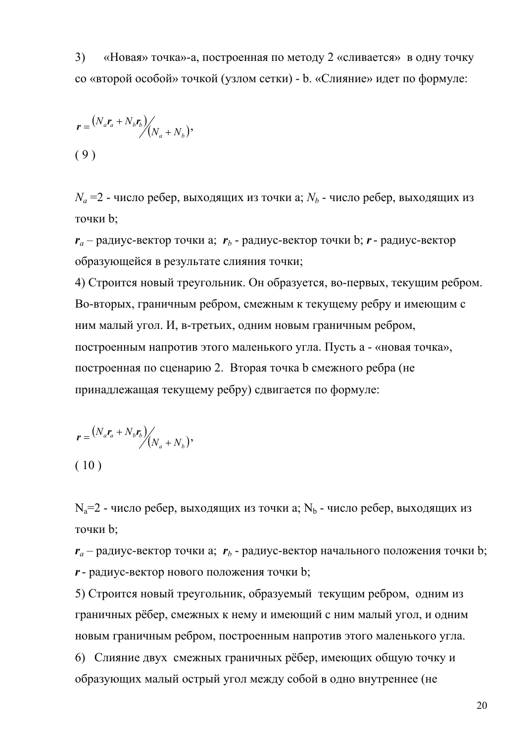3) «Новая» точка»-a, построенная по методу 2 «сливается» в одну точку со «второй особой» точкой (узлом сетки) - b. «Слияние» идет по формуле:

$$\boldsymbol{r} = \left(N_a \boldsymbol{r}_a + N_b \boldsymbol{r}_b\right) \Big/ \left(N_a + N_b\right),$$

( 9 )

$N_a$ =2 - число ребер, выходящих из точки a; $N_b$ - число ребер, выходящих из точки b;

$\boldsymbol{r}_a$ – радиус-вектор точки a; $\boldsymbol{r}_b$ - радиус-вектор точки b; $\boldsymbol{r}$ - радиус-вектор образующейся в результате слияния точки;

4) Строится новый треугольник. Он образуется, во-первых, текущим ребром. Во-вторых, граничным ребром, смежным к текущему ребру и имеющим с ним малый угол. И, в-третьих, одним новым граничным ребром, построенным напротив этого маленького угла. Пусть a - «новая точка», построенная по сценарию 2. Вторая точка b смежного ребра (не принадлежащая текущему ребру) сдвигается по формуле:

$$\boldsymbol{r} = \left(N_a \boldsymbol{r}_a + N_b \boldsymbol{r}_b\right) \Big/ \left(N_a + N_b\right),$$

( 10 )

$N_a$=2 - число ребер, выходящих из точки a; $N_b$ - число ребер, выходящих из точки b;

$\boldsymbol{r}_a$ – радиус-вектор точки a; $\boldsymbol{r}_b$ - радиус-вектор начального положения точки b; $\boldsymbol{r}$ - радиус-вектор нового положения точки b;

5) Строится новый треугольник, образуемый текущим ребром, одним из граничных рёбер, смежных к нему и имеющий с ним малый угол, и одним новым граничным ребром, построенным напротив этого маленького угла.

6) Слияние двух смежных граничных рёбер, имеющих общую точку и образующих малый острый угол между собой в одно внутреннее (не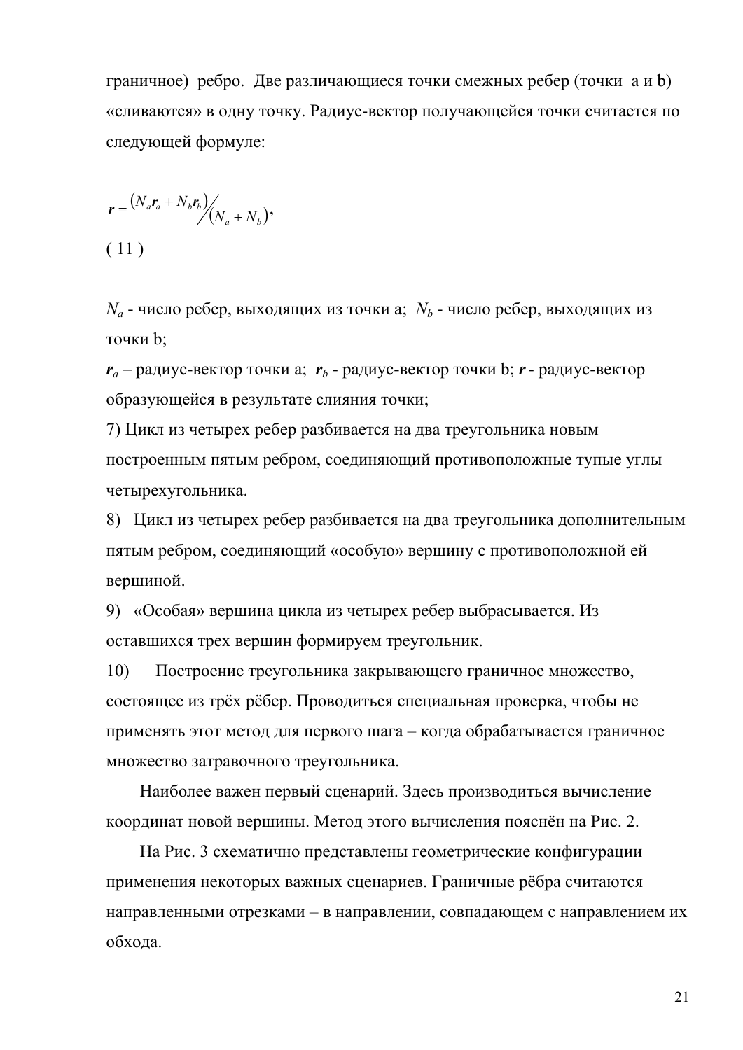граничное) ребро. Две различающиеся точки смежных ребер (точки a и b) «сливаются» в одну точку. Радиус-вектор получающейся точки считается по следующей формуле:

$$\boldsymbol{r} = \left(N_a \boldsymbol{r}_a + N_b \boldsymbol{r}_b\right) \Big/ \left(N_a + N_b\right),$$

( 11 )

$N_a$ - число ребер, выходящих из точки a; $N_b$ - число ребер, выходящих из точки b;

$\boldsymbol{r}_a$ – радиус-вектор точки a; $\boldsymbol{r}_b$ - радиус-вектор точки b; $\boldsymbol{r}$ - радиус-вектор образующейся в результате слияния точки;

7) Цикл из четырех ребер разбивается на два треугольника новым построенным пятым ребром, соединяющий противоположные тупые углы четырехугольника.

8) Цикл из четырех ребер разбивается на два треугольника дополнительным пятым ребром, соединяющий «особую» вершину с противоположной ей вершиной.

9) «Особая» вершина цикла из четырех ребер выбрасывается. Из оставшихся трех вершин формируем треугольник.

10) Построение треугольника закрывающего граничное множество, состоящее из трёх рёбер. Проводиться специальная проверка, чтобы не применять этот метод для первого шага – когда обрабатывается граничное множество затравочного треугольника.

Наиболее важен первый сценарий. Здесь производиться вычисление координат новой вершины. Метод этого вычисления пояснён на Рис. 2.

На Рис. 3 схематично представлены геометрические конфигурации применения некоторых важных сценариев. Граничные рёбра считаются направленными отрезками – в направлении, совпадающем с направлением их обхода.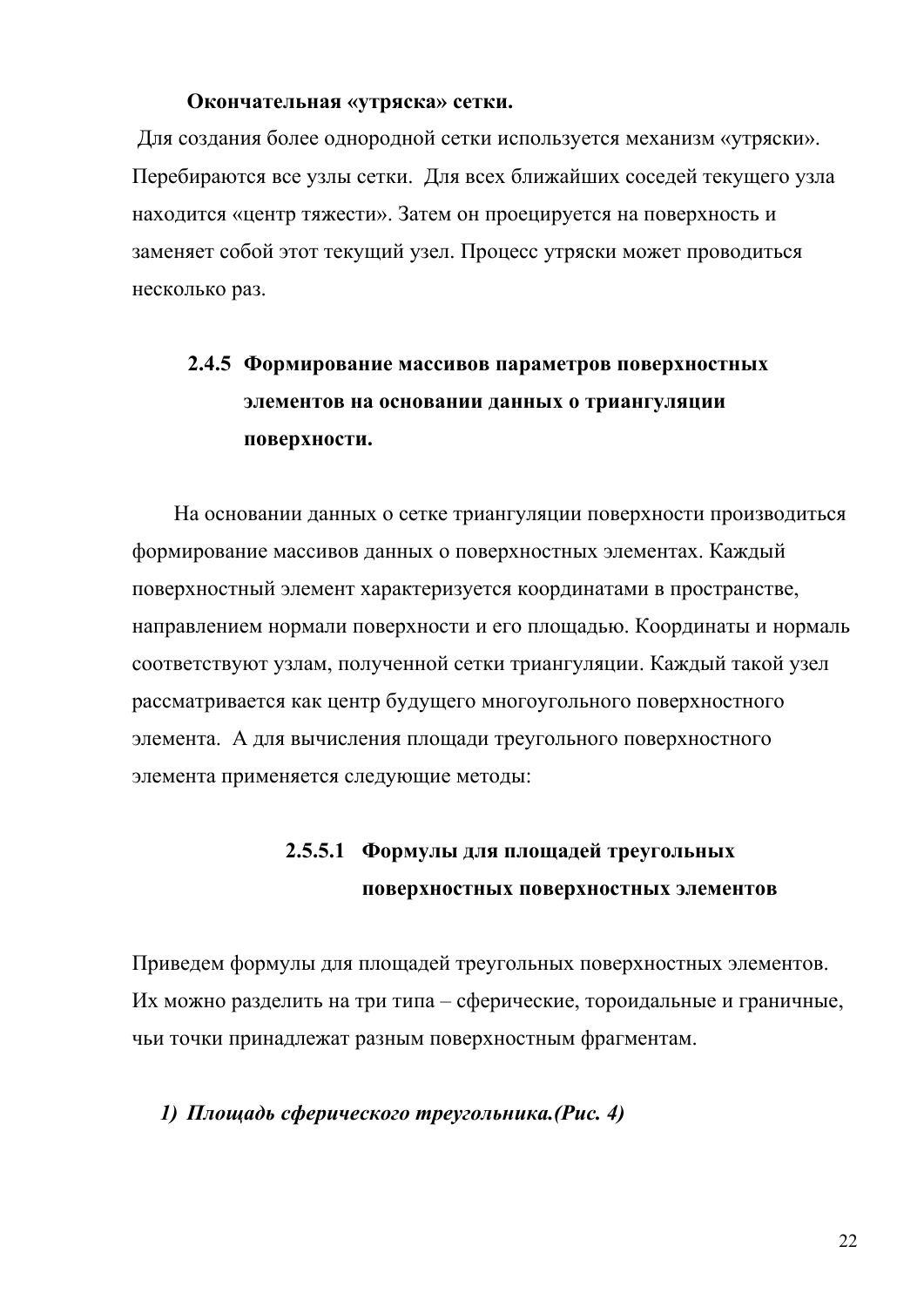**Окончательная «утряска» сетки.**

Для создания более однородной сетки используется механизм «утряски». Перебираются все узлы сетки. Для всех ближайших соседей текущего узла находится «центр тяжести». Затем он проецируется на поверхность и заменяет собой этот текущий узел. Процесс утряски может проводиться несколько раз.

### 2.4.5 Формирование массивов параметров поверхностных элементов на основании данных о триангуляции поверхности.

На основании данных о сетке триангуляции поверхности производиться формирование массивов данных о поверхностных элементах. Каждый поверхностный элемент характеризуется координатами в пространстве, направлением нормали поверхности и его площадью. Координаты и нормаль соответствуют узлам, полученной сетки триангуляции. Каждый такой узел рассматривается как центр будущего многоугольного поверхностного элемента. А для вычисления площади треугольного поверхностного элемента применяется следующие методы:

#### 2.5.5.1 Формулы для площадей треугольных поверхностных поверхностных элементов

Приведем формулы для площадей треугольных поверхностных элементов. Их можно разделить на три типа – сферические, тороидальные и граничные, чьи точки принадлежат разным поверхностным фрагментам.

1) ***Площадь сферического треугольника.(Рис. 4)***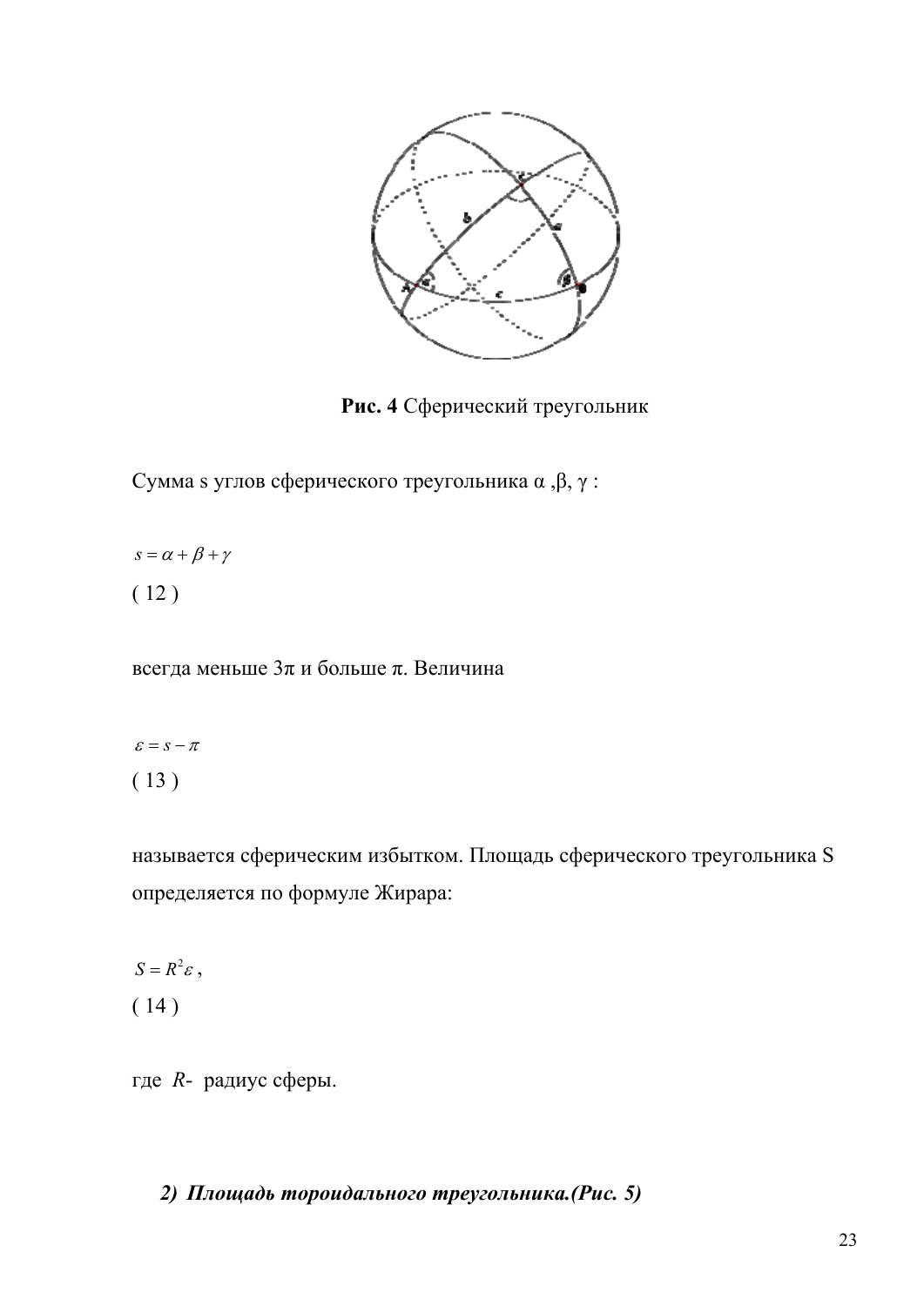**Рис. 4** Сферический треугольник

Сумма s углов сферического треугольника α ,β, γ :

$$s = \alpha + \beta + \gamma \qquad (12)$$

всегда меньше 3π и больше π. Величина

$$\varepsilon = s - \pi \qquad (13)$$

называется сферическим избытком. Площадь сферического треугольника S определяется по формуле Жирара:

$$S = R^2 \varepsilon , \qquad (14)$$

где $R$- радиус сферы.

2) ***Площадь тороидального треугольника.(Рис. 5)***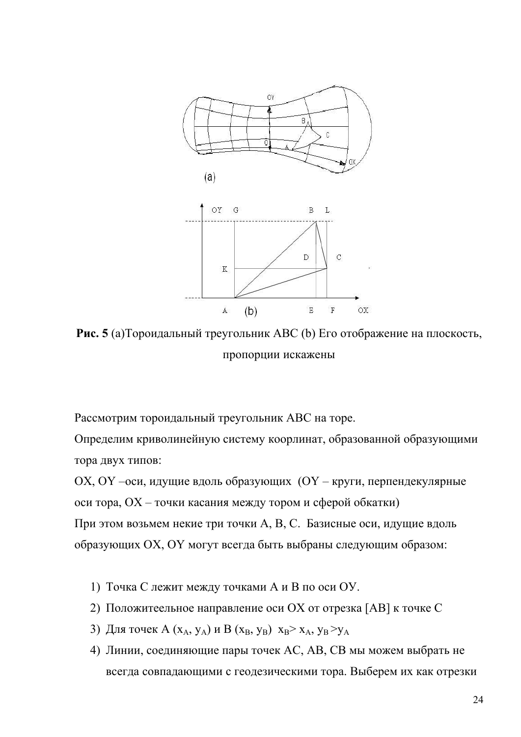**Рис. 5** (a)Тороидальный треугольник ABC (b) Его отображение на плоскость, пропорции искажены

Рассмотрим тороидальный треугольник ABC на торе.

Определим криволинейную систему коорлинат, образованной образующими тора двух типов:

OX, OY –оси, идущие вдоль образующих (OY – круги, перпендекулярные оси тора, OX – точки касания между тором и сферой обкатки)

При этом возьмем некие три точки A, B, C. Базисные оси, идущие вдоль образующих OX, OY могут всегда быть выбраны следующим образом:

1) Точка C лежит между точками A и B по оси ОУ.
2) Положитеельное направление оси OX от отрезка [AB] к точке C
3) Для точек A ($x_A$, $y_A$) и B ($x_B$, $y_B$) $x_B > x_A$, $y_B > y_A$
4) Линии, соединяющие пары точек AC, AB, CB мы можем выбрать не всегда совпадающими с геодезическими тора. Выберем их как отрезки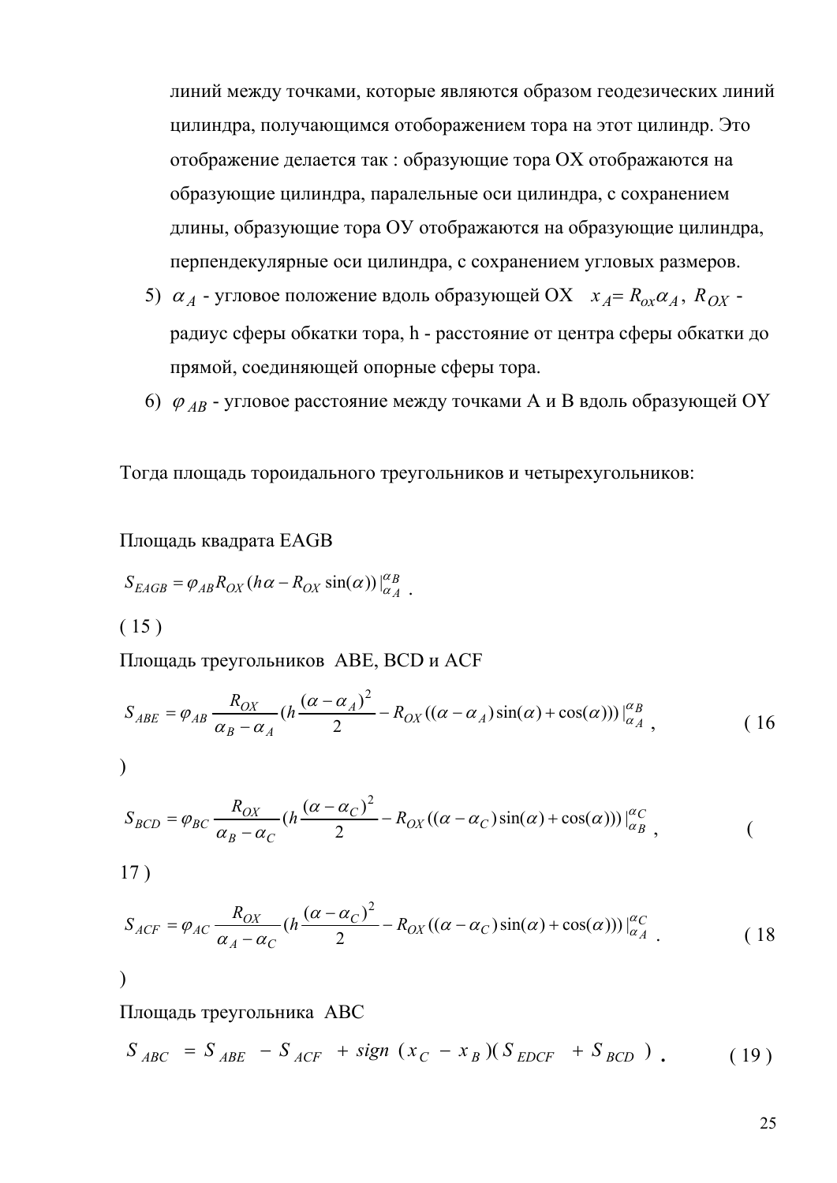линий между точками, которые являются образом геодезических линий цилиндра, получающимся отображением тора на этот цилиндр. Это отображение делается так : образующие тора OX отображаются на образующие цилиндра, паралельные оси цилиндра, с сохранением длины, образующие тора ОУ отображаются на образующие цилиндра, перпендекулярные оси цилиндра, с сохранением угловых размеров.

5) $\alpha_A$ - угловое положение вдоль образующей OX $x_A = R_{ox}\alpha_A$, $R_{OX}$ - радиус сферы обкатки тора, h - расстояние от центра сферы обкатки до прямой, соединяющей опорные сферы тора.
6) $\varphi_{AB}$ - угловое расстояние между точками A и B вдоль образующей OY

Тогда площадь тороидального треугольников и четырехугольников:

Площадь квадрата EAGB

$$S_{EAGB} = \varphi_{AB} R_{OX} (h\alpha - R_{OX} \sin(\alpha)) |_{\alpha_A}^{\alpha_B} . \tag{15}$$

Площадь треугольников ABE, BCD и ACF

$$S_{ABE} = \varphi_{AB} \frac{R_{OX}}{\alpha_B - \alpha_A} \left(h \frac{(\alpha - \alpha_A)^2}{2} - R_{OX} ((\alpha - \alpha_A)\sin(\alpha) + \cos(\alpha))\right) |_{\alpha_A}^{\alpha_B} , \tag{16}$$

$$S_{BCD} = \varphi_{BC} \frac{R_{OX}}{\alpha_B - \alpha_C} \left(h \frac{(\alpha - \alpha_C)^2}{2} - R_{OX} ((\alpha - \alpha_C)\sin(\alpha) + \cos(\alpha))\right) |_{\alpha_B}^{\alpha_C} , \tag{17}$$

$$S_{ACF} = \varphi_{AC} \frac{R_{OX}}{\alpha_A - \alpha_C} \left(h \frac{(\alpha - \alpha_C)^2}{2} - R_{OX} ((\alpha - \alpha_C)\sin(\alpha) + \cos(\alpha))\right) |_{\alpha_A}^{\alpha_C} . \tag{18}$$

Площадь треугольника ABC

$$S_{ABC} = S_{ABE} - S_{ACF} + sign(x_C - x_B)(S_{EDCF} + S_{BCD}) . \tag{19}$$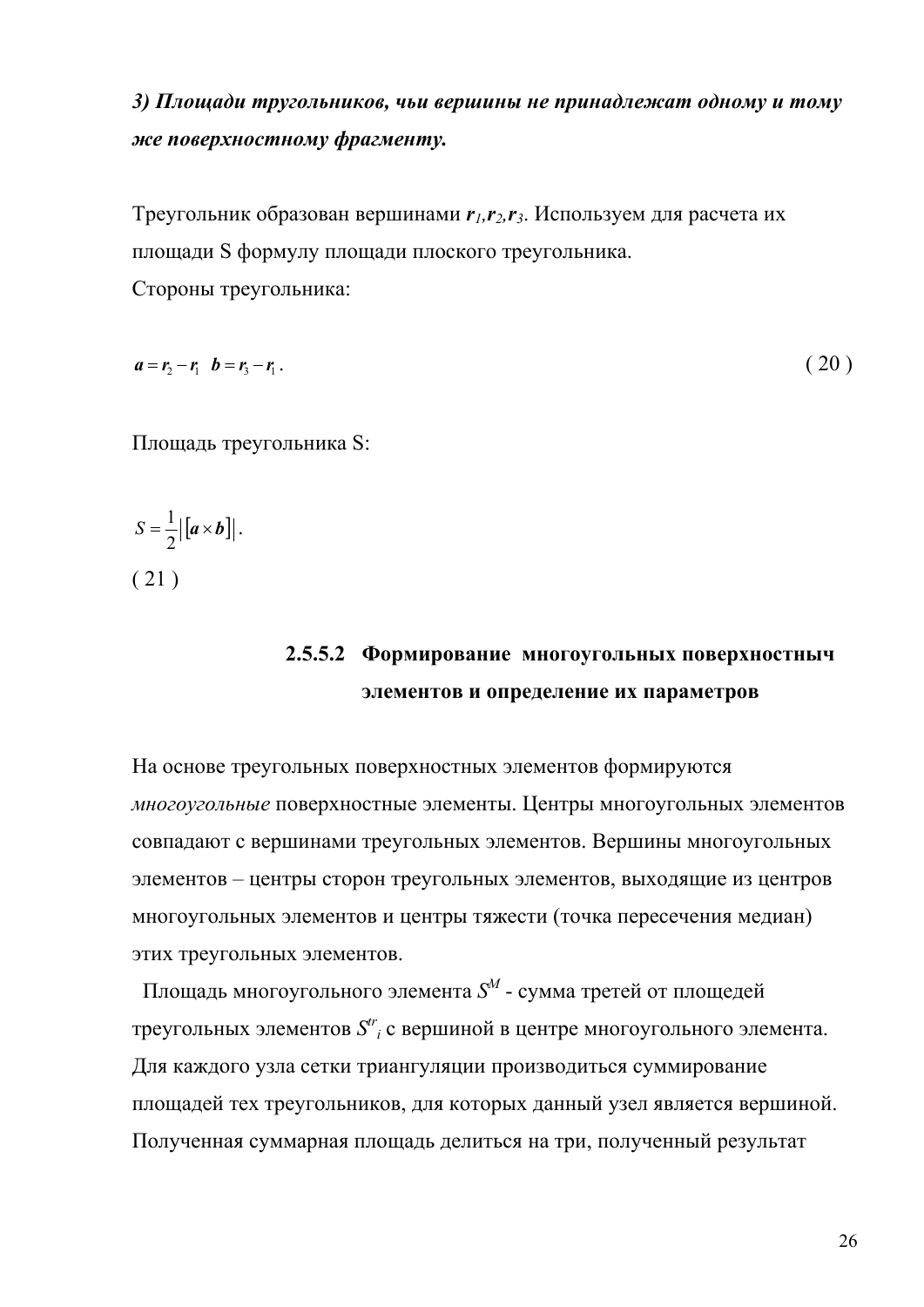***3) Площади треугольников, чьи вершины не принадлежат одному и тому же поверхностному фрагменту.***

Треугольник образован вершинами $\boldsymbol{r}_1, \boldsymbol{r}_2, \boldsymbol{r}_3$. Используем для расчета их площади S формулу площади плоского треугольника.
Стороны треугольника:

$$\boldsymbol{a} = \boldsymbol{r}_2 - \boldsymbol{r}_1 \quad \boldsymbol{b} = \boldsymbol{r}_3 - \boldsymbol{r}_1 . \tag{20}$$

Площадь треугольника S:

$$S = \frac{1}{2}\left|\left[\boldsymbol{a} \times \boldsymbol{b}\right]\right| . \tag{21}$$

### 2.5.5.2 Формирование многоугольных поверхностыч элементов и определение их параметров

На основе треугольных поверхностных элементов формируются *многоугольные* поверхностные элементы. Центры многоугольных элементов совпадают с вершинами треугольных элементов. Вершины многоугольных элементов – центры сторон треугольных элементов, выходящие из центров многоугольных элементов и центры тяжести (точка пересечения медиан) этих треугольных элементов.

Площадь многоугольного элемента $S^M$ - сумма третей от площедей треугольных элементов $S^{tr}_i$ с вершиной в центре многоугольного элемента. Для каждого узла сетки триангуляции производиться суммирование площадей тех треугольников, для которых данный узел является вершиной. Полученная суммарная площадь делиться на три, полученный результат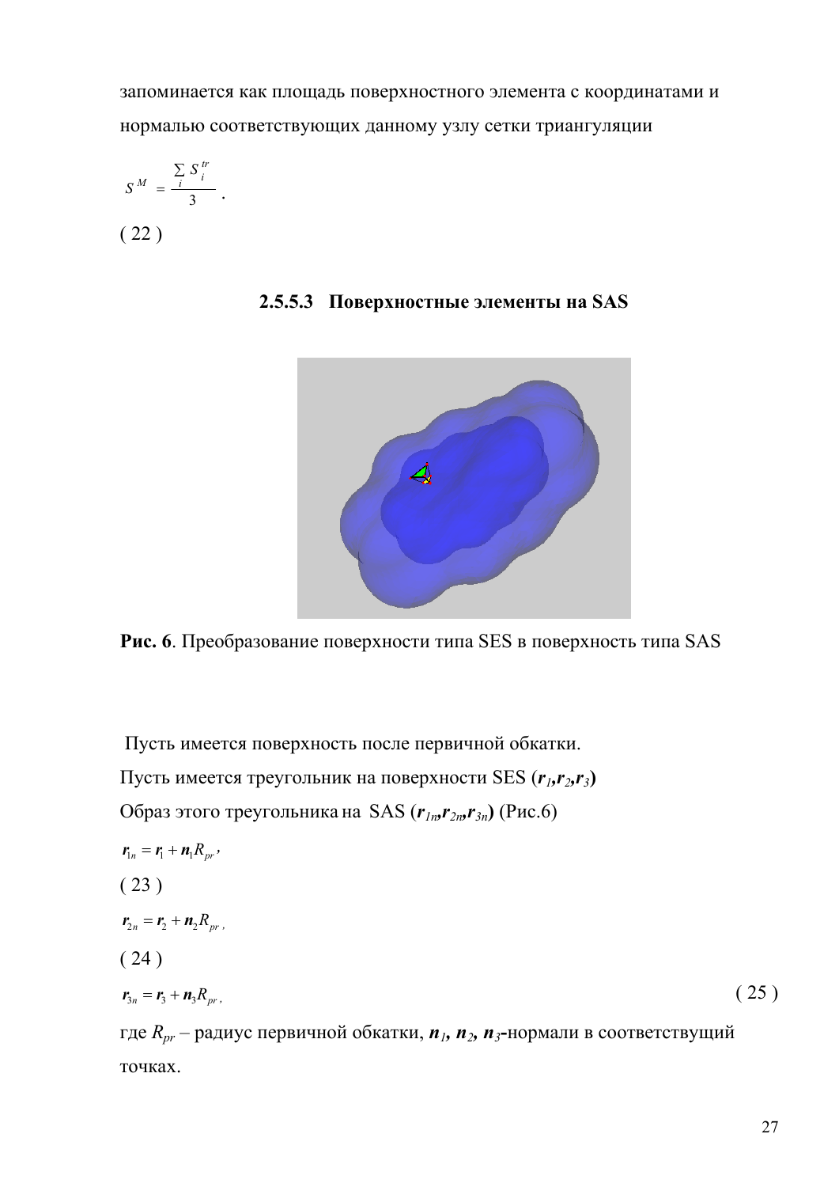запоминается как площадь поверхностного элемента с координатами и нормалью соответствующих данному узлу сетки триангуляции

$$S^M = \frac{\sum_i S_i^{tr}}{3}.$$

( 22 )

### 2.5.5.3 Поверхностные элементы на SAS

**Рис. 6**. Преобразование поверхности типа SES в поверхность типа SAS

Пусть имеется поверхность после первичной обкатки.

Пусть имеется треугольник на поверхности SES (**$r_1$,$r_2$,$r_3$**)

Образ этого треугольника на SAS (**$r_{1n}$,$r_{2n}$,$r_{3n}$**) (Рис.6)

$$\boldsymbol{r}_{1n} = \boldsymbol{r}_1 + \boldsymbol{n}_1 R_{pr},$$

( 23 )

$$\boldsymbol{r}_{2n} = \boldsymbol{r}_2 + \boldsymbol{n}_2 R_{pr},$$

( 24 )

$$\boldsymbol{r}_{3n} = \boldsymbol{r}_3 + \boldsymbol{n}_3 R_{pr},$$ ( 25 )

где $R_{pr}$ – радиус первичной обкатки, $\boldsymbol{n}_1$, $\boldsymbol{n}_2$, $\boldsymbol{n}_3$-нормали в соответствущий точках.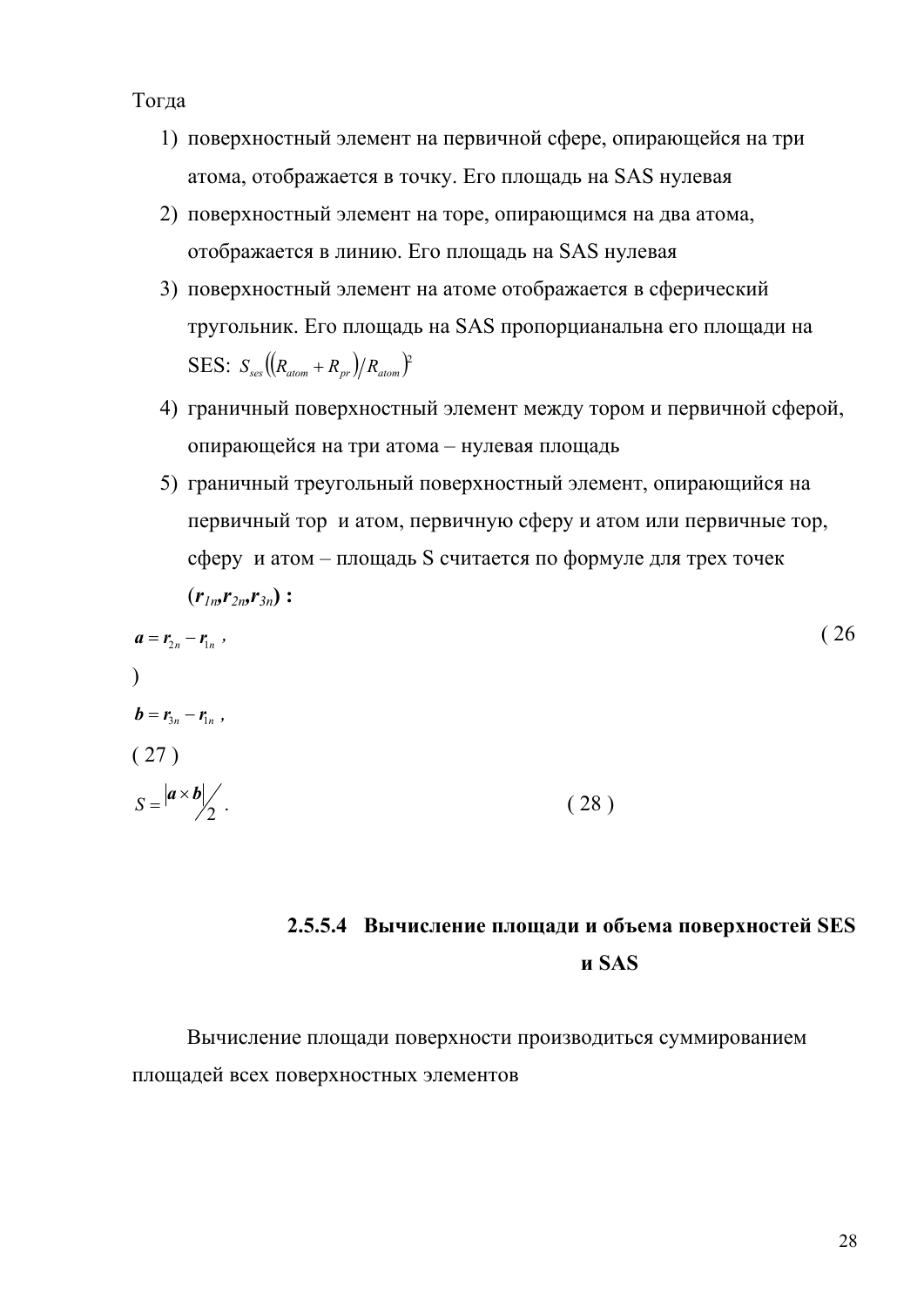Тогда

1) поверхностный элемент на первичной сфере, опирающейся на три атома, отображается в точку. Его площадь на SAS нулевая
2) поверхностный элемент на торе, опирающимся на два атома, отображается в линию. Его площадь на SAS нулевая
3) поверхностный элемент на атоме отображается в сферический тругольник. Его площадь на SAS пропорцианальна его площади на SES: $S_{ses}\left(\left(R_{atom}+R_{pr}\right)/R_{atom}\right)^{2}$
4) граничный поверхностный элемент между тором и первичной сферой, опирающейся на три атома – нулевая площадь
5) граничный треугольный поверхностный элемент, опирающийся на первичный тор и атом, первичную сферу и атом или первичные тор, сферу и атом – площадь S считается по формуле для трех точек $(\boldsymbol{r}_{1n}, \boldsymbol{r}_{2n}, \boldsymbol{r}_{3n})$ **:**

$$\boldsymbol{a} = \boldsymbol{r}_{2n} - \boldsymbol{r}_{1n} \; , \qquad (26)$$

$$\boldsymbol{b} = \boldsymbol{r}_{3n} - \boldsymbol{r}_{1n} \; , \qquad (27)$$

$$S = \frac{|\boldsymbol{a} \times \boldsymbol{b}|}{2} \; . \qquad (28)$$

#### 2.5.5.4 Вычисление площади и объема поверхностей SES и SAS

Вычисление площади поверхности производиться суммированием площадей всех поверхностных элементов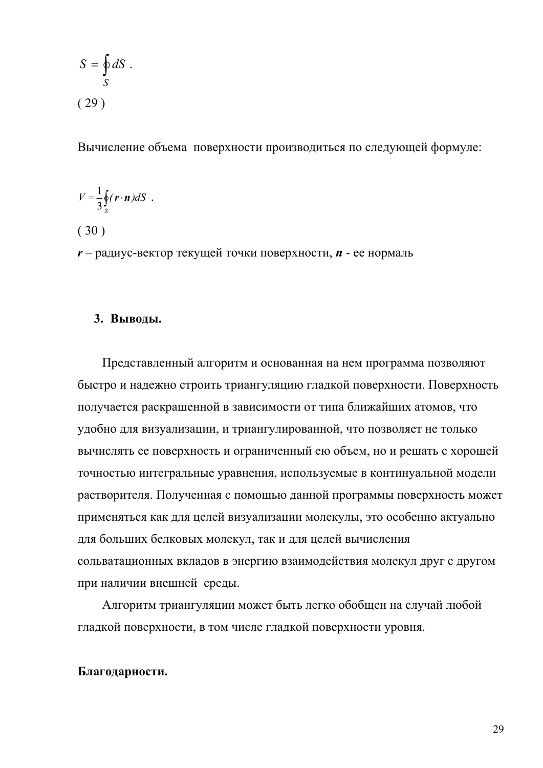$$S = \oint_S dS \ .$$

( 29 )

Вычисление объема  поверхности производиться по следующей формуле:

$$V = \frac{1}{3}\oint_S (\boldsymbol{r} \cdot \boldsymbol{n}) dS \ .$$

( 30 )

***r*** – радиус-вектор текущей точки поверхности, ***n*** - ее нормаль

## 3. Выводы.

Представленный алгоритм и основанная на нем программа позволяют быстро и надежно строить триангуляцию гладкой поверхности. Поверхность получается раскрашенной в зависимости от типа ближайших атомов, что удобно для визуализации, и триангулированной, что позволяет не только вычислять ее поверхность и ограниченный ею объем, но и решать с хорошей точностью интегральные уравнения, используемые в континуальной модели растворителя. Полученная с помощью данной программы поверхность может применяться как для целей визуализации молекулы, это особенно актуально для больших белковых молекул, так и для целей вычисления сольватационных вкладов в энергию взаимодействия молекул друг с другом при наличии внешней  среды.

Алгоритм триангуляции может быть легко обобщен на случай любой гладкой поверхности, в том числе гладкой поверхности уровня.

**Благодарности.**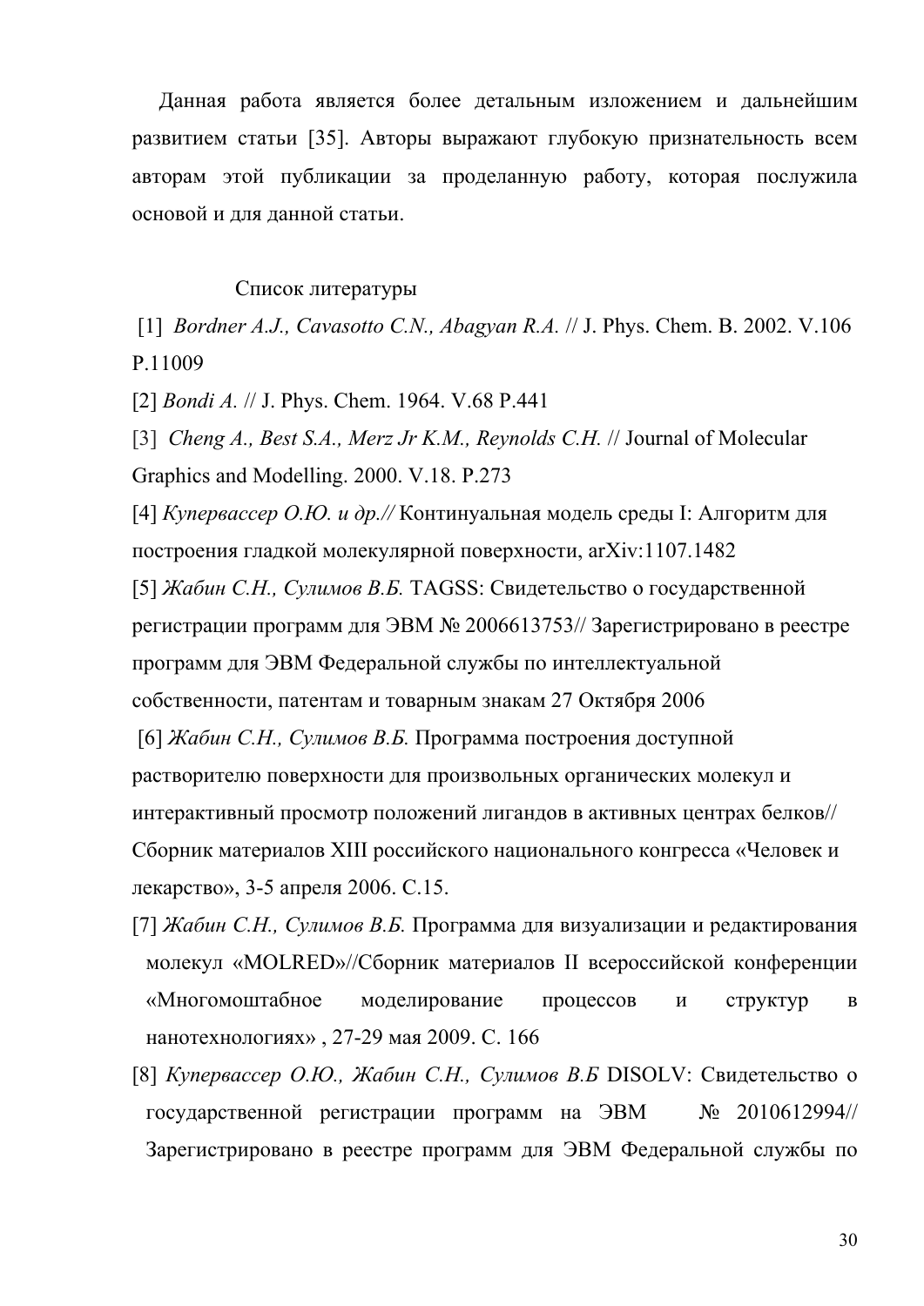Данная работа является более детальным изложением и дальнейшим развитием статьи [35]. Авторы выражают глубокую признательность всем авторам этой публикации за проделанную работу, которая послужила основой и для данной статьи.

## Список литературы

[1] *Bordner A.J., Cavasotto C.N., Abagyan R.A.* // J. Phys. Chem. B. 2002. V.106 P.11009

[2] *Bondi A.* // J. Phys. Chem. 1964. V.68 P.441

[3] *Cheng A., Best S.A., Merz Jr K.M., Reynolds C.H.* // Journal of Molecular Graphics and Modelling. 2000. V.18. P.273

[4] *Купервассер О.Ю. и др.//* Континуальная модель среды I: Алгоритм для построения гладкой молекулярной поверхности, arXiv:1107.1482

[5] *Жабин С.Н., Сулимов В.Б.* TAGSS: Свидетельство о государственной регистрации программ для ЭВМ № 2006613753// Зарегистрировано в реестре программ для ЭВМ Федеральной службы по интеллектуальной собственности, патентам и товарным знакам 27 Октября 2006

[6] *Жабин С.Н., Сулимов В.Б.* Программа построения доступной растворителю поверхности для произвольных органических молекул и интерактивный просмотр положений лигандов в активных центрах белков// Сборник материалов XIII российского национального конгресса «Человек и лекарство», 3-5 апреля 2006. С.15.

[7] *Жабин С.Н., Сулимов В.Б.* Программа для визуализации и редактирования молекул «MOLRED»//Сборник материалов II всероссийской конференции «Многомоштабное моделирование процессов и структур в нанотехнологиях» , 27-29 мая 2009. С. 166

[8] *Купервассер О.Ю., Жабин С.Н., Сулимов В.Б* DISOLV: Свидетельство о государственной регистрации программ на ЭВМ № 2010612994// Зарегистрировано в реестре программ для ЭВМ Федеральной службы по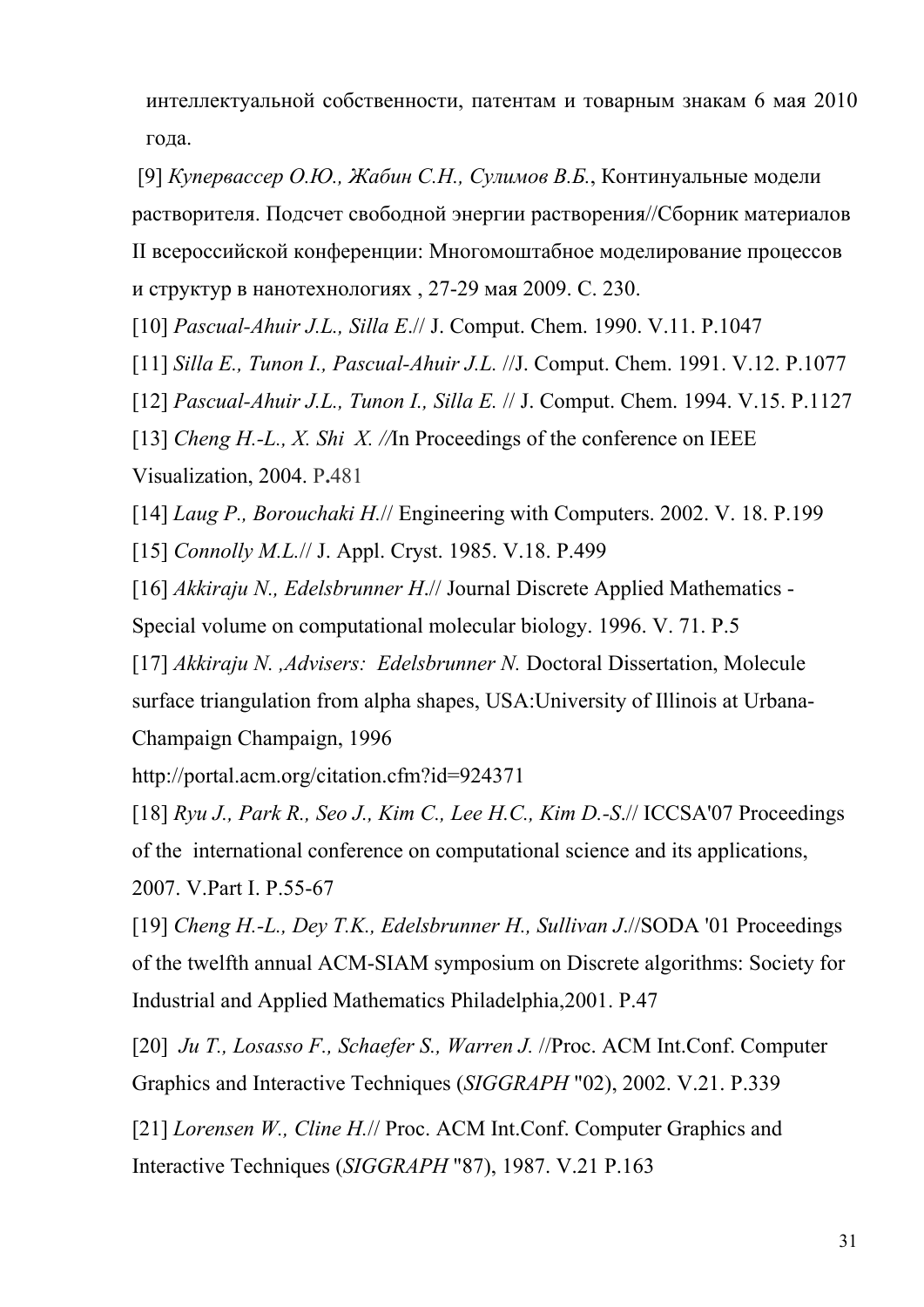интеллектуальной собственности, патентам и товарным знакам 6 мая 2010 года.

[9] *Купервассер О.Ю., Жабин С.Н., Сулимов В.Б.*, Континуальные модели растворителя. Подсчет свободной энергии растворения//Сборник материалов II всероссийской конференции: Многомоштабное моделирование процессов и структур в нанотехнологиях , 27-29 мая 2009. С. 230.

[10] *Pascual-Ahuir J.L., Silla E.*// J. Comput. Chem. 1990. V.11. P.1047

[11] *Silla E., Tunon I., Pascual-Ahuir J.L.* //J. Comput. Chem. 1991. V.12. P.1077

[12] *Pascual-Ahuir J.L., Tunon I., Silla E.* // J. Comput. Chem. 1994. V.15. P.1127

[13] *Cheng H.-L., X. Shi X. //*In Proceedings of the conference on IEEE Visualization, 2004. P.481

[14] *Laug P., Borouchaki H.*// Engineering with Computers. 2002. V. 18. P.199

[15] *Connolly M.L.*// J. Appl. Cryst. 1985. V.18. P.499

[16] *Akkiraju N., Edelsbrunner H.*// Journal Discrete Applied Mathematics - Special volume on computational molecular biology. 1996. V. 71. P.5

[17] *Akkiraju N. ,Advisers: Edelsbrunner N.* Doctoral Dissertation, Molecule surface triangulation from alpha shapes, USA:University of Illinois at Urbana-Champaign Champaign, 1996
http://portal.acm.org/citation.cfm?id=924371

[18] *Ryu J., Park R., Seo J., Kim C., Lee H.C., Kim D.-S.*// ICCSA'07 Proceedings of the international conference on computational science and its applications, 2007. V.Part I. P.55-67

[19] *Cheng H.-L., Dey T.K., Edelsbrunner H., Sullivan J.*//SODA '01 Proceedings of the twelfth annual ACM-SIAM symposium on Discrete algorithms: Society for Industrial and Applied Mathematics Philadelphia,2001. P.47

[20] *Ju T., Losasso F., Schaefer S., Warren J.* //Proc. ACM Int.Conf. Computer Graphics and Interactive Techniques (*SIGGRAPH* "02), 2002. V.21. P.339

[21] *Lorensen W., Cline H.*// Proc. ACM Int.Conf. Computer Graphics and Interactive Techniques (*SIGGRAPH* "87), 1987. V.21 P.163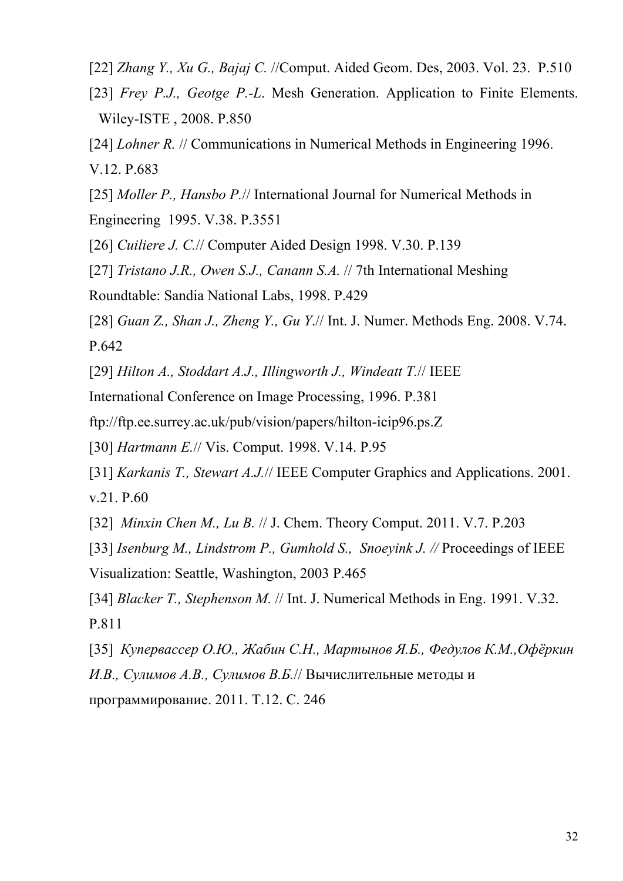[22] *Zhang Y., Xu G., Bajaj C.* //Comput. Aided Geom. Des, 2003. Vol. 23.  P.510

[23] *Frey P.J., Geotge P.-L*. Mesh Generation. Application to Finite Elements. Wiley-ISTE , 2008. P.850

[24] *Lohner R.* // Communications in Numerical Methods in Engineering 1996. V.12. P.683

[25] *Moller P., Hansbo P.*// International Journal for Numerical Methods in Engineering  1995. V.38. P.3551

[26] *Cuiliere J. C.*// Computer Aided Design 1998. V.30. P.139

[27] *Tristano J.R., Owen S.J., Canann S.A.* // 7th International Meshing Roundtable: Sandia National Labs, 1998. P.429

[28] *Guan Z., Shan J., Zheng Y., Gu Y.*// Int. J. Numer. Methods Eng. 2008. V.74. P.642

[29] *Hilton A., Stoddart A.J., Illingworth J., Windeatt T.*// IEEE International Conference on Image Processing, 1996. P.381 ftp://ftp.ee.surrey.ac.uk/pub/vision/papers/hilton-icip96.ps.Z

[30] *Hartmann E.*// Vis. Comput. 1998. V.14. P.95

[31] *Karkanis T., Stewart A.J.*// IEEE Computer Graphics and Applications. 2001. v.21. P.60

[32]  *Minxin Chen M., Lu B.* // J. Chem. Theory Comput. 2011. V.7. P.203

[33] *Isenburg M., Lindstrom P., Gumhold S.,  Snoeyink J. //* Proceedings of IEEE Visualization: Seattle, Washington, 2003 P.465

[34] *Blacker T., Stephenson M.* // Int. J. Numerical Methods in Eng. 1991. V.32. P.811

[35]  *Купервассер О.Ю., Жабин С.Н., Мартынов Я.Б., Федулов К.М.,Офёркин И.В., Сулимов А.В., Сулимов В.Б.*// Вычислительные методы и программирование. 2011. Т.12. С. 246